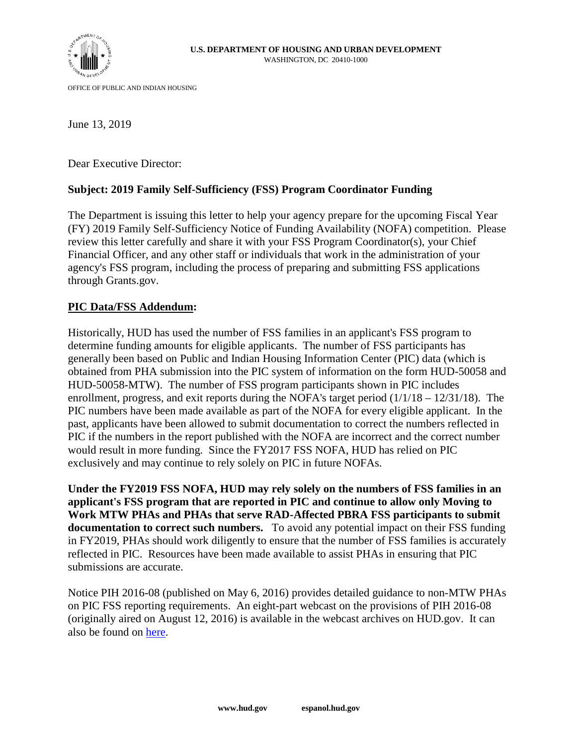U.S. DEPARTMENT OF HOUSING AND URBAN DEVELOPMENT
WASHINGTON, DC 20410-1000

OFFICE OF PUBLIC AND INDIAN HOUSING

June 13, 2019

Dear Executive Director:

**Subject: 2019 Family Self-Sufficiency (FSS) Program Coordinator Funding**

The Department is issuing this letter to help your agency prepare for the upcoming Fiscal Year (FY) 2019 Family Self-Sufficiency Notice of Funding Availability (NOFA) competition. Please review this letter carefully and share it with your FSS Program Coordinator(s), your Chief Financial Officer, and any other staff or individuals that work in the administration of your agency's FSS program, including the process of preparing and submitting FSS applications through Grants.gov.

**PIC Data/FSS Addendum:**

Historically, HUD has used the number of FSS families in an applicant's FSS program to determine funding amounts for eligible applicants. The number of FSS participants has generally been based on Public and Indian Housing Information Center (PIC) data (which is obtained from PHA submission into the PIC system of information on the form HUD-50058 and HUD-50058-MTW). The number of FSS program participants shown in PIC includes enrollment, progress, and exit reports during the NOFA's target period (1/1/18 – 12/31/18). The PIC numbers have been made available as part of the NOFA for every eligible applicant. In the past, applicants have been allowed to submit documentation to correct the numbers reflected in PIC if the numbers in the report published with the NOFA are incorrect and the correct number would result in more funding. Since the FY2017 FSS NOFA, HUD has relied on PIC exclusively and may continue to rely solely on PIC in future NOFAs.

**Under the FY2019 FSS NOFA, HUD may rely solely on the numbers of FSS families in an applicant's FSS program that are reported in PIC and continue to allow only Moving to Work MTW PHAs and PHAs that serve RAD-Affected PBRA FSS participants to submit documentation to correct such numbers.** To avoid any potential impact on their FSS funding in FY2019, PHAs should work diligently to ensure that the number of FSS families is accurately reflected in PIC. Resources have been made available to assist PHAs in ensuring that PIC submissions are accurate.

Notice PIH 2016-08 (published on May 6, 2016) provides detailed guidance to non-MTW PHAs on PIC FSS reporting requirements. An eight-part webcast on the provisions of PIH 2016-08 (originally aired on August 12, 2016) is available in the webcast archives on HUD.gov. It can also be found on [here](here).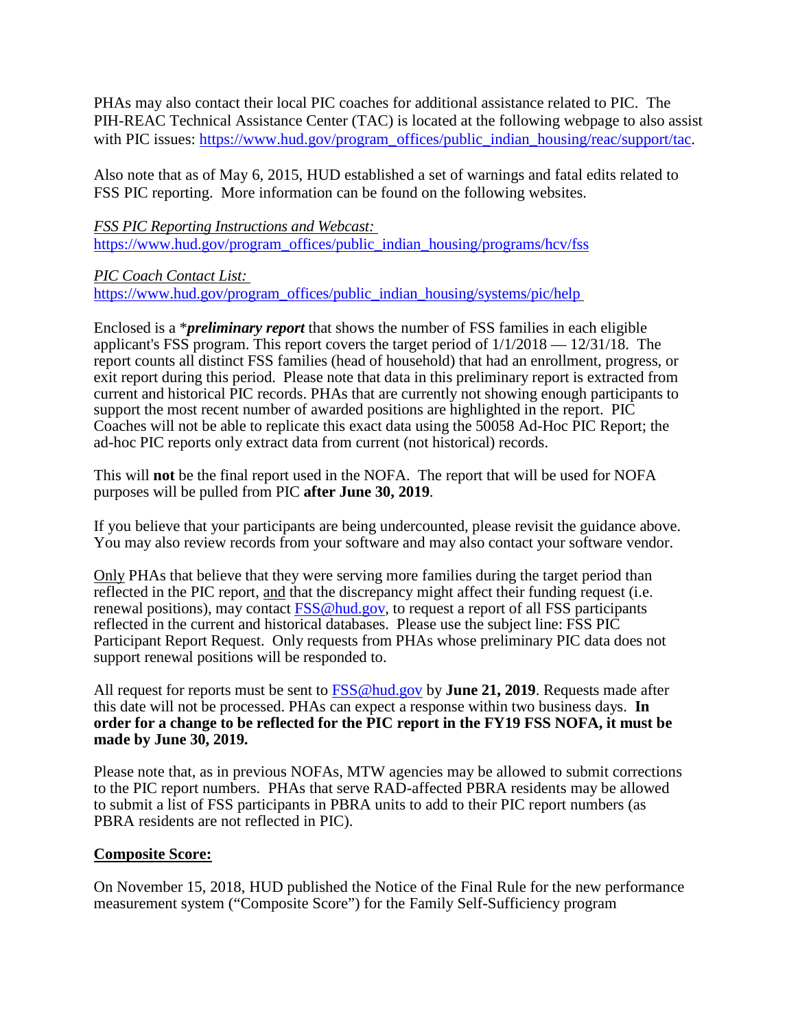PHAs may also contact their local PIC coaches for additional assistance related to PIC. The PIH-REAC Technical Assistance Center (TAC) is located at the following webpage to also assist with PIC issues: https://www.hud.gov/program_offices/public_indian_housing/reac/support/tac.

Also note that as of May 6, 2015, HUD established a set of warnings and fatal edits related to FSS PIC reporting. More information can be found on the following websites.

*FSS PIC Reporting Instructions and Webcast:*
https://www.hud.gov/program_offices/public_indian_housing/programs/hcv/fss

*PIC Coach Contact List:*
https://www.hud.gov/program_offices/public_indian_housing/systems/pic/help

Enclosed is a **preliminary report** that shows the number of FSS families in each eligible applicant's FSS program. This report covers the target period of 1/1/2018 — 12/31/18. The report counts all distinct FSS families (head of household) that had an enrollment, progress, or exit report during this period. Please note that data in this preliminary report is extracted from current and historical PIC records. PHAs that are currently not showing enough participants to support the most recent number of awarded positions are highlighted in the report. PIC Coaches will not be able to replicate this exact data using the 50058 Ad-Hoc PIC Report; the ad-hoc PIC reports only extract data from current (not historical) records.

This will **not** be the final report used in the NOFA. The report that will be used for NOFA purposes will be pulled from PIC **after June 30, 2019**.

If you believe that your participants are being undercounted, please revisit the guidance above. You may also review records from your software and may also contact your software vendor.

Only PHAs that believe that they were serving more families during the target period than reflected in the PIC report, and that the discrepancy might affect their funding request (i.e. renewal positions), may contact FSS@hud.gov, to request a report of all FSS participants reflected in the current and historical databases. Please use the subject line: FSS PIC Participant Report Request. Only requests from PHAs whose preliminary PIC data does not support renewal positions will be responded to.

All request for reports must be sent to FSS@hud.gov by **June 21, 2019**. Requests made after this date will not be processed. PHAs can expect a response within two business days. **In order for a change to be reflected for the PIC report in the FY19 FSS NOFA, it must be made by June 30, 2019.**

Please note that, as in previous NOFAs, MTW agencies may be allowed to submit corrections to the PIC report numbers. PHAs that serve RAD-affected PBRA residents may be allowed to submit a list of FSS participants in PBRA units to add to their PIC report numbers (as PBRA residents are not reflected in PIC).

**Composite Score:**

On November 15, 2018, HUD published the Notice of the Final Rule for the new performance measurement system ("Composite Score") for the Family Self-Sufficiency program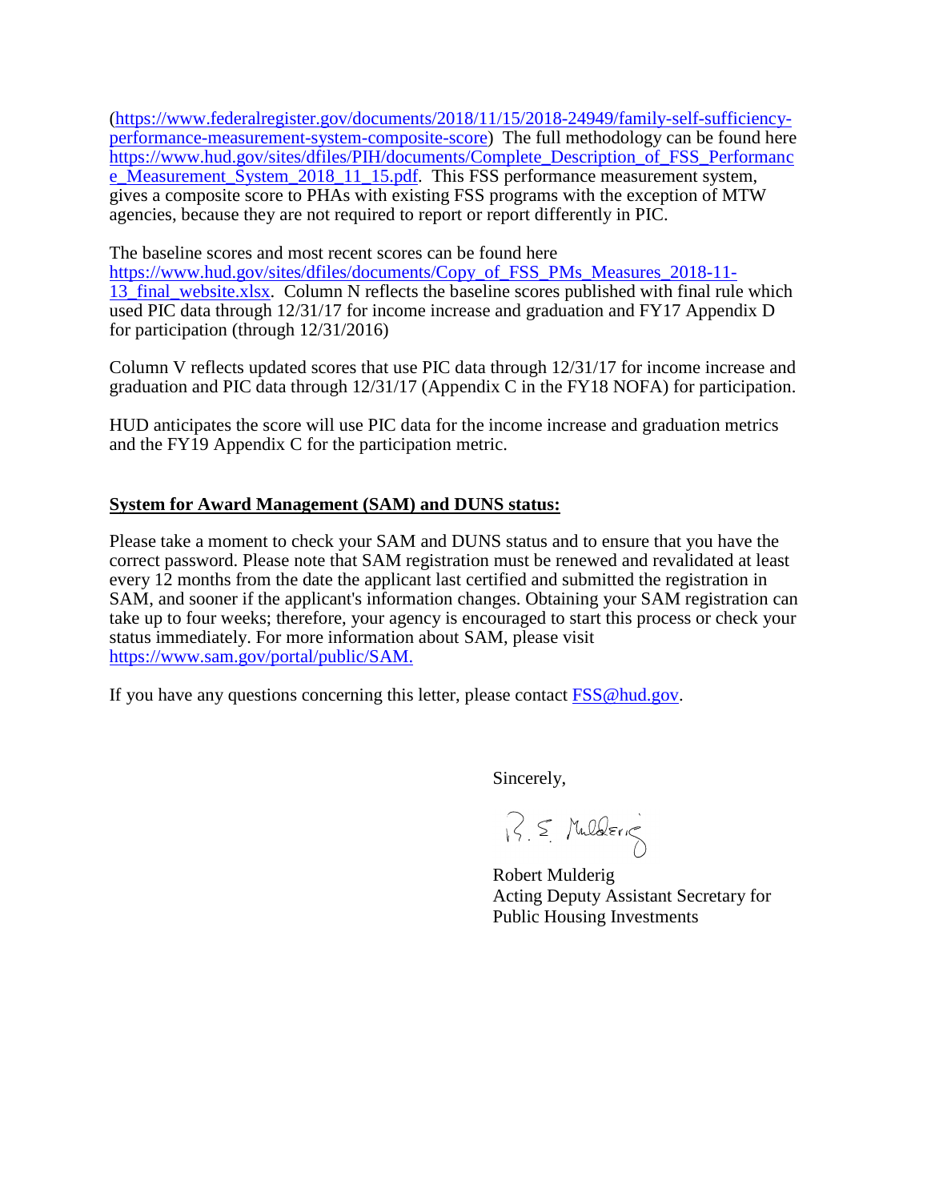([https://www.federalregister.gov/documents/2018/11/15/2018-24949/family-self-sufficiency-performance-measurement-system-composite-score](https://www.federalregister.gov/documents/2018/11/15/2018-24949/family-self-sufficiency-performance-measurement-system-composite-score)) The full methodology can be found here [https://www.hud.gov/sites/dfiles/PIH/documents/Complete_Description_of_FSS_Performance_Measurement_System_2018_11_15.pdf](https://www.hud.gov/sites/dfiles/PIH/documents/Complete_Description_of_FSS_Performance_Measurement_System_2018_11_15.pdf). This FSS performance measurement system, gives a composite score to PHAs with existing FSS programs with the exception of MTW agencies, because they are not required to report or report differently in PIC.

The baseline scores and most recent scores can be found here [https://www.hud.gov/sites/dfiles/documents/Copy_of_FSS_PMs_Measures_2018-11-13_final_website.xlsx](https://www.hud.gov/sites/dfiles/documents/Copy_of_FSS_PMs_Measures_2018-11-13_final_website.xlsx). Column N reflects the baseline scores published with final rule which used PIC data through 12/31/17 for income increase and graduation and FY17 Appendix D for participation (through 12/31/2016)

Column V reflects updated scores that use PIC data through 12/31/17 for income increase and graduation and PIC data through 12/31/17 (Appendix C in the FY18 NOFA) for participation.

HUD anticipates the score will use PIC data for the income increase and graduation metrics and the FY19 Appendix C for the participation metric.

**System for Award Management (SAM) and DUNS status:**

Please take a moment to check your SAM and DUNS status and to ensure that you have the correct password. Please note that SAM registration must be renewed and revalidated at least every 12 months from the date the applicant last certified and submitted the registration in SAM, and sooner if the applicant's information changes. Obtaining your SAM registration can take up to four weeks; therefore, your agency is encouraged to start this process or check your status immediately. For more information about SAM, please visit [https://www.sam.gov/portal/public/SAM.](https://www.sam.gov/portal/public/SAM)

If you have any questions concerning this letter, please contact [FSS@hud.gov](mailto:FSS@hud.gov).

Sincerely,

R. E. Mulderig

Robert Mulderig
Acting Deputy Assistant Secretary for
Public Housing Investments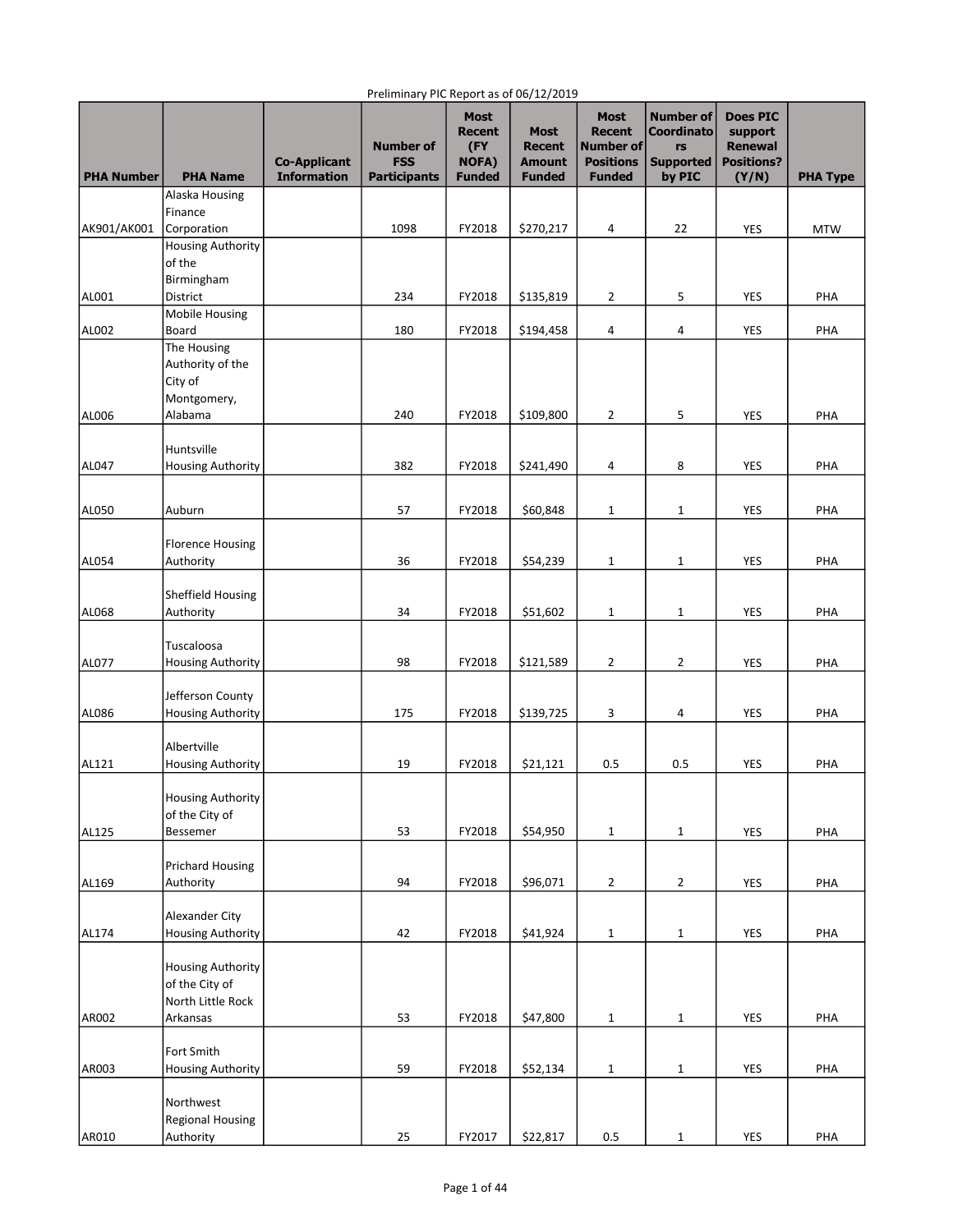Preliminary PIC Report as of 06/12/2019

| PHA Number | PHA Name | Co-Applicant Information | Number of FSS Participants | Most Recent (FY NOFA) Funded | Most Recent Amount Funded | Most Recent Number of Positions Funded | Number of Coordinators Supported by PIC | Does PIC support Renewal Positions? (Y/N) | PHA Type |
|---|---|---|---|---|---|---|---|---|---|
| AK901/AK001 | Alaska Housing Finance Corporation | | 1098 | FY2018 | $270,217 | 4 | 22 | YES | MTW |
| AL001 | Housing Authority of the Birmingham District | | 234 | FY2018 | $135,819 | 2 | 5 | YES | PHA |
| AL002 | Mobile Housing Board | | 180 | FY2018 | $194,458 | 4 | 4 | YES | PHA |
| AL006 | The Housing Authority of the City of Montgomery, Alabama | | 240 | FY2018 | $109,800 | 2 | 5 | YES | PHA |
| AL047 | Huntsville Housing Authority | | 382 | FY2018 | $241,490 | 4 | 8 | YES | PHA |
| AL050 | Auburn | | 57 | FY2018 | $60,848 | 1 | 1 | YES | PHA |
| AL054 | Florence Housing Authority | | 36 | FY2018 | $54,239 | 1 | 1 | YES | PHA |
| AL068 | Sheffield Housing Authority | | 34 | FY2018 | $51,602 | 1 | 1 | YES | PHA |
| AL077 | Tuscaloosa Housing Authority | | 98 | FY2018 | $121,589 | 2 | 2 | YES | PHA |
| AL086 | Jefferson County Housing Authority | | 175 | FY2018 | $139,725 | 3 | 4 | YES | PHA |
| AL121 | Albertville Housing Authority | | 19 | FY2018 | $21,121 | 0.5 | 0.5 | YES | PHA |
| AL125 | Housing Authority of the City of Bessemer | | 53 | FY2018 | $54,950 | 1 | 1 | YES | PHA |
| AL169 | Prichard Housing Authority | | 94 | FY2018 | $96,071 | 2 | 2 | YES | PHA |
| AL174 | Alexander City Housing Authority | | 42 | FY2018 | $41,924 | 1 | 1 | YES | PHA |
| AR002 | Housing Authority of the City of North Little Rock Arkansas | | 53 | FY2018 | $47,800 | 1 | 1 | YES | PHA |
| AR003 | Fort Smith Housing Authority | | 59 | FY2018 | $52,134 | 1 | 1 | YES | PHA |
| AR010 | Northwest Regional Housing Authority | | 25 | FY2017 | $22,817 | 0.5 | 1 | YES | PHA |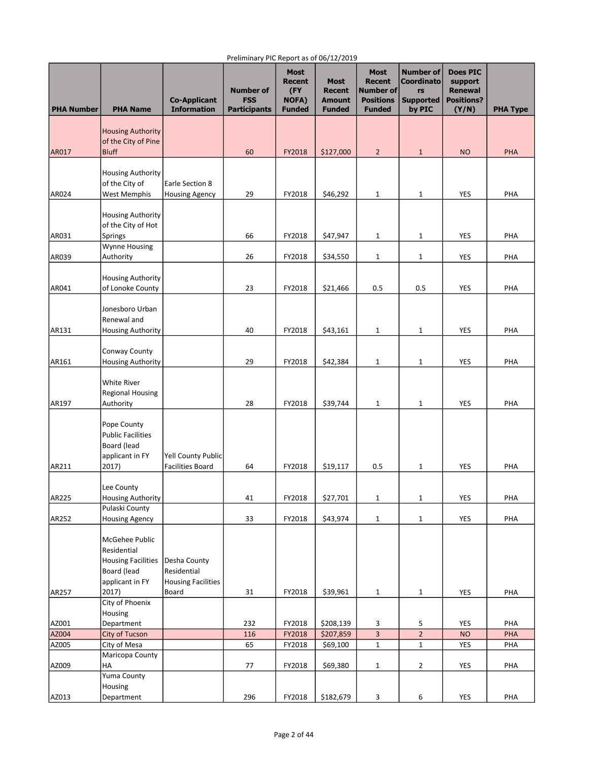Preliminary PIC Report as of 06/12/2019

| PHA Number | PHA Name | Co-Applicant Information | Number of FSS Participants | Most Recent (FY NOFA) Funded | Most Recent Amount Funded | Most Recent Number of Positions Funded | Number of Coordinators Supported by PIC | Does PIC support Renewal Positions? (Y/N) | PHA Type |
|---|---|---|---|---|---|---|---|---|---|
| AR017 | Housing Authority of the City of Pine Bluff | | 60 | FY2018 | $127,000 | 2 | 1 | NO | PHA |
| AR024 | Housing Authority of the City of West Memphis | Earle Section 8 Housing Agency | 29 | FY2018 | $46,292 | 1 | 1 | YES | PHA |
| AR031 | Housing Authority of the City of Hot Springs | | 66 | FY2018 | $47,947 | 1 | 1 | YES | PHA |
| AR039 | Wynne Housing Authority | | 26 | FY2018 | $34,550 | 1 | 1 | YES | PHA |
| AR041 | Housing Authority of Lonoke County | | 23 | FY2018 | $21,466 | 0.5 | 0.5 | YES | PHA |
| AR131 | Jonesboro Urban Renewal and Housing Authority | | 40 | FY2018 | $43,161 | 1 | 1 | YES | PHA |
| AR161 | Conway County Housing Authority | | 29 | FY2018 | $42,384 | 1 | 1 | YES | PHA |
| AR197 | White River Regional Housing Authority | | 28 | FY2018 | $39,744 | 1 | 1 | YES | PHA |
| AR211 | Pope County Public Facilities Board (lead applicant in FY 2017) | Yell County Public Facilities Board | 64 | FY2018 | $19,117 | 0.5 | 1 | YES | PHA |
| AR225 | Lee County Housing Authority | | 41 | FY2018 | $27,701 | 1 | 1 | YES | PHA |
| AR252 | Pulaski County Housing Agency | | 33 | FY2018 | $43,974 | 1 | 1 | YES | PHA |
| AR257 | McGehee Public Residential Housing Facilities Board (lead applicant in FY 2017) | Desha County Residential Housing Facilities Board | 31 | FY2018 | $39,961 | 1 | 1 | YES | PHA |
| AZ001 | City of Phoenix Housing Department | | 232 | FY2018 | $208,139 | 3 | 5 | YES | PHA |
| AZ004 | City of Tucson | | 116 | FY2018 | $207,859 | 3 | 2 | NO | PHA |
| AZ005 | City of Mesa | | 65 | FY2018 | $69,100 | 1 | 1 | YES | PHA |
| AZ009 | Maricopa County HA | | 77 | FY2018 | $69,380 | 1 | 2 | YES | PHA |
| AZ013 | Yuma County Housing Department | | 296 | FY2018 | $182,679 | 3 | 6 | YES | PHA |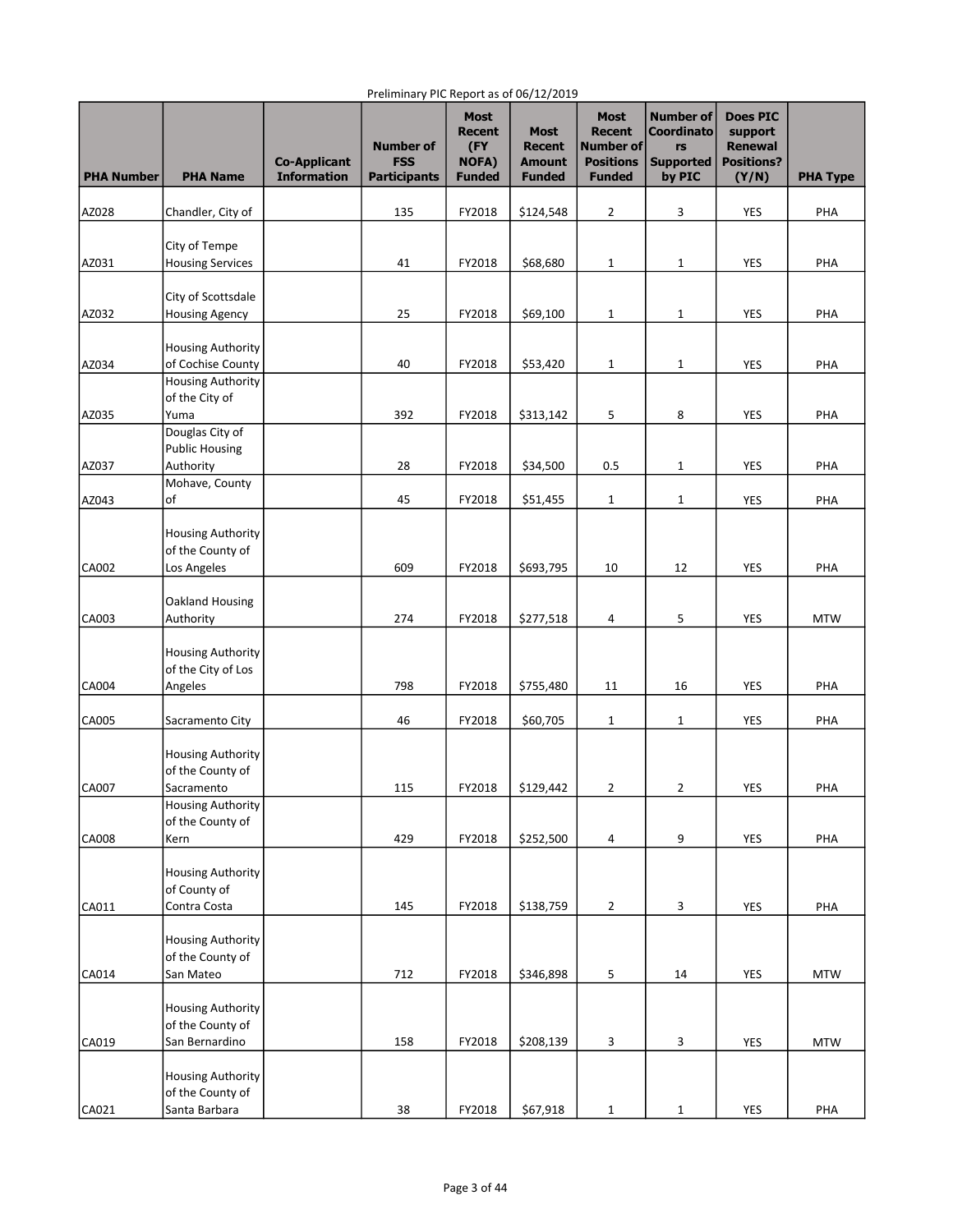Preliminary PIC Report as of 06/12/2019

| PHA Number | PHA Name | Co-Applicant Information | Number of FSS Participants | Most Recent (FY NOFA) Funded | Most Recent Amount Funded | Most Recent Number of Positions Funded | Number of Coordinators Supported by PIC | Does PIC support Renewal Positions? (Y/N) | PHA Type |
|---|---|---|---|---|---|---|---|---|---|
| AZ028 | Chandler, City of | | 135 | FY2018 | $124,548 | 2 | 3 | YES | PHA |
| AZ031 | City of Tempe Housing Services | | 41 | FY2018 | $68,680 | 1 | 1 | YES | PHA |
| AZ032 | City of Scottsdale Housing Agency | | 25 | FY2018 | $69,100 | 1 | 1 | YES | PHA |
| AZ034 | Housing Authority of Cochise County | | 40 | FY2018 | $53,420 | 1 | 1 | YES | PHA |
| AZ035 | Housing Authority of the City of Yuma | | 392 | FY2018 | $313,142 | 5 | 8 | YES | PHA |
| AZ037 | Douglas City of Public Housing Authority | | 28 | FY2018 | $34,500 | 0.5 | 1 | YES | PHA |
| AZ043 | Mohave, County of | | 45 | FY2018 | $51,455 | 1 | 1 | YES | PHA |
| CA002 | Housing Authority of the County of Los Angeles | | 609 | FY2018 | $693,795 | 10 | 12 | YES | PHA |
| CA003 | Oakland Housing Authority | | 274 | FY2018 | $277,518 | 4 | 5 | YES | MTW |
| CA004 | Housing Authority of the City of Los Angeles | | 798 | FY2018 | $755,480 | 11 | 16 | YES | PHA |
| CA005 | Sacramento City | | 46 | FY2018 | $60,705 | 1 | 1 | YES | PHA |
| CA007 | Housing Authority of the County of Sacramento | | 115 | FY2018 | $129,442 | 2 | 2 | YES | PHA |
| CA008 | Housing Authority of the County of Kern | | 429 | FY2018 | $252,500 | 4 | 9 | YES | PHA |
| CA011 | Housing Authority of County of Contra Costa | | 145 | FY2018 | $138,759 | 2 | 3 | YES | PHA |
| CA014 | Housing Authority of the County of San Mateo | | 712 | FY2018 | $346,898 | 5 | 14 | YES | MTW |
| CA019 | Housing Authority of the County of San Bernardino | | 158 | FY2018 | $208,139 | 3 | 3 | YES | MTW |
| CA021 | Housing Authority of the County of Santa Barbara | | 38 | FY2018 | $67,918 | 1 | 1 | YES | PHA |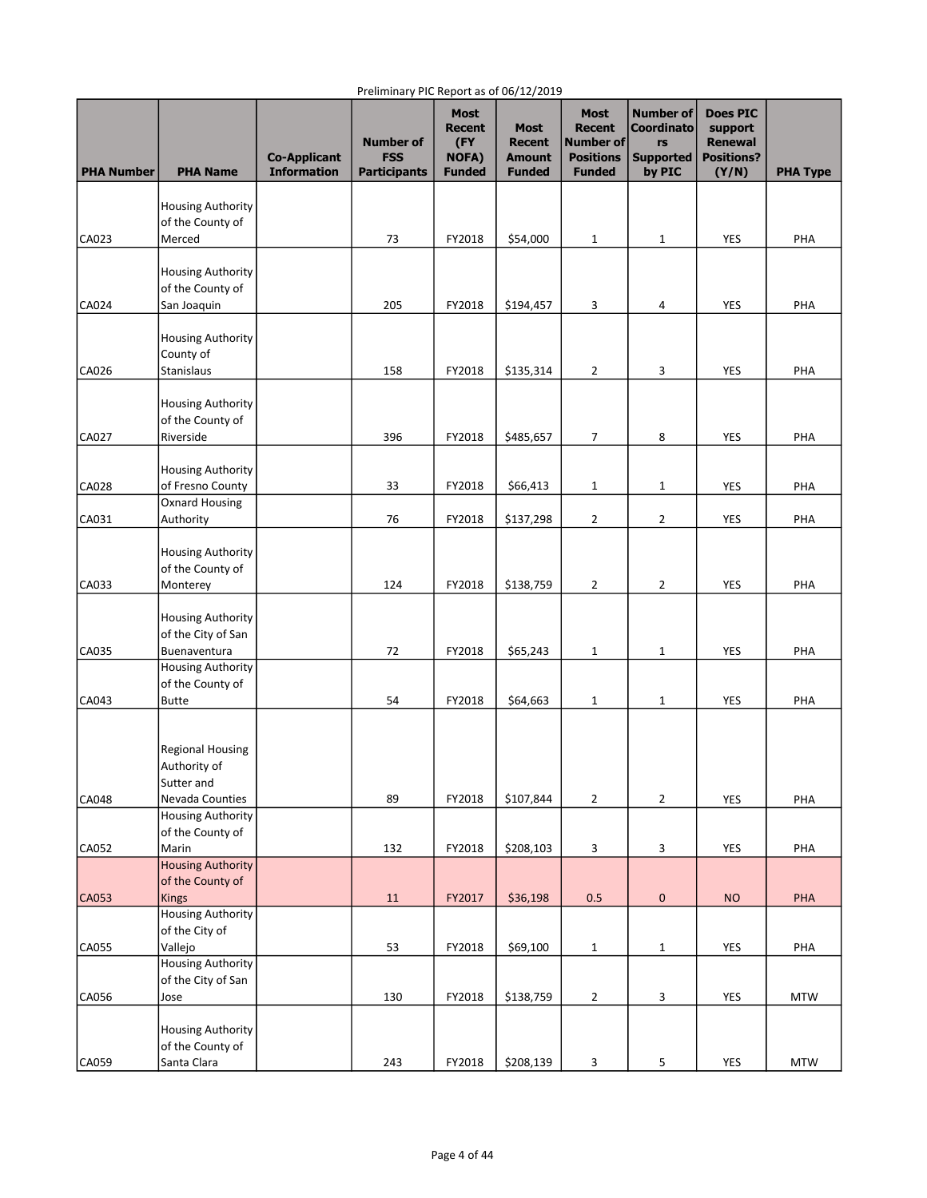Preliminary PIC Report as of 06/12/2019

| PHA Number | PHA Name | Co-Applicant Information | Number of FSS Participants | Most Recent (FY NOFA) Funded | Most Recent Amount Funded | Most Recent Number of Positions Funded | Number of Coordinators Supported by PIC | Does PIC support Renewal Positions? (Y/N) | PHA Type |
|---|---|---|---|---|---|---|---|---|---|
| CA023 | Housing Authority of the County of Merced | | 73 | FY2018 | $54,000 | 1 | 1 | YES | PHA |
| CA024 | Housing Authority of the County of San Joaquin | | 205 | FY2018 | $194,457 | 3 | 4 | YES | PHA |
| CA026 | Housing Authority County of Stanislaus | | 158 | FY2018 | $135,314 | 2 | 3 | YES | PHA |
| CA027 | Housing Authority of the County of Riverside | | 396 | FY2018 | $485,657 | 7 | 8 | YES | PHA |
| CA028 | Housing Authority of Fresno County | | 33 | FY2018 | $66,413 | 1 | 1 | YES | PHA |
| CA031 | Oxnard Housing Authority | | 76 | FY2018 | $137,298 | 2 | 2 | YES | PHA |
| CA033 | Housing Authority of the County of Monterey | | 124 | FY2018 | $138,759 | 2 | 2 | YES | PHA |
| CA035 | Housing Authority of the City of San Buenaventura | | 72 | FY2018 | $65,243 | 1 | 1 | YES | PHA |
| CA043 | Housing Authority of the County of Butte | | 54 | FY2018 | $64,663 | 1 | 1 | YES | PHA |
| CA048 | Regional Housing Authority of Sutter and Nevada Counties | | 89 | FY2018 | $107,844 | 2 | 2 | YES | PHA |
| CA052 | Housing Authority of the County of Marin | | 132 | FY2018 | $208,103 | 3 | 3 | YES | PHA |
| CA053 | Housing Authority of the County of Kings | | 11 | FY2017 | $36,198 | 0.5 | 0 | NO | PHA |
| CA055 | Housing Authority of the City of Vallejo | | 53 | FY2018 | $69,100 | 1 | 1 | YES | PHA |
| CA056 | Housing Authority of the City of San Jose | | 130 | FY2018 | $138,759 | 2 | 3 | YES | MTW |
| CA059 | Housing Authority of the County of Santa Clara | | 243 | FY2018 | $208,139 | 3 | 5 | YES | MTW |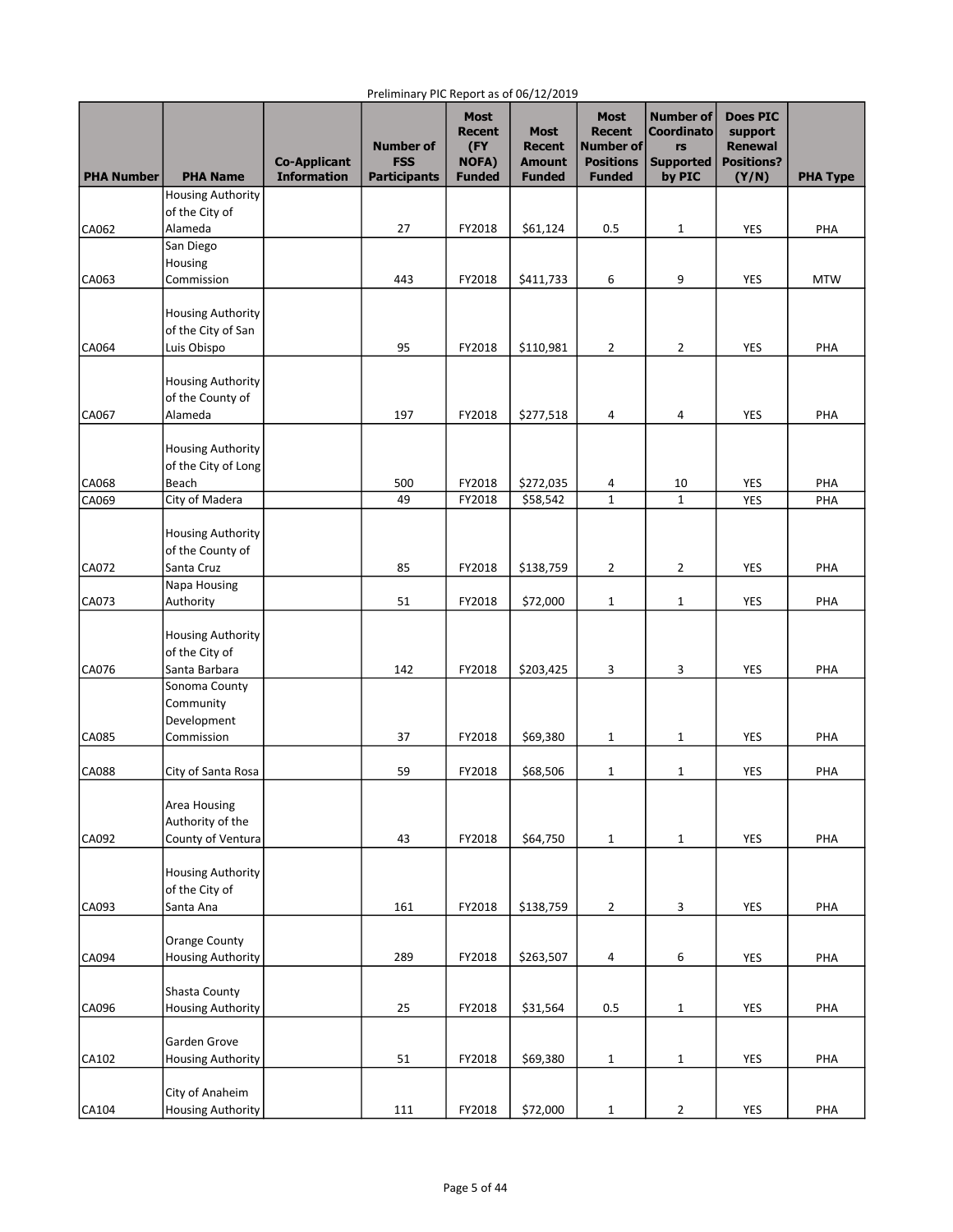Preliminary PIC Report as of 06/12/2019

| PHA Number | PHA Name | Co-Applicant Information | Number of FSS Participants | Most Recent (FY NOFA) Funded | Most Recent Amount Funded | Most Recent Number of Positions Funded | Number of Coordinators Supported by PIC | Does PIC support Renewal Positions? (Y/N) | PHA Type |
|---|---|---|---|---|---|---|---|---|---|
| CA062 | Housing Authority of the City of Alameda | | 27 | FY2018 | $61,124 | 0.5 | 1 | YES | PHA |
| CA063 | San Diego Housing Commission | | 443 | FY2018 | $411,733 | 6 | 9 | YES | MTW |
| CA064 | Housing Authority of the City of San Luis Obispo | | 95 | FY2018 | $110,981 | 2 | 2 | YES | PHA |
| CA067 | Housing Authority of the County of Alameda | | 197 | FY2018 | $277,518 | 4 | 4 | YES | PHA |
| CA068 | Housing Authority of the City of Long Beach | | 500 | FY2018 | $272,035 | 4 | 10 | YES | PHA |
| CA069 | City of Madera | | 49 | FY2018 | $58,542 | 1 | 1 | YES | PHA |
| CA072 | Housing Authority of the County of Santa Cruz | | 85 | FY2018 | $138,759 | 2 | 2 | YES | PHA |
| CA073 | Napa Housing Authority | | 51 | FY2018 | $72,000 | 1 | 1 | YES | PHA |
| CA076 | Housing Authority of the City of Santa Barbara | | 142 | FY2018 | $203,425 | 3 | 3 | YES | PHA |
| CA085 | Sonoma County Community Development Commission | | 37 | FY2018 | $69,380 | 1 | 1 | YES | PHA |
| CA088 | City of Santa Rosa | | 59 | FY2018 | $68,506 | 1 | 1 | YES | PHA |
| CA092 | Area Housing Authority of the County of Ventura | | 43 | FY2018 | $64,750 | 1 | 1 | YES | PHA |
| CA093 | Housing Authority of the City of Santa Ana | | 161 | FY2018 | $138,759 | 2 | 3 | YES | PHA |
| CA094 | Orange County Housing Authority | | 289 | FY2018 | $263,507 | 4 | 6 | YES | PHA |
| CA096 | Shasta County Housing Authority | | 25 | FY2018 | $31,564 | 0.5 | 1 | YES | PHA |
| CA102 | Garden Grove Housing Authority | | 51 | FY2018 | $69,380 | 1 | 1 | YES | PHA |
| CA104 | City of Anaheim Housing Authority | | 111 | FY2018 | $72,000 | 1 | 2 | YES | PHA |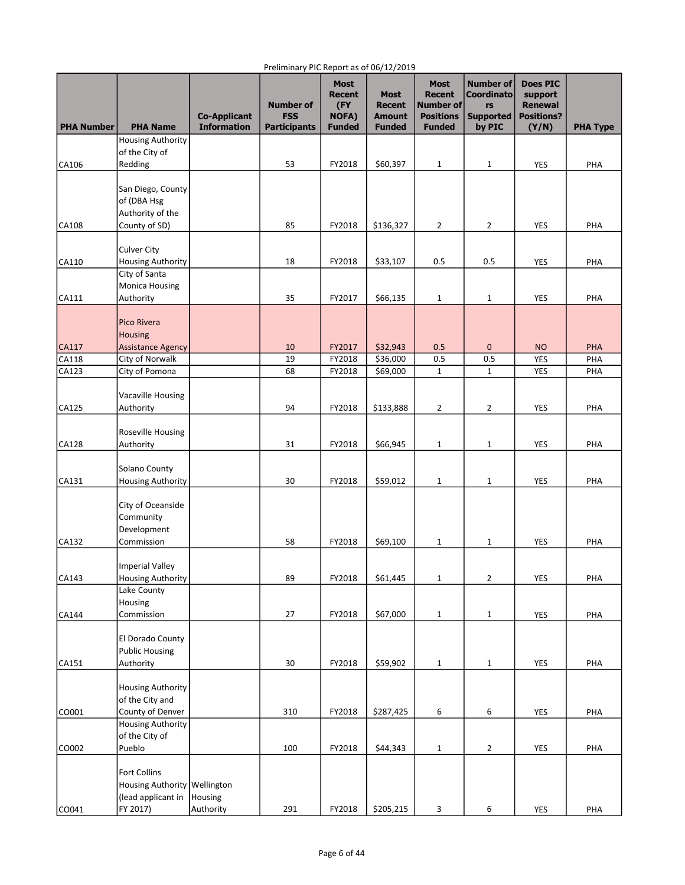Preliminary PIC Report as of 06/12/2019

| PHA Number | PHA Name | Co-Applicant Information | Number of FSS Participants | Most Recent (FY NOFA) Funded | Most Recent Amount Funded | Most Recent Number of Positions Funded | Number of Coordinators Supported by PIC | Does PIC support Renewal Positions? (Y/N) | PHA Type |
|---|---|---|---|---|---|---|---|---|---|
| CA106 | Housing Authority of the City of Redding | | 53 | FY2018 | $60,397 | 1 | 1 | YES | PHA |
| CA108 | San Diego, County of (DBA Hsg Authority of the County of SD) | | 85 | FY2018 | $136,327 | 2 | 2 | YES | PHA |
| CA110 | Culver City Housing Authority | | 18 | FY2018 | $33,107 | 0.5 | 0.5 | YES | PHA |
| CA111 | City of Santa Monica Housing Authority | | 35 | FY2017 | $66,135 | 1 | 1 | YES | PHA |
| CA117 | Pico Rivera Housing Assistance Agency | | 10 | FY2017 | $32,943 | 0.5 | 0 | NO | PHA |
| CA118 | City of Norwalk | | 19 | FY2018 | $36,000 | 0.5 | 0.5 | YES | PHA |
| CA123 | City of Pomona | | 68 | FY2018 | $69,000 | 1 | 1 | YES | PHA |
| CA125 | Vacaville Housing Authority | | 94 | FY2018 | $133,888 | 2 | 2 | YES | PHA |
| CA128 | Roseville Housing Authority | | 31 | FY2018 | $66,945 | 1 | 1 | YES | PHA |
| CA131 | Solano County Housing Authority | | 30 | FY2018 | $59,012 | 1 | 1 | YES | PHA |
| CA132 | City of Oceanside Community Development Commission | | 58 | FY2018 | $69,100 | 1 | 1 | YES | PHA |
| CA143 | Imperial Valley Housing Authority | | 89 | FY2018 | $61,445 | 1 | 2 | YES | PHA |
| CA144 | Lake County Housing Commission | | 27 | FY2018 | $67,000 | 1 | 1 | YES | PHA |
| CA151 | El Dorado County Public Housing Authority | | 30 | FY2018 | $59,902 | 1 | 1 | YES | PHA |
| CO001 | Housing Authority of the City and County of Denver | | 310 | FY2018 | $287,425 | 6 | 6 | YES | PHA |
| CO002 | Housing Authority of the City of Pueblo | | 100 | FY2018 | $44,343 | 1 | 2 | YES | PHA |
| CO041 | Fort Collins Housing Authority (lead applicant in FY 2017) | Wellington Housing Authority | 291 | FY2018 | $205,215 | 3 | 6 | YES | PHA |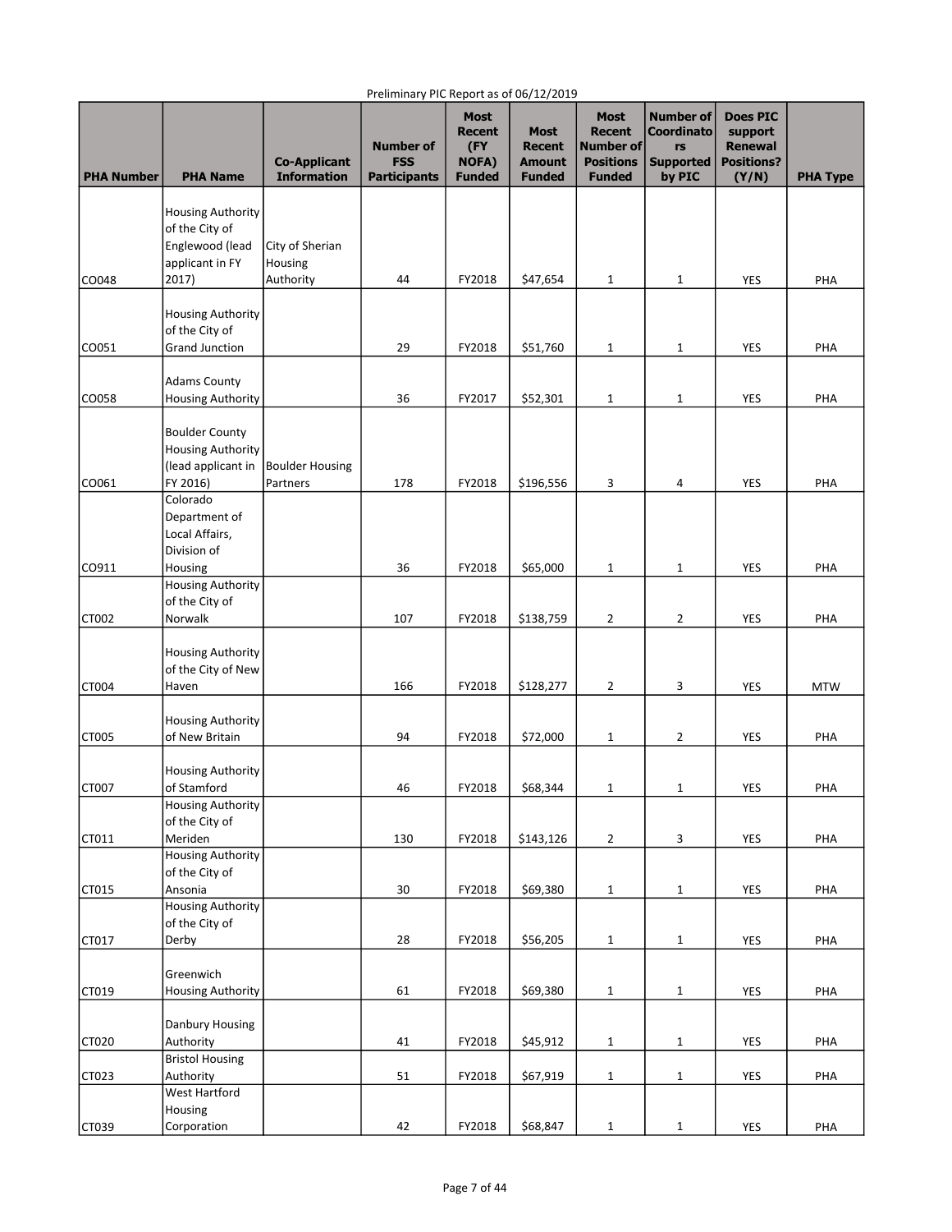Preliminary PIC Report as of 06/12/2019

| PHA Number | PHA Name | Co-Applicant Information | Number of FSS Participants | Most Recent (FY NOFA) Funded | Most Recent Amount Funded | Most Recent Number of Positions Funded | Number of Coordinators Supported by PIC | Does PIC support Renewal Positions? (Y/N) | PHA Type |
|---|---|---|---|---|---|---|---|---|---|
| CO048 | Housing Authority of the City of Englewood (lead applicant in FY 2017) | City of Sherian Housing Authority | 44 | FY2018 | $47,654 | 1 | 1 | YES | PHA |
| CO051 | Housing Authority of the City of Grand Junction | | 29 | FY2018 | $51,760 | 1 | 1 | YES | PHA |
| CO058 | Adams County Housing Authority | | 36 | FY2017 | $52,301 | 1 | 1 | YES | PHA |
| CO061 | Boulder County Housing Authority (lead applicant in FY 2016) | Boulder Housing Partners | 178 | FY2018 | $196,556 | 3 | 4 | YES | PHA |
| CO911 | Colorado Department of Local Affairs, Division of Housing | | 36 | FY2018 | $65,000 | 1 | 1 | YES | PHA |
| CT002 | Housing Authority of the City of Norwalk | | 107 | FY2018 | $138,759 | 2 | 2 | YES | PHA |
| CT004 | Housing Authority of the City of New Haven | | 166 | FY2018 | $128,277 | 2 | 3 | YES | MTW |
| CT005 | Housing Authority of New Britain | | 94 | FY2018 | $72,000 | 1 | 2 | YES | PHA |
| CT007 | Housing Authority of Stamford | | 46 | FY2018 | $68,344 | 1 | 1 | YES | PHA |
| CT011 | Housing Authority of the City of Meriden | | 130 | FY2018 | $143,126 | 2 | 3 | YES | PHA |
| CT015 | Housing Authority of the City of Ansonia | | 30 | FY2018 | $69,380 | 1 | 1 | YES | PHA |
| CT017 | Housing Authority of the City of Derby | | 28 | FY2018 | $56,205 | 1 | 1 | YES | PHA |
| CT019 | Greenwich Housing Authority | | 61 | FY2018 | $69,380 | 1 | 1 | YES | PHA |
| CT020 | Danbury Housing Authority | | 41 | FY2018 | $45,912 | 1 | 1 | YES | PHA |
| CT023 | Bristol Housing Authority | | 51 | FY2018 | $67,919 | 1 | 1 | YES | PHA |
| CT039 | West Hartford Housing Corporation | | 42 | FY2018 | $68,847 | 1 | 1 | YES | PHA |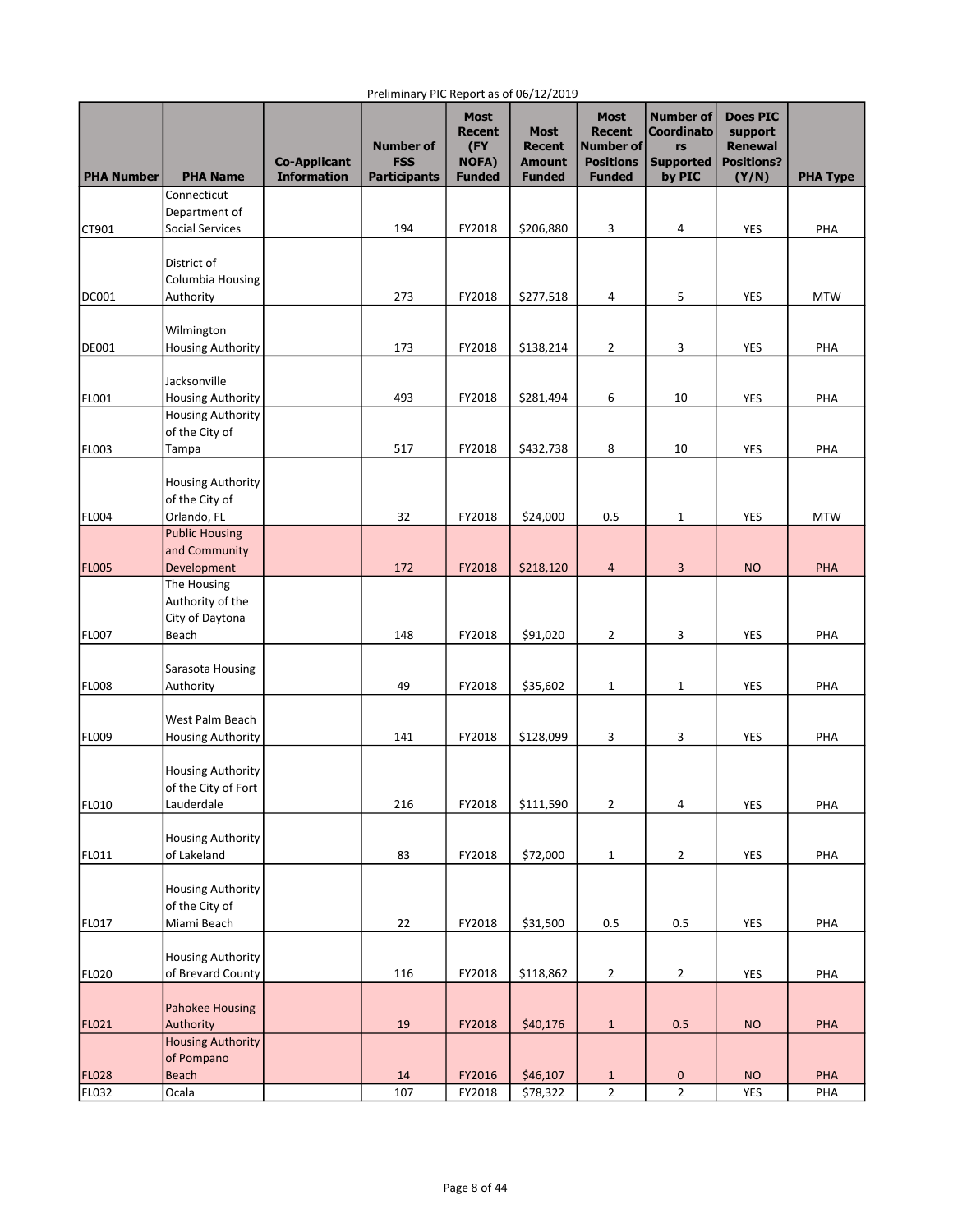Preliminary PIC Report as of 06/12/2019

| PHA Number | PHA Name | Co-Applicant Information | Number of FSS Participants | Most Recent (FY NOFA) Funded | Most Recent Amount Funded | Most Recent Number of Positions Funded | Number of Coordinators Supported by PIC | Does PIC support Renewal Positions? (Y/N) | PHA Type |
|---|---|---|---|---|---|---|---|---|---|
| CT901 | Connecticut Department of Social Services | | 194 | FY2018 | $206,880 | 3 | 4 | YES | PHA |
| DC001 | District of Columbia Housing Authority | | 273 | FY2018 | $277,518 | 4 | 5 | YES | MTW |
| DE001 | Wilmington Housing Authority | | 173 | FY2018 | $138,214 | 2 | 3 | YES | PHA |
| FL001 | Jacksonville Housing Authority | | 493 | FY2018 | $281,494 | 6 | 10 | YES | PHA |
| FL003 | Housing Authority of the City of Tampa | | 517 | FY2018 | $432,738 | 8 | 10 | YES | PHA |
| FL004 | Housing Authority of the City of Orlando, FL | | 32 | FY2018 | $24,000 | 0.5 | 1 | YES | MTW |
| FL005 | Public Housing and Community Development | | 172 | FY2018 | $218,120 | 4 | 3 | NO | PHA |
| FL007 | The Housing Authority of the City of Daytona Beach | | 148 | FY2018 | $91,020 | 2 | 3 | YES | PHA |
| FL008 | Sarasota Housing Authority | | 49 | FY2018 | $35,602 | 1 | 1 | YES | PHA |
| FL009 | West Palm Beach Housing Authority | | 141 | FY2018 | $128,099 | 3 | 3 | YES | PHA |
| FL010 | Housing Authority of the City of Fort Lauderdale | | 216 | FY2018 | $111,590 | 2 | 4 | YES | PHA |
| FL011 | Housing Authority of Lakeland | | 83 | FY2018 | $72,000 | 1 | 2 | YES | PHA |
| FL017 | Housing Authority of the City of Miami Beach | | 22 | FY2018 | $31,500 | 0.5 | 0.5 | YES | PHA |
| FL020 | Housing Authority of Brevard County | | 116 | FY2018 | $118,862 | 2 | 2 | YES | PHA |
| FL021 | Pahokee Housing Authority | | 19 | FY2018 | $40,176 | 1 | 0.5 | NO | PHA |
| FL028 | Housing Authority of Pompano Beach | | 14 | FY2016 | $46,107 | 1 | 0 | NO | PHA |
| FL032 | Ocala | | 107 | FY2018 | $78,322 | 2 | 2 | YES | PHA |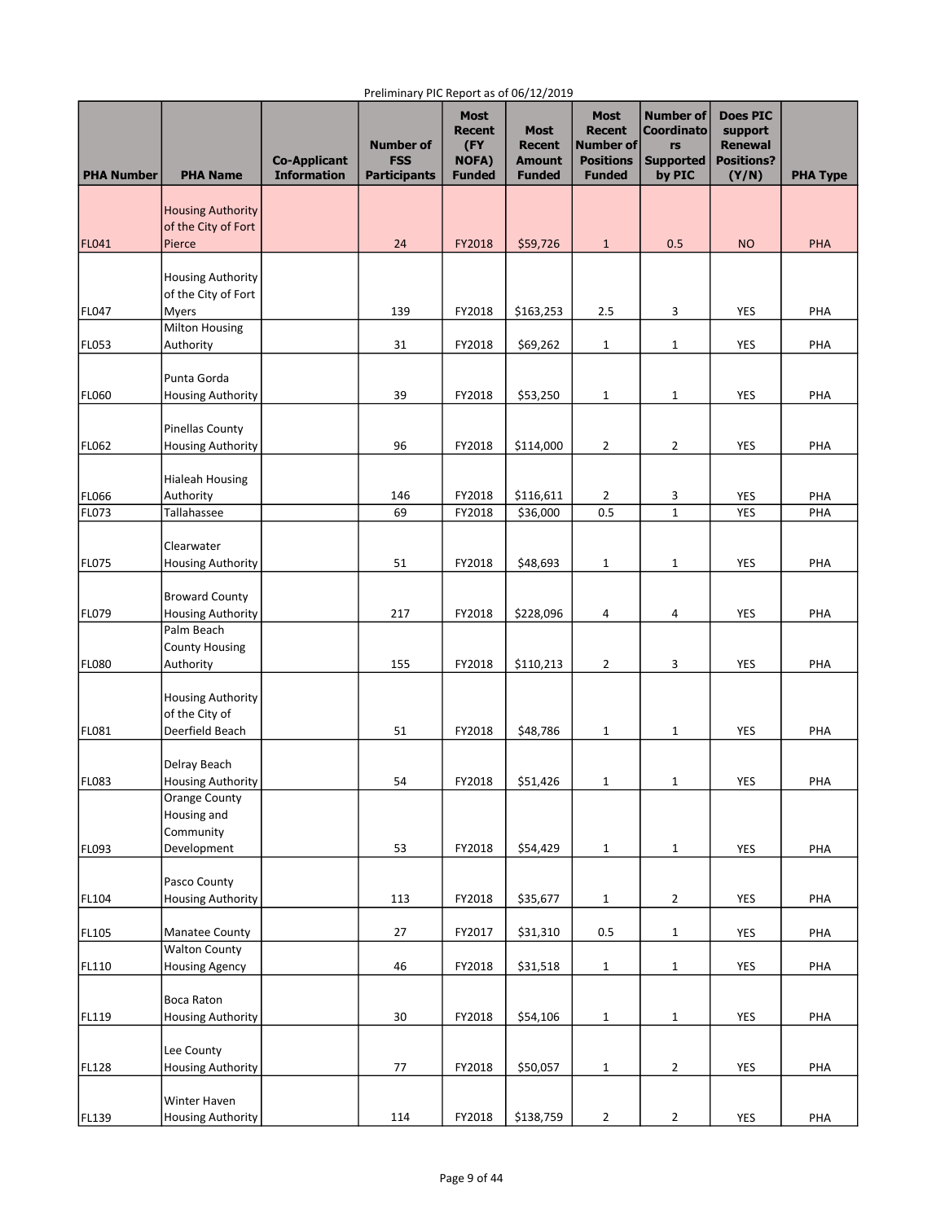Preliminary PIC Report as of 06/12/2019

| PHA Number | PHA Name | Co-Applicant Information | Number of FSS Participants | Most Recent (FY NOFA) Funded | Most Recent Amount Funded | Most Recent Number of Positions Funded | Number of Coordinators Supported by PIC | Does PIC support Renewal Positions? (Y/N) | PHA Type |
|---|---|---|---|---|---|---|---|---|---|
| FL041 | Housing Authority of the City of Fort Pierce | | 24 | FY2018 | $59,726 | 1 | 0.5 | NO | PHA |
| FL047 | Housing Authority of the City of Fort Myers | | 139 | FY2018 | $163,253 | 2.5 | 3 | YES | PHA |
| FL053 | Milton Housing Authority | | 31 | FY2018 | $69,262 | 1 | 1 | YES | PHA |
| FL060 | Punta Gorda Housing Authority | | 39 | FY2018 | $53,250 | 1 | 1 | YES | PHA |
| FL062 | Pinellas County Housing Authority | | 96 | FY2018 | $114,000 | 2 | 2 | YES | PHA |
| FL066 | Hialeah Housing Authority | | 146 | FY2018 | $116,611 | 2 | 3 | YES | PHA |
| FL073 | Tallahassee | | 69 | FY2018 | $36,000 | 0.5 | 1 | YES | PHA |
| FL075 | Clearwater Housing Authority | | 51 | FY2018 | $48,693 | 1 | 1 | YES | PHA |
| FL079 | Broward County Housing Authority | | 217 | FY2018 | $228,096 | 4 | 4 | YES | PHA |
| FL080 | Palm Beach County Housing Authority | | 155 | FY2018 | $110,213 | 2 | 3 | YES | PHA |
| FL081 | Housing Authority of the City of Deerfield Beach | | 51 | FY2018 | $48,786 | 1 | 1 | YES | PHA |
| FL083 | Delray Beach Housing Authority | | 54 | FY2018 | $51,426 | 1 | 1 | YES | PHA |
| FL093 | Orange County Housing and Community Development | | 53 | FY2018 | $54,429 | 1 | 1 | YES | PHA |
| FL104 | Pasco County Housing Authority | | 113 | FY2018 | $35,677 | 1 | 2 | YES | PHA |
| FL105 | Manatee County | | 27 | FY2017 | $31,310 | 0.5 | 1 | YES | PHA |
| FL110 | Walton County Housing Agency | | 46 | FY2018 | $31,518 | 1 | 1 | YES | PHA |
| FL119 | Boca Raton Housing Authority | | 30 | FY2018 | $54,106 | 1 | 1 | YES | PHA |
| FL128 | Lee County Housing Authority | | 77 | FY2018 | $50,057 | 1 | 2 | YES | PHA |
| FL139 | Winter Haven Housing Authority | | 114 | FY2018 | $138,759 | 2 | 2 | YES | PHA |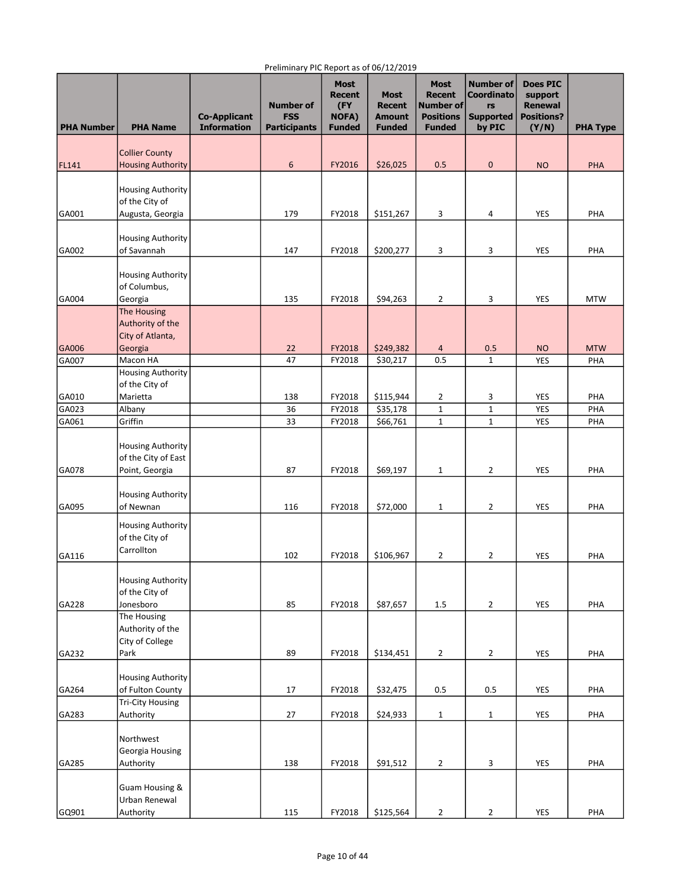Preliminary PIC Report as of 06/12/2019

| PHA Number | PHA Name | Co-Applicant Information | Number of FSS Participants | Most Recent (FY NOFA) Funded | Most Recent Amount Funded | Most Recent Number of Positions Funded | Number of Coordinators Supported by PIC | Does PIC support Renewal Positions? (Y/N) | PHA Type |
|---|---|---|---|---|---|---|---|---|---|
| FL141 | Collier County Housing Authority | | 6 | FY2016 | $26,025 | 0.5 | 0 | NO | PHA |
| GA001 | Housing Authority of the City of Augusta, Georgia | | 179 | FY2018 | $151,267 | 3 | 4 | YES | PHA |
| GA002 | Housing Authority of Savannah | | 147 | FY2018 | $200,277 | 3 | 3 | YES | PHA |
| GA004 | Housing Authority of Columbus, Georgia | | 135 | FY2018 | $94,263 | 2 | 3 | YES | MTW |
| GA006 | The Housing Authority of the City of Atlanta, Georgia | | 22 | FY2018 | $249,382 | 4 | 0.5 | NO | MTW |
| GA007 | Macon HA | | 47 | FY2018 | $30,217 | 0.5 | 1 | YES | PHA |
| GA010 | Housing Authority of the City of Marietta | | 138 | FY2018 | $115,944 | 2 | 3 | YES | PHA |
| GA023 | Albany | | 36 | FY2018 | $35,178 | 1 | 1 | YES | PHA |
| GA061 | Griffin | | 33 | FY2018 | $66,761 | 1 | 1 | YES | PHA |
| GA078 | Housing Authority of the City of East Point, Georgia | | 87 | FY2018 | $69,197 | 1 | 2 | YES | PHA |
| GA095 | Housing Authority of Newnan | | 116 | FY2018 | $72,000 | 1 | 2 | YES | PHA |
| GA116 | Housing Authority of the City of Carrollton | | 102 | FY2018 | $106,967 | 2 | 2 | YES | PHA |
| GA228 | Housing Authority of the City of Jonesboro | | 85 | FY2018 | $87,657 | 1.5 | 2 | YES | PHA |
| GA232 | The Housing Authority of the City of College Park | | 89 | FY2018 | $134,451 | 2 | 2 | YES | PHA |
| GA264 | Housing Authority of Fulton County | | 17 | FY2018 | $32,475 | 0.5 | 0.5 | YES | PHA |
| GA283 | Tri-City Housing Authority | | 27 | FY2018 | $24,933 | 1 | 1 | YES | PHA |
| GA285 | Northwest Georgia Housing Authority | | 138 | FY2018 | $91,512 | 2 | 3 | YES | PHA |
| GQ901 | Guam Housing & Urban Renewal Authority | | 115 | FY2018 | $125,564 | 2 | 2 | YES | PHA |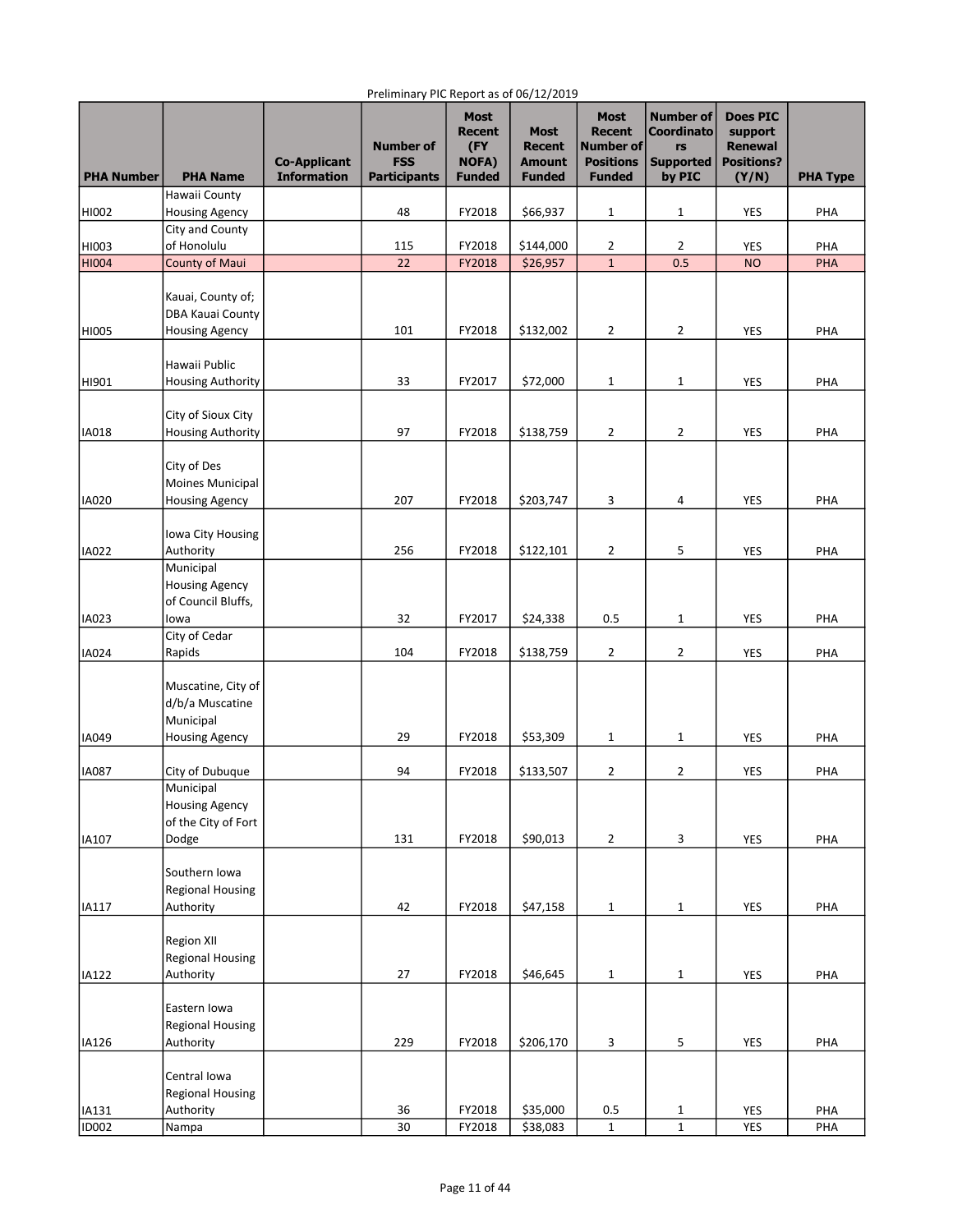Preliminary PIC Report as of 06/12/2019

| PHA Number | PHA Name | Co-Applicant Information | Number of FSS Participants | Most Recent (FY NOFA) Funded | Most Recent Amount Funded | Most Recent Number of Positions Funded | Number of Coordinators Supported by PIC | Does PIC support Renewal Positions? (Y/N) | PHA Type |
|---|---|---|---|---|---|---|---|---|---|
| HI002 | Hawaii County Housing Agency | | 48 | FY2018 | $66,937 | 1 | 1 | YES | PHA |
| HI003 | City and County of Honolulu | | 115 | FY2018 | $144,000 | 2 | 2 | YES | PHA |
| HI004 | County of Maui | | 22 | FY2018 | $26,957 | 1 | 0.5 | NO | PHA |
| HI005 | Kauai, County of; DBA Kauai County Housing Agency | | 101 | FY2018 | $132,002 | 2 | 2 | YES | PHA |
| HI901 | Hawaii Public Housing Authority | | 33 | FY2017 | $72,000 | 1 | 1 | YES | PHA |
| IA018 | City of Sioux City Housing Authority | | 97 | FY2018 | $138,759 | 2 | 2 | YES | PHA |
| IA020 | City of Des Moines Municipal Housing Agency | | 207 | FY2018 | $203,747 | 3 | 4 | YES | PHA |
| IA022 | Iowa City Housing Authority | | 256 | FY2018 | $122,101 | 2 | 5 | YES | PHA |
| IA023 | Municipal Housing Agency of Council Bluffs, Iowa | | 32 | FY2017 | $24,338 | 0.5 | 1 | YES | PHA |
| IA024 | City of Cedar Rapids | | 104 | FY2018 | $138,759 | 2 | 2 | YES | PHA |
| IA049 | Muscatine, City of d/b/a Muscatine Municipal Housing Agency | | 29 | FY2018 | $53,309 | 1 | 1 | YES | PHA |
| IA087 | City of Dubuque | | 94 | FY2018 | $133,507 | 2 | 2 | YES | PHA |
| IA107 | Municipal Housing Agency of the City of Fort Dodge | | 131 | FY2018 | $90,013 | 2 | 3 | YES | PHA |
| IA117 | Southern Iowa Regional Housing Authority | | 42 | FY2018 | $47,158 | 1 | 1 | YES | PHA |
| IA122 | Region XII Regional Housing Authority | | 27 | FY2018 | $46,645 | 1 | 1 | YES | PHA |
| IA126 | Eastern Iowa Regional Housing Authority | | 229 | FY2018 | $206,170 | 3 | 5 | YES | PHA |
| IA131 | Central Iowa Regional Housing Authority | | 36 | FY2018 | $35,000 | 0.5 | 1 | YES | PHA |
| ID002 | Nampa | | 30 | FY2018 | $38,083 | 1 | 1 | YES | PHA |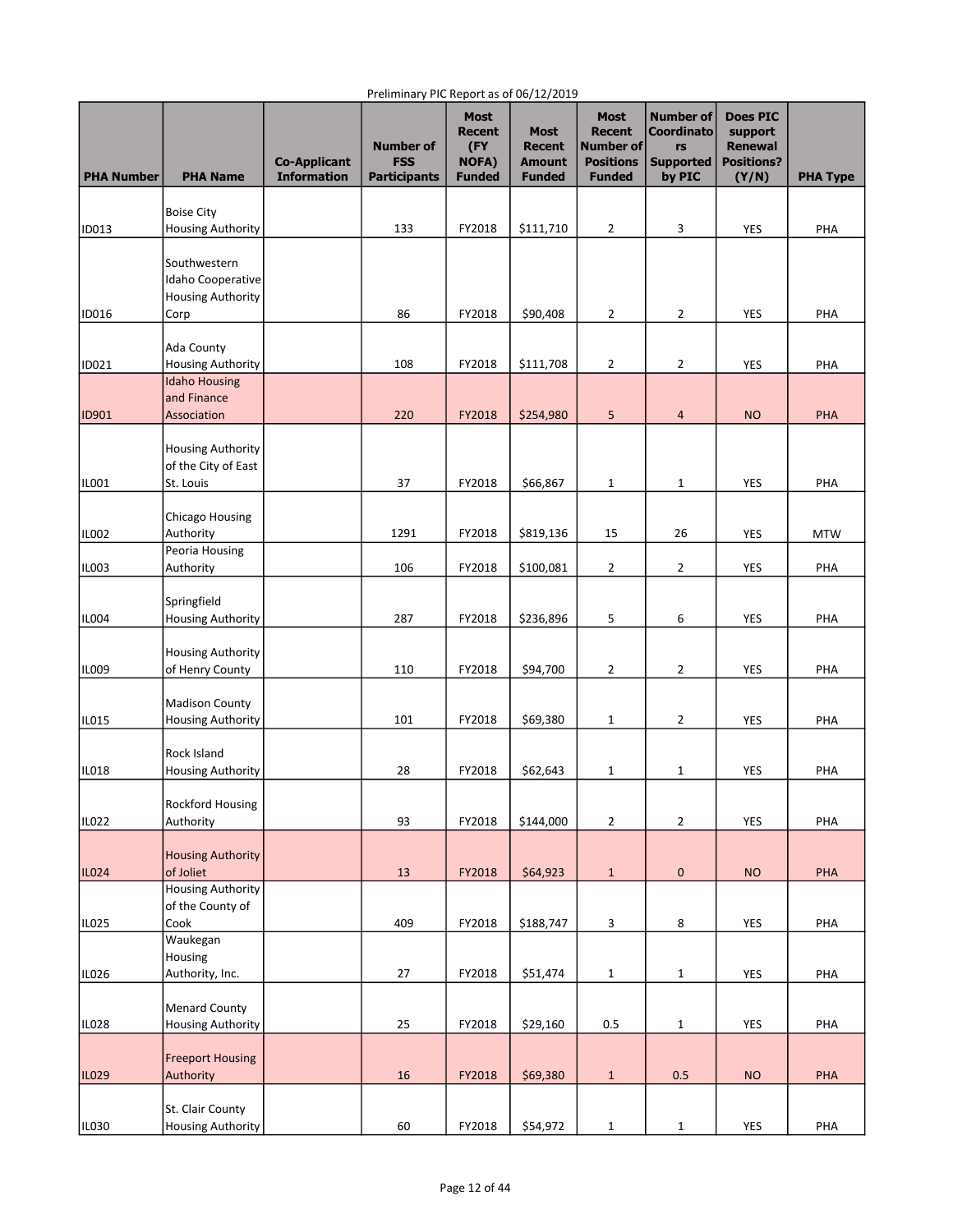Preliminary PIC Report as of 06/12/2019

| PHA Number | PHA Name | Co-Applicant Information | Number of FSS Participants | Most Recent (FY NOFA) Funded | Most Recent Amount Funded | Most Recent Number of Positions Funded | Number of Coordinators Supported by PIC | Does PIC support Renewal Positions? (Y/N) | PHA Type |
|---|---|---|---|---|---|---|---|---|---|
| ID013 | Boise City Housing Authority | | 133 | FY2018 | $111,710 | 2 | 3 | YES | PHA |
| ID016 | Southwestern Idaho Cooperative Housing Authority Corp | | 86 | FY2018 | $90,408 | 2 | 2 | YES | PHA |
| ID021 | Ada County Housing Authority | | 108 | FY2018 | $111,708 | 2 | 2 | YES | PHA |
| ID901 | Idaho Housing and Finance Association | | 220 | FY2018 | $254,980 | 5 | 4 | NO | PHA |
| IL001 | Housing Authority of the City of East St. Louis | | 37 | FY2018 | $66,867 | 1 | 1 | YES | PHA |
| IL002 | Chicago Housing Authority | | 1291 | FY2018 | $819,136 | 15 | 26 | YES | MTW |
| IL003 | Peoria Housing Authority | | 106 | FY2018 | $100,081 | 2 | 2 | YES | PHA |
| IL004 | Springfield Housing Authority | | 287 | FY2018 | $236,896 | 5 | 6 | YES | PHA |
| IL009 | Housing Authority of Henry County | | 110 | FY2018 | $94,700 | 2 | 2 | YES | PHA |
| IL015 | Madison County Housing Authority | | 101 | FY2018 | $69,380 | 1 | 2 | YES | PHA |
| IL018 | Rock Island Housing Authority | | 28 | FY2018 | $62,643 | 1 | 1 | YES | PHA |
| IL022 | Rockford Housing Authority | | 93 | FY2018 | $144,000 | 2 | 2 | YES | PHA |
| IL024 | Housing Authority of Joliet | | 13 | FY2018 | $64,923 | 1 | 0 | NO | PHA |
| IL025 | Housing Authority of the County of Cook | | 409 | FY2018 | $188,747 | 3 | 8 | YES | PHA |
| IL026 | Waukegan Housing Authority, Inc. | | 27 | FY2018 | $51,474 | 1 | 1 | YES | PHA |
| IL028 | Menard County Housing Authority | | 25 | FY2018 | $29,160 | 0.5 | 1 | YES | PHA |
| IL029 | Freeport Housing Authority | | 16 | FY2018 | $69,380 | 1 | 0.5 | NO | PHA |
| IL030 | St. Clair County Housing Authority | | 60 | FY2018 | $54,972 | 1 | 1 | YES | PHA |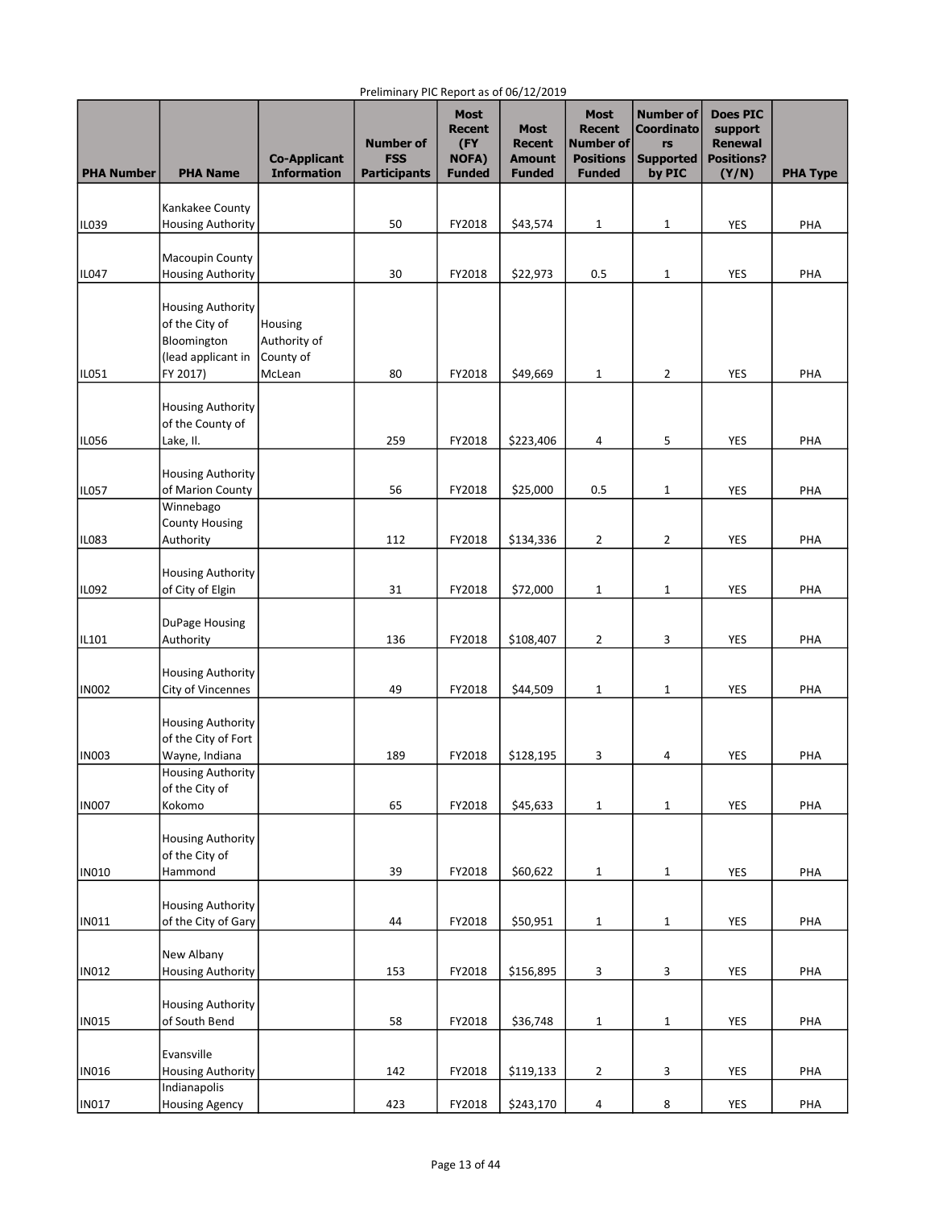Preliminary PIC Report as of 06/12/2019

| PHA Number | PHA Name | Co-Applicant Information | Number of FSS Participants | Most Recent (FY NOFA) Funded | Most Recent Amount Funded | Most Recent Number of Positions Funded | Number of Coordinators Supported by PIC | Does PIC support Renewal Positions? (Y/N) | PHA Type |
|---|---|---|---|---|---|---|---|---|---|
| IL039 | Kankakee County Housing Authority | | 50 | FY2018 | $43,574 | 1 | 1 | YES | PHA |
| IL047 | Macoupin County Housing Authority | | 30 | FY2018 | $22,973 | 0.5 | 1 | YES | PHA |
| IL051 | Housing Authority of the City of Bloomington (lead applicant in FY 2017) | Housing Authority of County of McLean | 80 | FY2018 | $49,669 | 1 | 2 | YES | PHA |
| IL056 | Housing Authority of the County of Lake, Il. | | 259 | FY2018 | $223,406 | 4 | 5 | YES | PHA |
| IL057 | Housing Authority of Marion County | | 56 | FY2018 | $25,000 | 0.5 | 1 | YES | PHA |
| IL083 | Winnebago County Housing Authority | | 112 | FY2018 | $134,336 | 2 | 2 | YES | PHA |
| IL092 | Housing Authority of City of Elgin | | 31 | FY2018 | $72,000 | 1 | 1 | YES | PHA |
| IL101 | DuPage Housing Authority | | 136 | FY2018 | $108,407 | 2 | 3 | YES | PHA |
| IN002 | Housing Authority City of Vincennes | | 49 | FY2018 | $44,509 | 1 | 1 | YES | PHA |
| IN003 | Housing Authority of the City of Fort Wayne, Indiana | | 189 | FY2018 | $128,195 | 3 | 4 | YES | PHA |
| IN007 | Housing Authority of the City of Kokomo | | 65 | FY2018 | $45,633 | 1 | 1 | YES | PHA |
| IN010 | Housing Authority of the City of Hammond | | 39 | FY2018 | $60,622 | 1 | 1 | YES | PHA |
| IN011 | Housing Authority of the City of Gary | | 44 | FY2018 | $50,951 | 1 | 1 | YES | PHA |
| IN012 | New Albany Housing Authority | | 153 | FY2018 | $156,895 | 3 | 3 | YES | PHA |
| IN015 | Housing Authority of South Bend | | 58 | FY2018 | $36,748 | 1 | 1 | YES | PHA |
| IN016 | Evansville Housing Authority | | 142 | FY2018 | $119,133 | 2 | 3 | YES | PHA |
| IN017 | Indianapolis Housing Agency | | 423 | FY2018 | $243,170 | 4 | 8 | YES | PHA |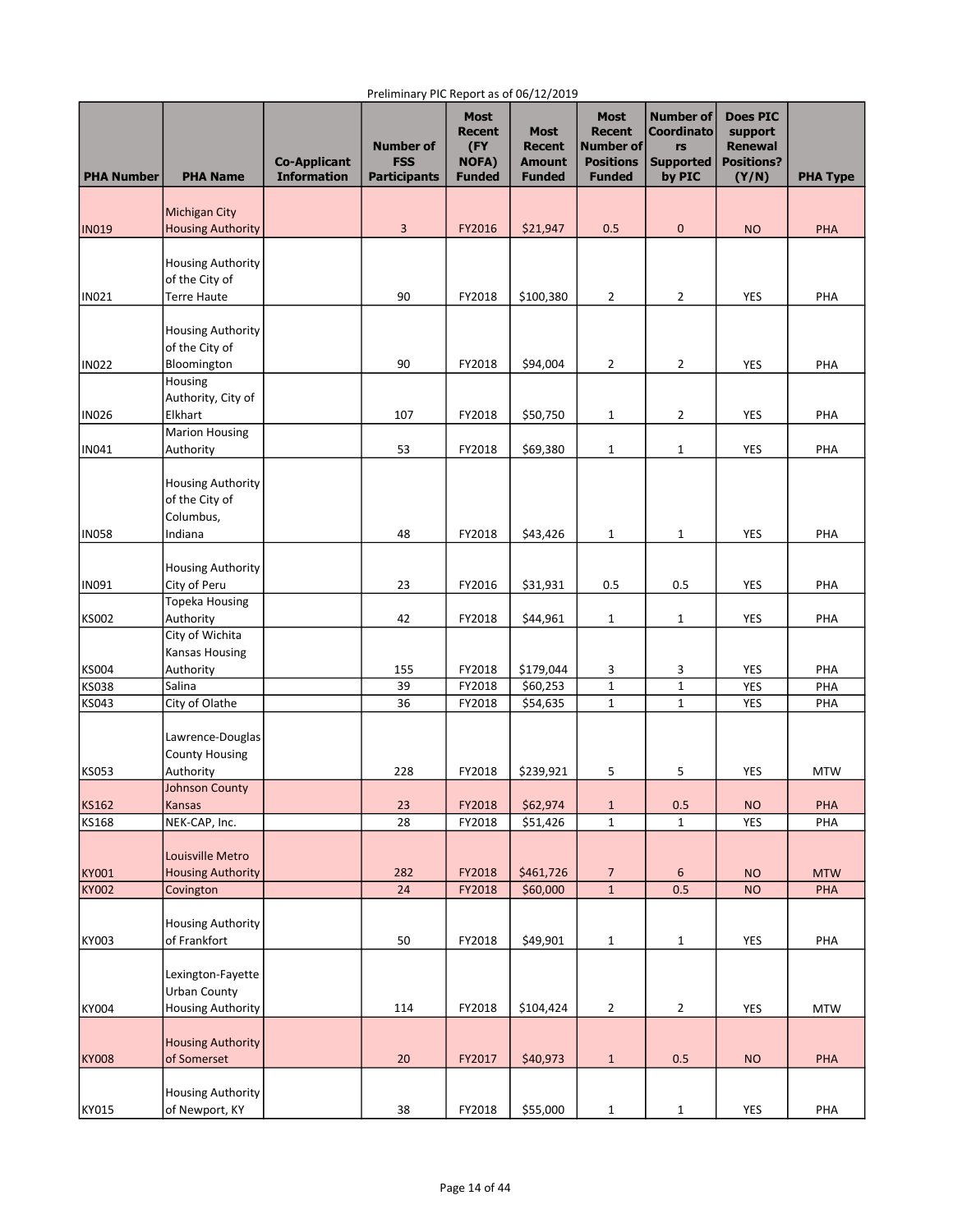Preliminary PIC Report as of 06/12/2019

| PHA Number | PHA Name | Co-Applicant Information | Number of FSS Participants | Most Recent (FY NOFA) Funded | Most Recent Amount Funded | Most Recent Number of Positions Funded | Number of Coordinators Supported by PIC | Does PIC support Renewal Positions? (Y/N) | PHA Type |
|---|---|---|---|---|---|---|---|---|---|
| IN019 | Michigan City Housing Authority | | 3 | FY2016 | $21,947 | 0.5 | 0 | NO | PHA |
| IN021 | Housing Authority of the City of Terre Haute | | 90 | FY2018 | $100,380 | 2 | 2 | YES | PHA |
| IN022 | Housing Authority of the City of Bloomington | | 90 | FY2018 | $94,004 | 2 | 2 | YES | PHA |
| IN026 | Housing Authority, City of Elkhart | | 107 | FY2018 | $50,750 | 1 | 2 | YES | PHA |
| IN041 | Marion Housing Authority | | 53 | FY2018 | $69,380 | 1 | 1 | YES | PHA |
| IN058 | Housing Authority of the City of Columbus, Indiana | | 48 | FY2018 | $43,426 | 1 | 1 | YES | PHA |
| IN091 | Housing Authority City of Peru | | 23 | FY2016 | $31,931 | 0.5 | 0.5 | YES | PHA |
| KS002 | Topeka Housing Authority | | 42 | FY2018 | $44,961 | 1 | 1 | YES | PHA |
| KS004 | City of Wichita Kansas Housing Authority | | 155 | FY2018 | $179,044 | 3 | 3 | YES | PHA |
| KS038 | Salina | | 39 | FY2018 | $60,253 | 1 | 1 | YES | PHA |
| KS043 | City of Olathe | | 36 | FY2018 | $54,635 | 1 | 1 | YES | PHA |
| KS053 | Lawrence-Douglas County Housing Authority | | 228 | FY2018 | $239,921 | 5 | 5 | YES | MTW |
| KS162 | Johnson County Kansas | | 23 | FY2018 | $62,974 | 1 | 0.5 | NO | PHA |
| KS168 | NEK-CAP, Inc. | | 28 | FY2018 | $51,426 | 1 | 1 | YES | PHA |
| KY001 | Louisville Metro Housing Authority | | 282 | FY2018 | $461,726 | 7 | 6 | NO | MTW |
| KY002 | Covington | | 24 | FY2018 | $60,000 | 1 | 0.5 | NO | PHA |
| KY003 | Housing Authority of Frankfort | | 50 | FY2018 | $49,901 | 1 | 1 | YES | PHA |
| KY004 | Lexington-Fayette Urban County Housing Authority | | 114 | FY2018 | $104,424 | 2 | 2 | YES | MTW |
| KY008 | Housing Authority of Somerset | | 20 | FY2017 | $40,973 | 1 | 0.5 | NO | PHA |
| KY015 | Housing Authority of Newport, KY | | 38 | FY2018 | $55,000 | 1 | 1 | YES | PHA |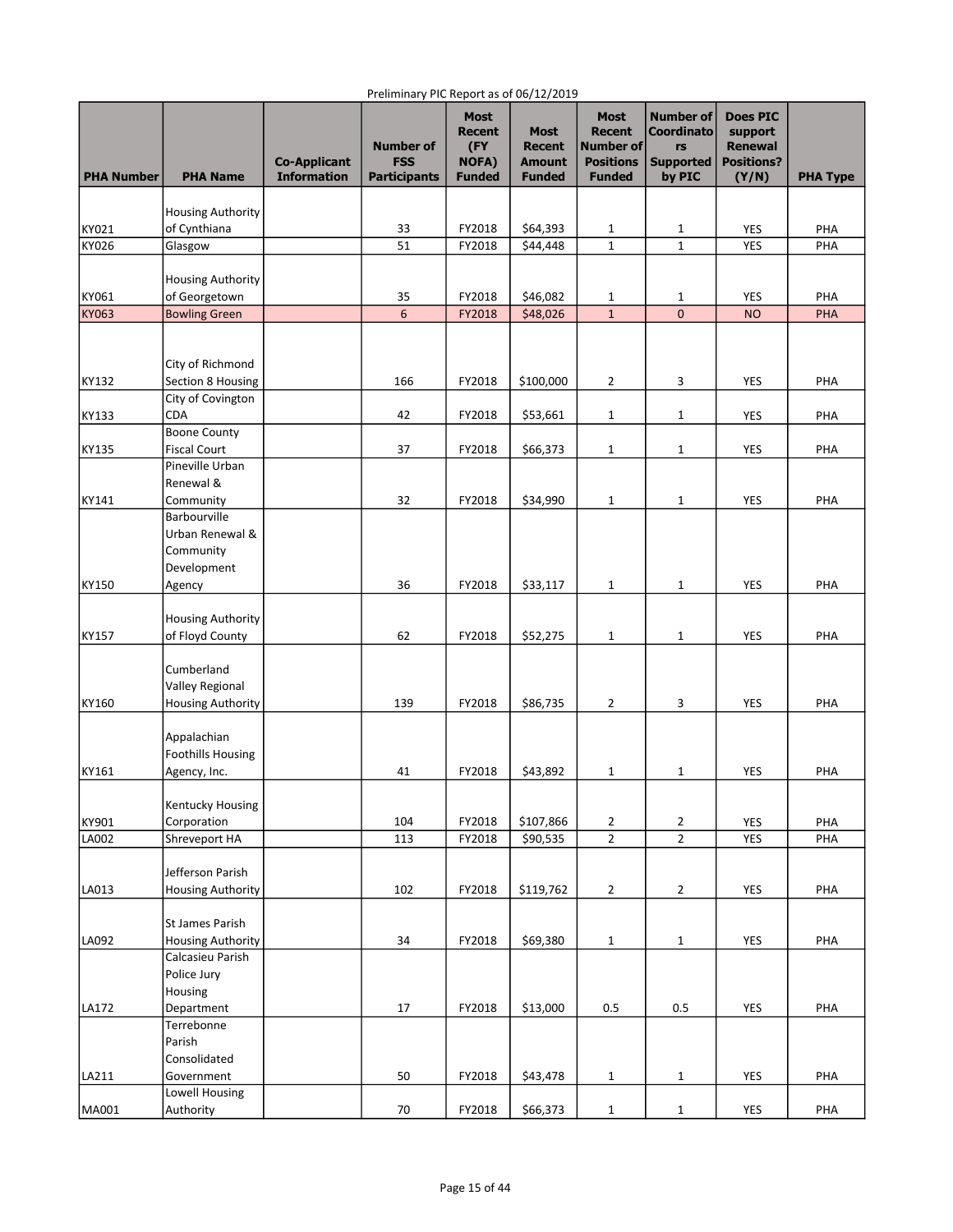Preliminary PIC Report as of 06/12/2019

| PHA Number | PHA Name | Co-Applicant Information | Number of FSS Participants | Most Recent (FY NOFA) Funded | Most Recent Amount Funded | Most Recent Number of Positions Funded | Number of Coordinators Supported by PIC | Does PIC support Renewal Positions? (Y/N) | PHA Type |
|---|---|---|---|---|---|---|---|---|---|
| KY021 | Housing Authority of Cynthiana | | 33 | FY2018 | $64,393 | 1 | 1 | YES | PHA |
| KY026 | Glasgow | | 51 | FY2018 | $44,448 | 1 | 1 | YES | PHA |
| KY061 | Housing Authority of Georgetown | | 35 | FY2018 | $46,082 | 1 | 1 | YES | PHA |
| KY063 | Bowling Green | | 6 | FY2018 | $48,026 | 1 | 0 | NO | PHA |
| KY132 | City of Richmond Section 8 Housing | | 166 | FY2018 | $100,000 | 2 | 3 | YES | PHA |
| KY133 | City of Covington CDA | | 42 | FY2018 | $53,661 | 1 | 1 | YES | PHA |
| KY135 | Boone County Fiscal Court | | 37 | FY2018 | $66,373 | 1 | 1 | YES | PHA |
| KY141 | Pineville Urban Renewal & Community | | 32 | FY2018 | $34,990 | 1 | 1 | YES | PHA |
| KY150 | Barbourville Urban Renewal & Community Development Agency | | 36 | FY2018 | $33,117 | 1 | 1 | YES | PHA |
| KY157 | Housing Authority of Floyd County | | 62 | FY2018 | $52,275 | 1 | 1 | YES | PHA |
| KY160 | Cumberland Valley Regional Housing Authority | | 139 | FY2018 | $86,735 | 2 | 3 | YES | PHA |
| KY161 | Appalachian Foothills Housing Agency, Inc. | | 41 | FY2018 | $43,892 | 1 | 1 | YES | PHA |
| KY901 | Kentucky Housing Corporation | | 104 | FY2018 | $107,866 | 2 | 2 | YES | PHA |
| LA002 | Shreveport HA | | 113 | FY2018 | $90,535 | 2 | 2 | YES | PHA |
| LA013 | Jefferson Parish Housing Authority | | 102 | FY2018 | $119,762 | 2 | 2 | YES | PHA |
| LA092 | St James Parish Housing Authority | | 34 | FY2018 | $69,380 | 1 | 1 | YES | PHA |
| LA172 | Calcasieu Parish Police Jury Housing Department | | 17 | FY2018 | $13,000 | 0.5 | 0.5 | YES | PHA |
| LA211 | Terrebonne Parish Consolidated Government | | 50 | FY2018 | $43,478 | 1 | 1 | YES | PHA |
| MA001 | Lowell Housing Authority | | 70 | FY2018 | $66,373 | 1 | 1 | YES | PHA |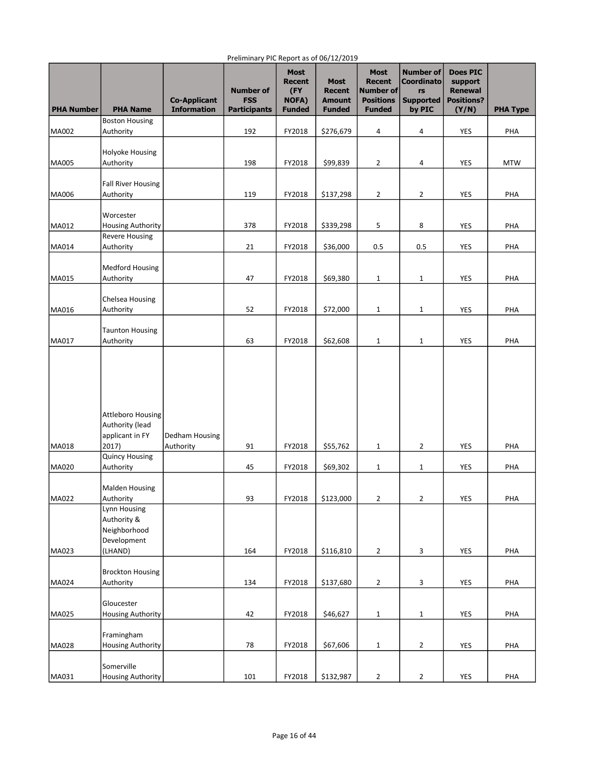Preliminary PIC Report as of 06/12/2019

| PHA Number | PHA Name | Co-Applicant Information | Number of FSS Participants | Most Recent (FY NOFA) Funded | Most Recent Amount Funded | Most Recent Number of Positions Funded | Number of Coordinators Supported by PIC | Does PIC support Renewal Positions? (Y/N) | PHA Type |
|---|---|---|---|---|---|---|---|---|---|
| MA002 | Boston Housing Authority | | 192 | FY2018 | $276,679 | 4 | 4 | YES | PHA |
| MA005 | Holyoke Housing Authority | | 198 | FY2018 | $99,839 | 2 | 4 | YES | MTW |
| MA006 | Fall River Housing Authority | | 119 | FY2018 | $137,298 | 2 | 2 | YES | PHA |
| MA012 | Worcester Housing Authority | | 378 | FY2018 | $339,298 | 5 | 8 | YES | PHA |
| MA014 | Revere Housing Authority | | 21 | FY2018 | $36,000 | 0.5 | 0.5 | YES | PHA |
| MA015 | Medford Housing Authority | | 47 | FY2018 | $69,380 | 1 | 1 | YES | PHA |
| MA016 | Chelsea Housing Authority | | 52 | FY2018 | $72,000 | 1 | 1 | YES | PHA |
| MA017 | Taunton Housing Authority | | 63 | FY2018 | $62,608 | 1 | 1 | YES | PHA |
| MA018 | Attleboro Housing Authority (lead applicant in FY 2017) | Dedham Housing Authority | 91 | FY2018 | $55,762 | 1 | 2 | YES | PHA |
| MA020 | Quincy Housing Authority | | 45 | FY2018 | $69,302 | 1 | 1 | YES | PHA |
| MA022 | Malden Housing Authority | | 93 | FY2018 | $123,000 | 2 | 2 | YES | PHA |
| MA023 | Lynn Housing Authority & Neighborhood Development (LHAND) | | 164 | FY2018 | $116,810 | 2 | 3 | YES | PHA |
| MA024 | Brockton Housing Authority | | 134 | FY2018 | $137,680 | 2 | 3 | YES | PHA |
| MA025 | Gloucester Housing Authority | | 42 | FY2018 | $46,627 | 1 | 1 | YES | PHA |
| MA028 | Framingham Housing Authority | | 78 | FY2018 | $67,606 | 1 | 2 | YES | PHA |
| MA031 | Somerville Housing Authority | | 101 | FY2018 | $132,987 | 2 | 2 | YES | PHA |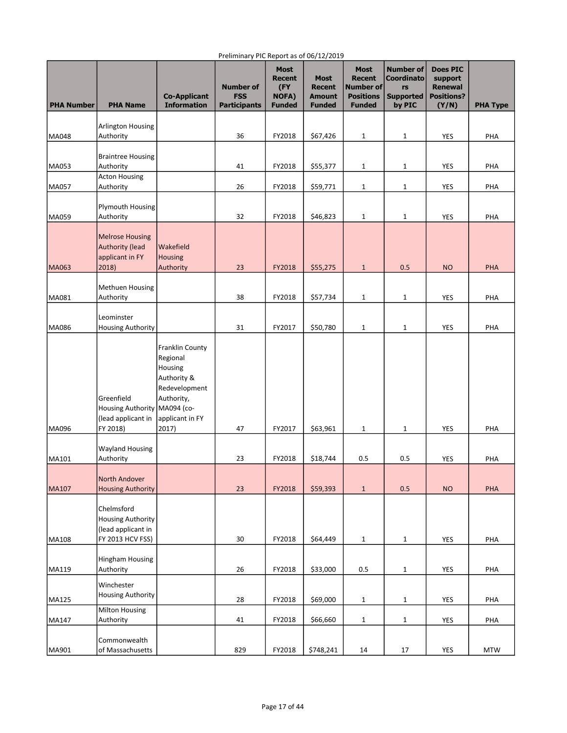Preliminary PIC Report as of 06/12/2019

| PHA Number | PHA Name | Co-Applicant Information | Number of FSS Participants | Most Recent (FY NOFA) Funded | Most Recent Amount Funded | Most Recent Number of Positions Funded | Number of Coordinators Supported by PIC | Does PIC support Renewal Positions? (Y/N) | PHA Type |
|---|---|---|---|---|---|---|---|---|---|
| MA048 | Arlington Housing Authority | | 36 | FY2018 | $67,426 | 1 | 1 | YES | PHA |
| MA053 | Braintree Housing Authority | | 41 | FY2018 | $55,377 | 1 | 1 | YES | PHA |
| MA057 | Acton Housing Authority | | 26 | FY2018 | $59,771 | 1 | 1 | YES | PHA |
| MA059 | Plymouth Housing Authority | | 32 | FY2018 | $46,823 | 1 | 1 | YES | PHA |
| MA063 | Melrose Housing Authority (lead applicant in FY 2018) | Wakefield Housing Authority | 23 | FY2018 | $55,275 | 1 | 0.5 | NO | PHA |
| MA081 | Methuen Housing Authority | | 38 | FY2018 | $57,734 | 1 | 1 | YES | PHA |
| MA086 | Leominster Housing Authority | | 31 | FY2017 | $50,780 | 1 | 1 | YES | PHA |
| MA096 | Greenfield Housing Authority (lead applicant in FY 2018) | Franklin County Regional Housing Authority & Redevelopment Authority, MA094 (co-applicant in FY 2017) | 47 | FY2017 | $63,961 | 1 | 1 | YES | PHA |
| MA101 | Wayland Housing Authority | | 23 | FY2018 | $18,744 | 0.5 | 0.5 | YES | PHA |
| MA107 | North Andover Housing Authority | | 23 | FY2018 | $59,393 | 1 | 0.5 | NO | PHA |
| MA108 | Chelmsford Housing Authority (lead applicant in FY 2013 HCV FSS) | | 30 | FY2018 | $64,449 | 1 | 1 | YES | PHA |
| MA119 | Hingham Housing Authority | | 26 | FY2018 | $33,000 | 0.5 | 1 | YES | PHA |
| MA125 | Winchester Housing Authority | | 28 | FY2018 | $69,000 | 1 | 1 | YES | PHA |
| MA147 | Milton Housing Authority | | 41 | FY2018 | $66,660 | 1 | 1 | YES | PHA |
| MA901 | Commonwealth of Massachusetts | | 829 | FY2018 | $748,241 | 14 | 17 | YES | MTW |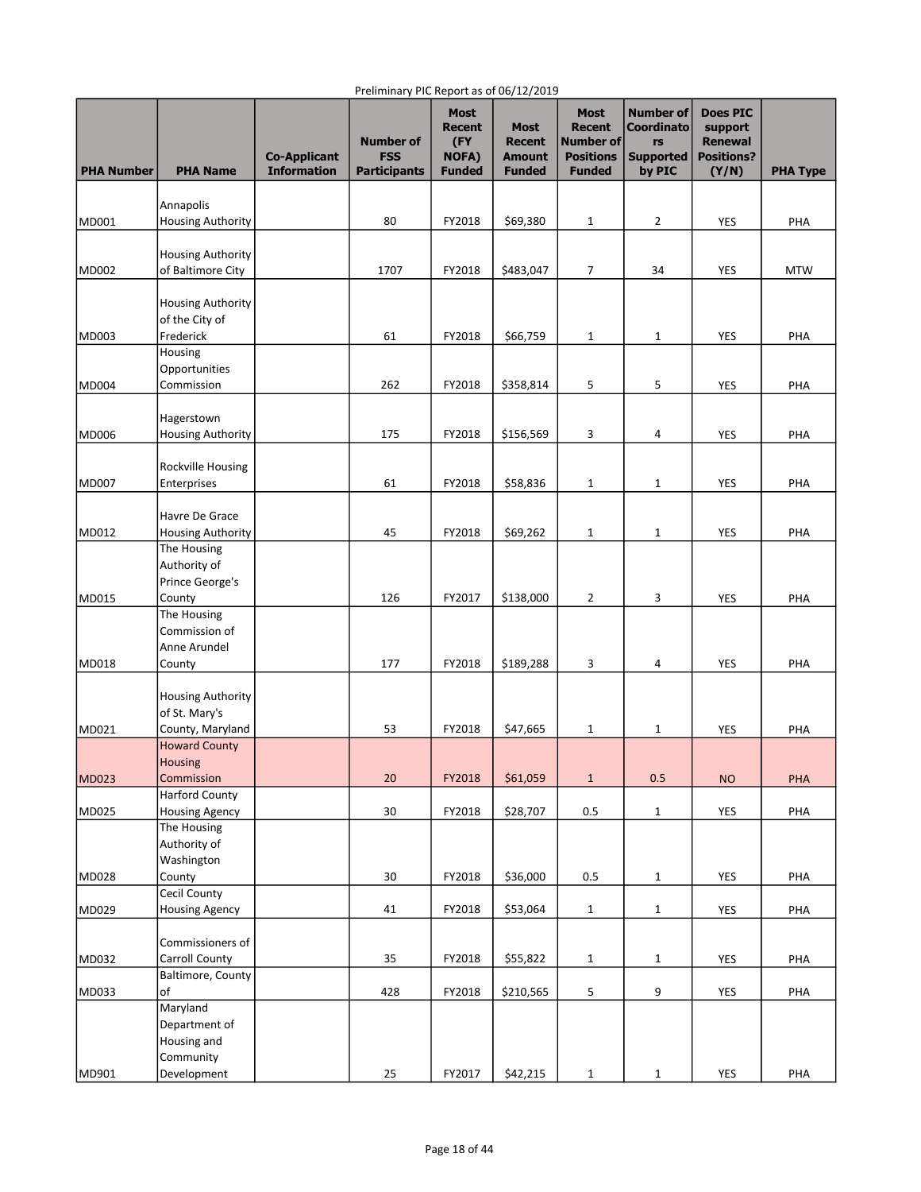Preliminary PIC Report as of 06/12/2019

| PHA Number | PHA Name | Co-Applicant Information | Number of FSS Participants | Most Recent (FY NOFA) Funded | Most Recent Amount Funded | Most Recent Number of Positions Funded | Number of Coordinators Supported by PIC | Does PIC support Renewal Positions? (Y/N) | PHA Type |
|---|---|---|---|---|---|---|---|---|---|
| MD001 | Annapolis Housing Authority | | 80 | FY2018 | $69,380 | 1 | 2 | YES | PHA |
| MD002 | Housing Authority of Baltimore City | | 1707 | FY2018 | $483,047 | 7 | 34 | YES | MTW |
| MD003 | Housing Authority of the City of Frederick | | 61 | FY2018 | $66,759 | 1 | 1 | YES | PHA |
| MD004 | Housing Opportunities Commission | | 262 | FY2018 | $358,814 | 5 | 5 | YES | PHA |
| MD006 | Hagerstown Housing Authority | | 175 | FY2018 | $156,569 | 3 | 4 | YES | PHA |
| MD007 | Rockville Housing Enterprises | | 61 | FY2018 | $58,836 | 1 | 1 | YES | PHA |
| MD012 | Havre De Grace Housing Authority | | 45 | FY2018 | $69,262 | 1 | 1 | YES | PHA |
| MD015 | The Housing Authority of Prince George's County | | 126 | FY2017 | $138,000 | 2 | 3 | YES | PHA |
| MD018 | The Housing Commission of Anne Arundel County | | 177 | FY2018 | $189,288 | 3 | 4 | YES | PHA |
| MD021 | Housing Authority of St. Mary's County, Maryland | | 53 | FY2018 | $47,665 | 1 | 1 | YES | PHA |
| MD023 | Howard County Housing Commission | | 20 | FY2018 | $61,059 | 1 | 0.5 | NO | PHA |
| MD025 | Harford County Housing Agency | | 30 | FY2018 | $28,707 | 0.5 | 1 | YES | PHA |
| MD028 | The Housing Authority of Washington County | | 30 | FY2018 | $36,000 | 0.5 | 1 | YES | PHA |
| MD029 | Cecil County Housing Agency | | 41 | FY2018 | $53,064 | 1 | 1 | YES | PHA |
| MD032 | Commissioners of Carroll County | | 35 | FY2018 | $55,822 | 1 | 1 | YES | PHA |
| MD033 | Baltimore, County of | | 428 | FY2018 | $210,565 | 5 | 9 | YES | PHA |
| MD901 | Maryland Department of Housing and Community Development | | 25 | FY2017 | $42,215 | 1 | 1 | YES | PHA |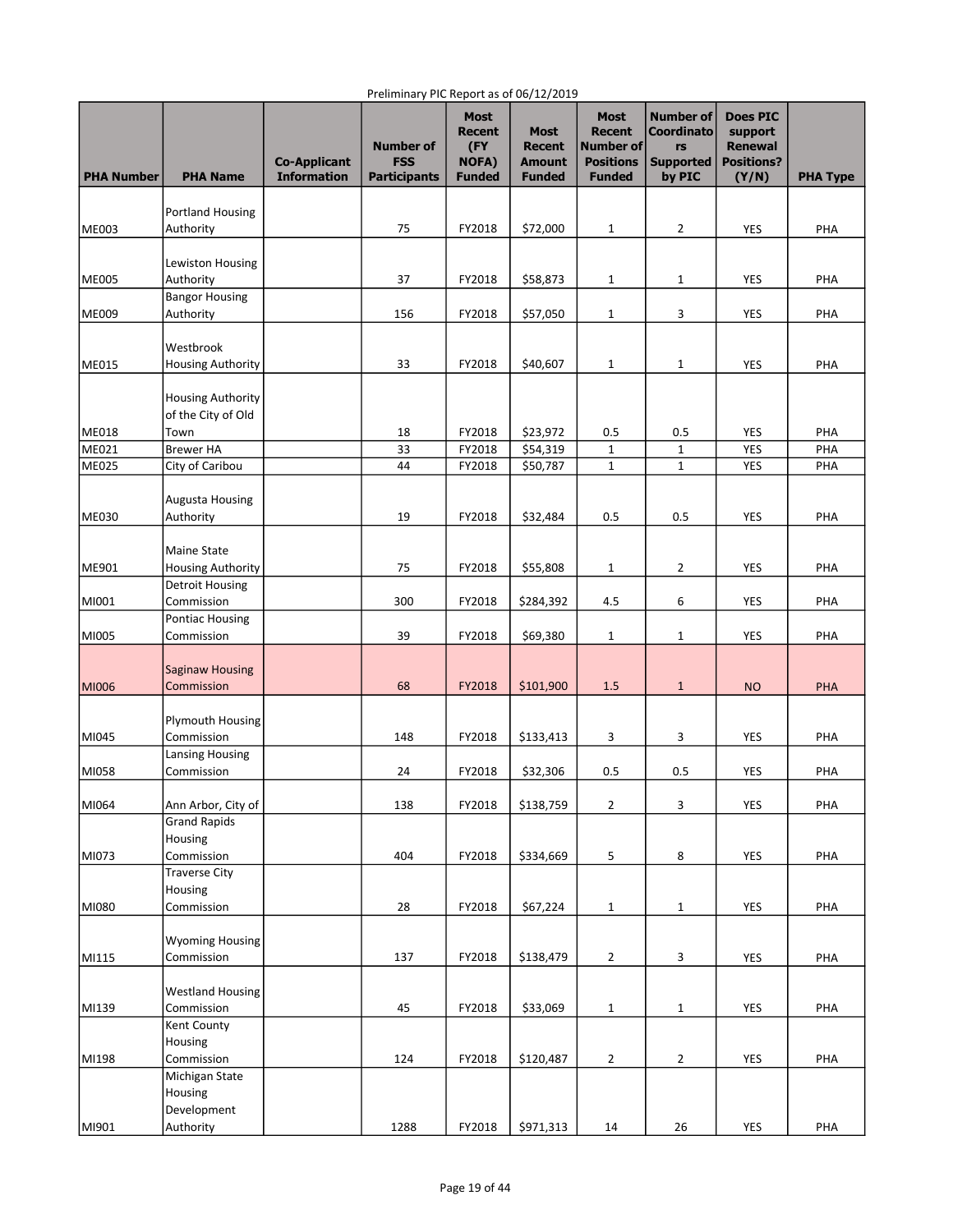Preliminary PIC Report as of 06/12/2019

| PHA Number | PHA Name | Co-Applicant Information | Number of FSS Participants | Most Recent (FY NOFA) Funded | Most Recent Amount Funded | Most Recent Number of Positions Funded | Number of Coordinators Supported by PIC | Does PIC support Renewal Positions? (Y/N) | PHA Type |
|---|---|---|---|---|---|---|---|---|---|
| ME003 | Portland Housing Authority | | 75 | FY2018 | $72,000 | 1 | 2 | YES | PHA |
| ME005 | Lewiston Housing Authority | | 37 | FY2018 | $58,873 | 1 | 1 | YES | PHA |
| ME009 | Bangor Housing Authority | | 156 | FY2018 | $57,050 | 1 | 3 | YES | PHA |
| ME015 | Westbrook Housing Authority | | 33 | FY2018 | $40,607 | 1 | 1 | YES | PHA |
| ME018 | Housing Authority of the City of Old Town | | 18 | FY2018 | $23,972 | 0.5 | 0.5 | YES | PHA |
| ME021 | Brewer HA | | 33 | FY2018 | $54,319 | 1 | 1 | YES | PHA |
| ME025 | City of Caribou | | 44 | FY2018 | $50,787 | 1 | 1 | YES | PHA |
| ME030 | Augusta Housing Authority | | 19 | FY2018 | $32,484 | 0.5 | 0.5 | YES | PHA |
| ME901 | Maine State Housing Authority | | 75 | FY2018 | $55,808 | 1 | 2 | YES | PHA |
| MI001 | Detroit Housing Commission | | 300 | FY2018 | $284,392 | 4.5 | 6 | YES | PHA |
| MI005 | Pontiac Housing Commission | | 39 | FY2018 | $69,380 | 1 | 1 | YES | PHA |
| MI006 | Saginaw Housing Commission | | 68 | FY2018 | $101,900 | 1.5 | 1 | NO | PHA |
| MI045 | Plymouth Housing Commission | | 148 | FY2018 | $133,413 | 3 | 3 | YES | PHA |
| MI058 | Lansing Housing Commission | | 24 | FY2018 | $32,306 | 0.5 | 0.5 | YES | PHA |
| MI064 | Ann Arbor, City of | | 138 | FY2018 | $138,759 | 2 | 3 | YES | PHA |
| MI073 | Grand Rapids Housing Commission | | 404 | FY2018 | $334,669 | 5 | 8 | YES | PHA |
| MI080 | Traverse City Housing Commission | | 28 | FY2018 | $67,224 | 1 | 1 | YES | PHA |
| MI115 | Wyoming Housing Commission | | 137 | FY2018 | $138,479 | 2 | 3 | YES | PHA |
| MI139 | Westland Housing Commission | | 45 | FY2018 | $33,069 | 1 | 1 | YES | PHA |
| MI198 | Kent County Housing Commission | | 124 | FY2018 | $120,487 | 2 | 2 | YES | PHA |
| MI901 | Michigan State Housing Development Authority | | 1288 | FY2018 | $971,313 | 14 | 26 | YES | PHA |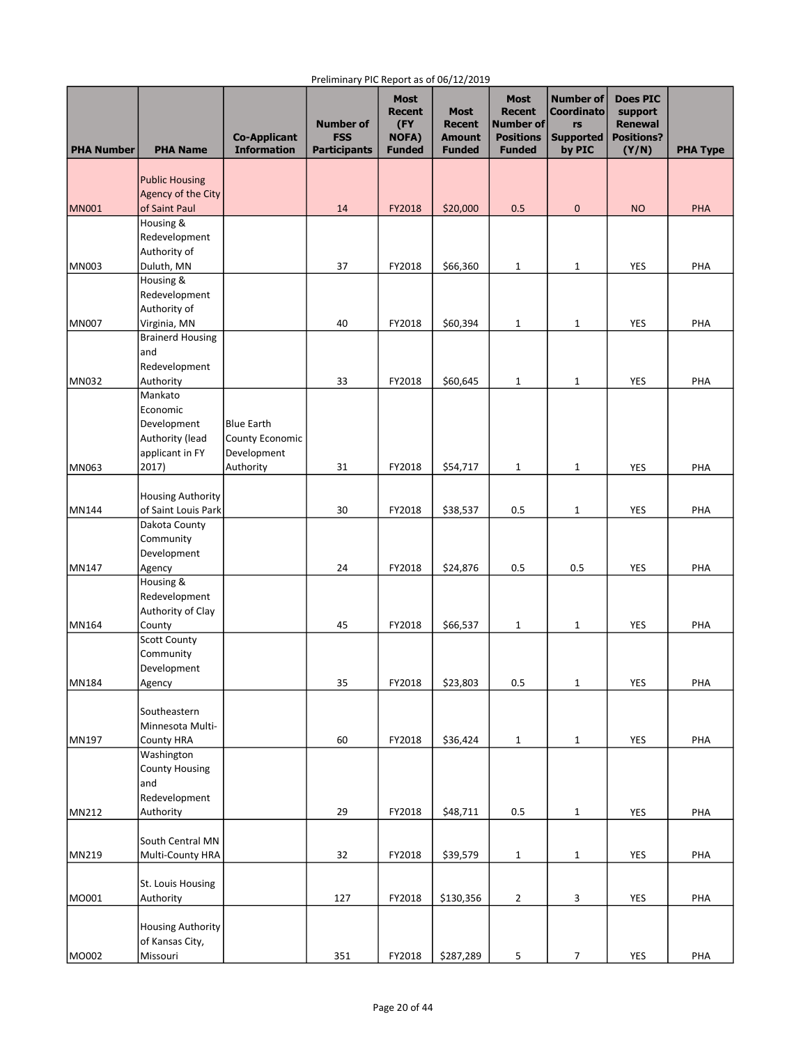Preliminary PIC Report as of 06/12/2019

| PHA Number | PHA Name | Co-Applicant Information | Number of FSS Participants | Most Recent (FY NOFA) Funded | Most Recent Amount Funded | Most Recent Number of Positions Funded | Number of Coordinators Supported by PIC | Does PIC support Renewal Positions? (Y/N) | PHA Type |
|---|---|---|---|---|---|---|---|---|---|
| MN001 | Public Housing Agency of the City of Saint Paul | | 14 | FY2018 | $20,000 | 0.5 | 0 | NO | PHA |
| MN003 | Housing & Redevelopment Authority of Duluth, MN | | 37 | FY2018 | $66,360 | 1 | 1 | YES | PHA |
| MN007 | Housing & Redevelopment Authority of Virginia, MN | | 40 | FY2018 | $60,394 | 1 | 1 | YES | PHA |
| MN032 | Brainerd Housing and Redevelopment Authority | | 33 | FY2018 | $60,645 | 1 | 1 | YES | PHA |
| MN063 | Mankato Economic Development Authority (lead applicant in FY 2017) | Blue Earth County Economic Development Authority | 31 | FY2018 | $54,717 | 1 | 1 | YES | PHA |
| MN144 | Housing Authority of Saint Louis Park | | 30 | FY2018 | $38,537 | 0.5 | 1 | YES | PHA |
| MN147 | Dakota County Community Development Agency | | 24 | FY2018 | $24,876 | 0.5 | 0.5 | YES | PHA |
| MN164 | Housing & Redevelopment Authority of Clay County | | 45 | FY2018 | $66,537 | 1 | 1 | YES | PHA |
| MN184 | Scott County Community Development Agency | | 35 | FY2018 | $23,803 | 0.5 | 1 | YES | PHA |
| MN197 | Southeastern Minnesota Multi-County HRA | | 60 | FY2018 | $36,424 | 1 | 1 | YES | PHA |
| MN212 | Washington County Housing and Redevelopment Authority | | 29 | FY2018 | $48,711 | 0.5 | 1 | YES | PHA |
| MN219 | South Central MN Multi-County HRA | | 32 | FY2018 | $39,579 | 1 | 1 | YES | PHA |
| MO001 | St. Louis Housing Authority | | 127 | FY2018 | $130,356 | 2 | 3 | YES | PHA |
| MO002 | Housing Authority of Kansas City, Missouri | | 351 | FY2018 | $287,289 | 5 | 7 | YES | PHA |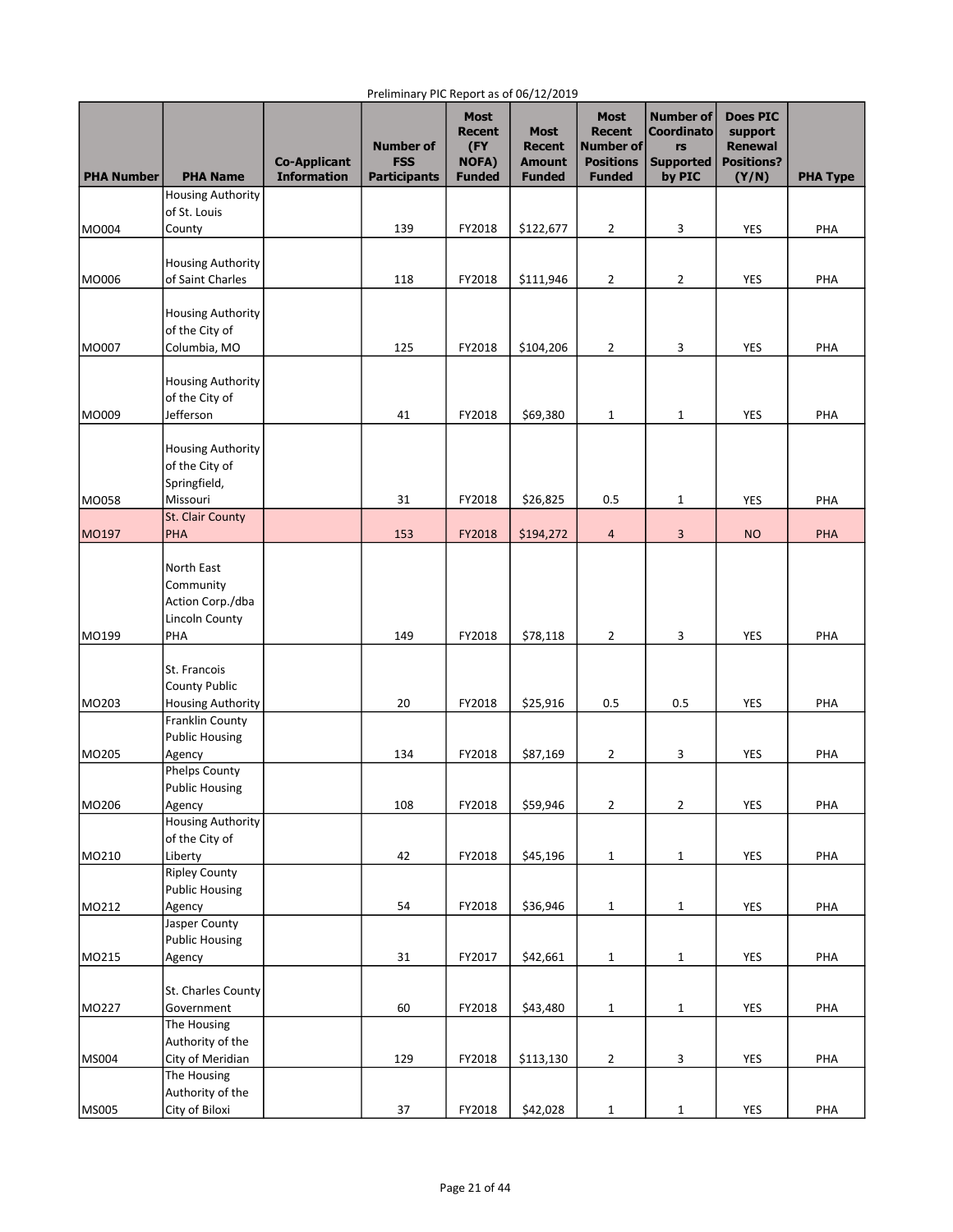Preliminary PIC Report as of 06/12/2019

| PHA Number | PHA Name | Co-Applicant Information | Number of FSS Participants | Most Recent (FY NOFA) Funded | Most Recent Amount Funded | Most Recent Number of Positions Funded | Number of Coordinators Supported by PIC | Does PIC support Renewal Positions? (Y/N) | PHA Type |
|---|---|---|---|---|---|---|---|---|---|
| MO004 | Housing Authority of St. Louis County | | 139 | FY2018 | $122,677 | 2 | 3 | YES | PHA |
| MO006 | Housing Authority of Saint Charles | | 118 | FY2018 | $111,946 | 2 | 2 | YES | PHA |
| MO007 | Housing Authority of the City of Columbia, MO | | 125 | FY2018 | $104,206 | 2 | 3 | YES | PHA |
| MO009 | Housing Authority of the City of Jefferson | | 41 | FY2018 | $69,380 | 1 | 1 | YES | PHA |
| MO058 | Housing Authority of the City of Springfield, Missouri | | 31 | FY2018 | $26,825 | 0.5 | 1 | YES | PHA |
| MO197 | St. Clair County PHA | | 153 | FY2018 | $194,272 | 4 | 3 | NO | PHA |
| MO199 | North East Community Action Corp./dba Lincoln County PHA | | 149 | FY2018 | $78,118 | 2 | 3 | YES | PHA |
| MO203 | St. Francois County Public Housing Authority | | 20 | FY2018 | $25,916 | 0.5 | 0.5 | YES | PHA |
| MO205 | Franklin County Public Housing Agency | | 134 | FY2018 | $87,169 | 2 | 3 | YES | PHA |
| MO206 | Phelps County Public Housing Agency | | 108 | FY2018 | $59,946 | 2 | 2 | YES | PHA |
| MO210 | Housing Authority of the City of Liberty | | 42 | FY2018 | $45,196 | 1 | 1 | YES | PHA |
| MO212 | Ripley County Public Housing Agency | | 54 | FY2018 | $36,946 | 1 | 1 | YES | PHA |
| MO215 | Jasper County Public Housing Agency | | 31 | FY2017 | $42,661 | 1 | 1 | YES | PHA |
| MO227 | St. Charles County Government | | 60 | FY2018 | $43,480 | 1 | 1 | YES | PHA |
| MS004 | The Housing Authority of the City of Meridian | | 129 | FY2018 | $113,130 | 2 | 3 | YES | PHA |
| MS005 | The Housing Authority of the City of Biloxi | | 37 | FY2018 | $42,028 | 1 | 1 | YES | PHA |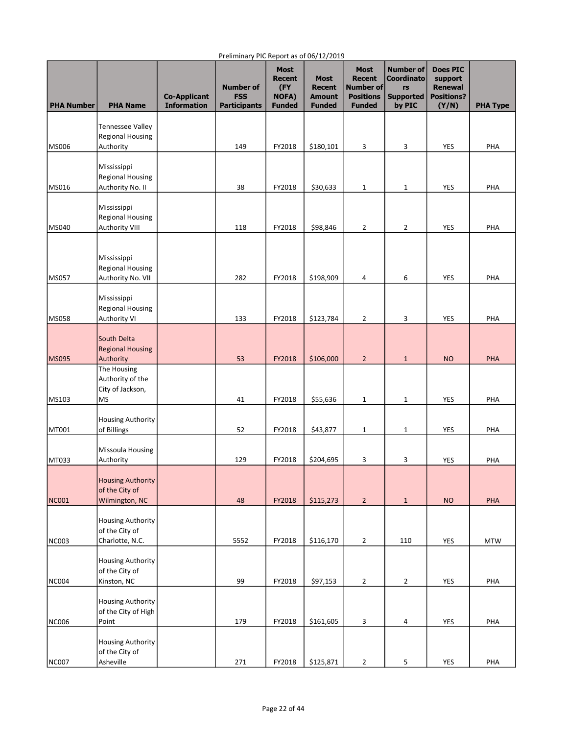Preliminary PIC Report as of 06/12/2019

| PHA Number | PHA Name | Co-Applicant Information | Number of FSS Participants | Most Recent (FY NOFA) Funded | Most Recent Amount Funded | Most Recent Number of Positions Funded | Number of Coordinators Supported by PIC | Does PIC support Renewal Positions? (Y/N) | PHA Type |
|---|---|---|---|---|---|---|---|---|---|
| MS006 | Tennessee Valley Regional Housing Authority | | 149 | FY2018 | $180,101 | 3 | 3 | YES | PHA |
| MS016 | Mississippi Regional Housing Authority No. II | | 38 | FY2018 | $30,633 | 1 | 1 | YES | PHA |
| MS040 | Mississippi Regional Housing Authority VIII | | 118 | FY2018 | $98,846 | 2 | 2 | YES | PHA |
| MS057 | Mississippi Regional Housing Authority No. VII | | 282 | FY2018 | $198,909 | 4 | 6 | YES | PHA |
| MS058 | Mississippi Regional Housing Authority VI | | 133 | FY2018 | $123,784 | 2 | 3 | YES | PHA |
| MS095 | South Delta Regional Housing Authority | | 53 | FY2018 | $106,000 | 2 | 1 | NO | PHA |
| MS103 | The Housing Authority of the City of Jackson, MS | | 41 | FY2018 | $55,636 | 1 | 1 | YES | PHA |
| MT001 | Housing Authority of Billings | | 52 | FY2018 | $43,877 | 1 | 1 | YES | PHA |
| MT033 | Missoula Housing Authority | | 129 | FY2018 | $204,695 | 3 | 3 | YES | PHA |
| NC001 | Housing Authority of the City of Wilmington, NC | | 48 | FY2018 | $115,273 | 2 | 1 | NO | PHA |
| NC003 | Housing Authority of the City of Charlotte, N.C. | | 5552 | FY2018 | $116,170 | 2 | 110 | YES | MTW |
| NC004 | Housing Authority of the City of Kinston, NC | | 99 | FY2018 | $97,153 | 2 | 2 | YES | PHA |
| NC006 | Housing Authority of the City of High Point | | 179 | FY2018 | $161,605 | 3 | 4 | YES | PHA |
| NC007 | Housing Authority of the City of Asheville | | 271 | FY2018 | $125,871 | 2 | 5 | YES | PHA |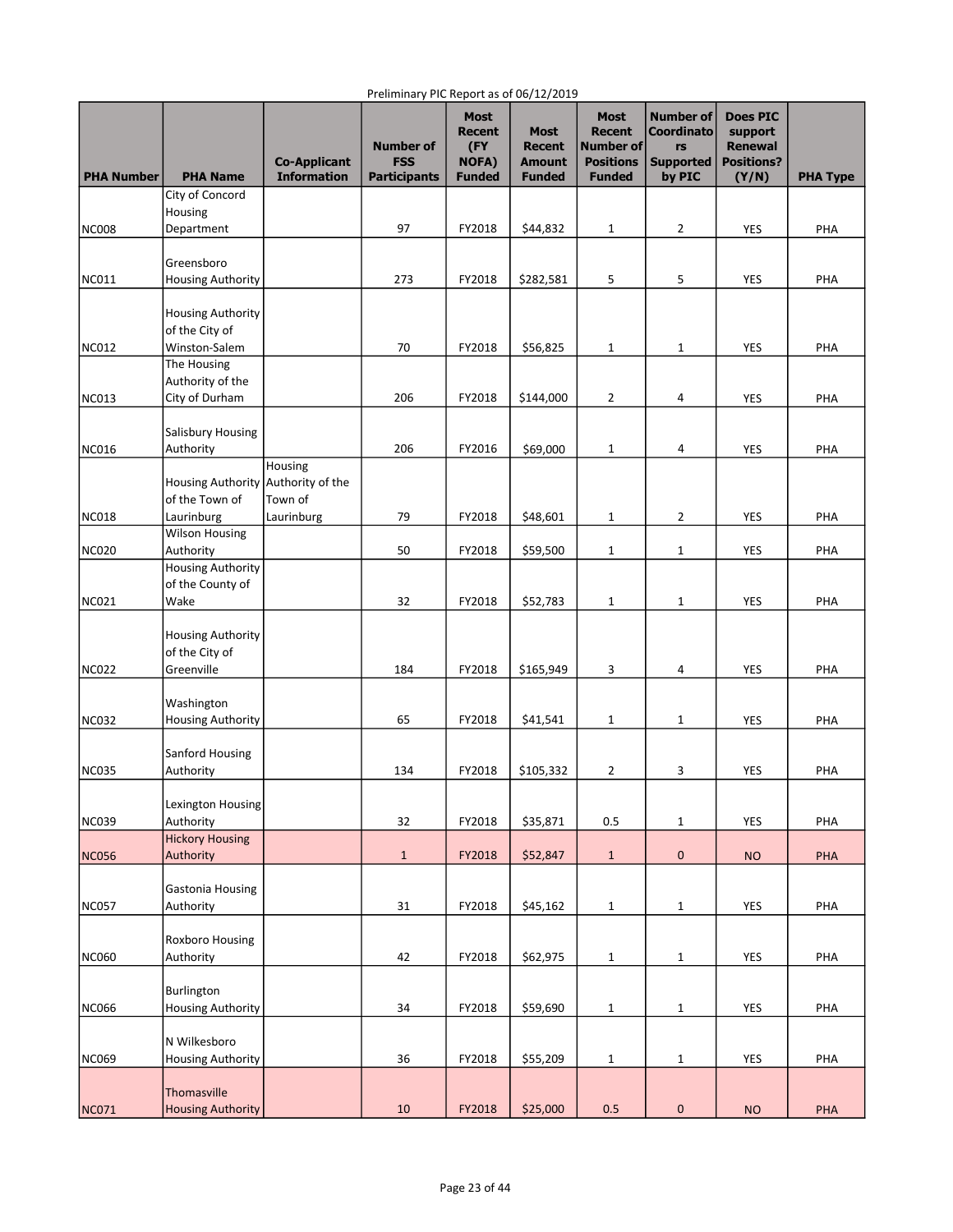Preliminary PIC Report as of 06/12/2019

| PHA Number | PHA Name | Co-Applicant Information | Number of FSS Participants | Most Recent (FY NOFA) Funded | Most Recent Amount Funded | Most Recent Number of Positions Funded | Number of Coordinators Supported by PIC | Does PIC support Renewal Positions? (Y/N) | PHA Type |
|---|---|---|---|---|---|---|---|---|---|
| NC008 | City of Concord Housing Department | | 97 | FY2018 | $44,832 | 1 | 2 | YES | PHA |
| NC011 | Greensboro Housing Authority | | 273 | FY2018 | $282,581 | 5 | 5 | YES | PHA |
| NC012 | Housing Authority of the City of Winston-Salem | | 70 | FY2018 | $56,825 | 1 | 1 | YES | PHA |
| NC013 | The Housing Authority of the City of Durham | | 206 | FY2018 | $144,000 | 2 | 4 | YES | PHA |
| NC016 | Salisbury Housing Authority | | 206 | FY2016 | $69,000 | 1 | 4 | YES | PHA |
| NC018 | Housing Authority of the Town of Laurinburg | Housing Authority of the Town of Laurinburg | 79 | FY2018 | $48,601 | 1 | 2 | YES | PHA |
| NC020 | Wilson Housing Authority | | 50 | FY2018 | $59,500 | 1 | 1 | YES | PHA |
| NC021 | Housing Authority of the County of Wake | | 32 | FY2018 | $52,783 | 1 | 1 | YES | PHA |
| NC022 | Housing Authority of the City of Greenville | | 184 | FY2018 | $165,949 | 3 | 4 | YES | PHA |
| NC032 | Washington Housing Authority | | 65 | FY2018 | $41,541 | 1 | 1 | YES | PHA |
| NC035 | Sanford Housing Authority | | 134 | FY2018 | $105,332 | 2 | 3 | YES | PHA |
| NC039 | Lexington Housing Authority | | 32 | FY2018 | $35,871 | 0.5 | 1 | YES | PHA |
| NC056 | Hickory Housing Authority | | 1 | FY2018 | $52,847 | 1 | 0 | NO | PHA |
| NC057 | Gastonia Housing Authority | | 31 | FY2018 | $45,162 | 1 | 1 | YES | PHA |
| NC060 | Roxboro Housing Authority | | 42 | FY2018 | $62,975 | 1 | 1 | YES | PHA |
| NC066 | Burlington Housing Authority | | 34 | FY2018 | $59,690 | 1 | 1 | YES | PHA |
| NC069 | N Wilkesboro Housing Authority | | 36 | FY2018 | $55,209 | 1 | 1 | YES | PHA |
| NC071 | Thomasville Housing Authority | | 10 | FY2018 | $25,000 | 0.5 | 0 | NO | PHA |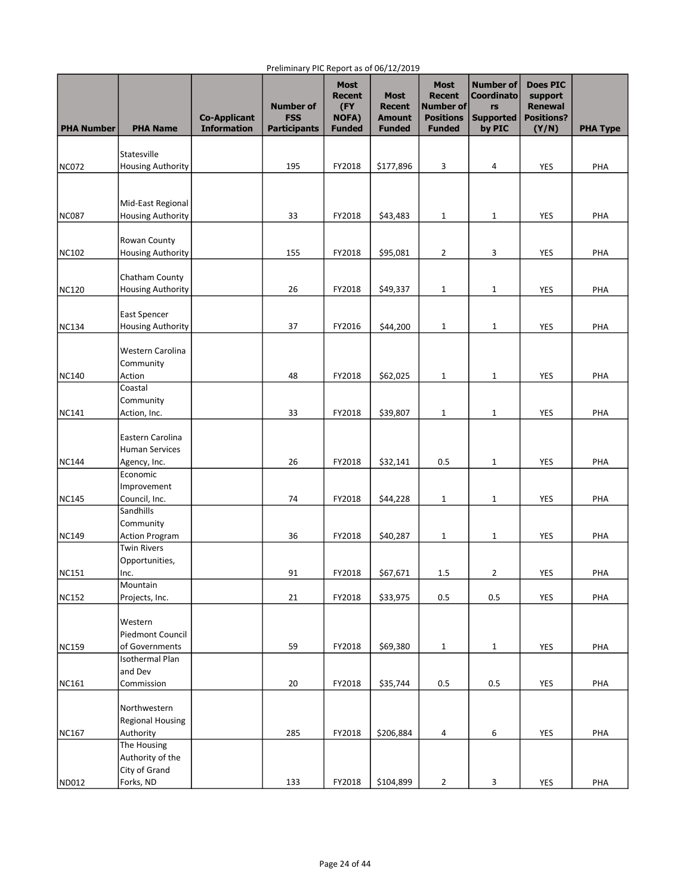Preliminary PIC Report as of 06/12/2019

| PHA Number | PHA Name | Co-Applicant Information | Number of FSS Participants | Most Recent (FY NOFA) Funded | Most Recent Amount Funded | Most Recent Number of Positions Funded | Number of Coordinators Supported by PIC | Does PIC support Renewal Positions? (Y/N) | PHA Type |
|---|---|---|---|---|---|---|---|---|---|
| NC072 | Statesville Housing Authority | | 195 | FY2018 | $177,896 | 3 | 4 | YES | PHA |
| NC087 | Mid-East Regional Housing Authority | | 33 | FY2018 | $43,483 | 1 | 1 | YES | PHA |
| NC102 | Rowan County Housing Authority | | 155 | FY2018 | $95,081 | 2 | 3 | YES | PHA |
| NC120 | Chatham County Housing Authority | | 26 | FY2018 | $49,337 | 1 | 1 | YES | PHA |
| NC134 | East Spencer Housing Authority | | 37 | FY2016 | $44,200 | 1 | 1 | YES | PHA |
| NC140 | Western Carolina Community Action | | 48 | FY2018 | $62,025 | 1 | 1 | YES | PHA |
| NC141 | Coastal Community Action, Inc. | | 33 | FY2018 | $39,807 | 1 | 1 | YES | PHA |
| NC144 | Eastern Carolina Human Services Agency, Inc. | | 26 | FY2018 | $32,141 | 0.5 | 1 | YES | PHA |
| NC145 | Economic Improvement Council, Inc. | | 74 | FY2018 | $44,228 | 1 | 1 | YES | PHA |
| NC149 | Sandhills Community Action Program | | 36 | FY2018 | $40,287 | 1 | 1 | YES | PHA |
| NC151 | Twin Rivers Opportunities, Inc. | | 91 | FY2018 | $67,671 | 1.5 | 2 | YES | PHA |
| NC152 | Mountain Projects, Inc. | | 21 | FY2018 | $33,975 | 0.5 | 0.5 | YES | PHA |
| NC159 | Western Piedmont Council of Governments | | 59 | FY2018 | $69,380 | 1 | 1 | YES | PHA |
| NC161 | Isothermal Plan and Dev Commission | | 20 | FY2018 | $35,744 | 0.5 | 0.5 | YES | PHA |
| NC167 | Northwestern Regional Housing Authority | | 285 | FY2018 | $206,884 | 4 | 6 | YES | PHA |
| ND012 | The Housing Authority of the City of Grand Forks, ND | | 133 | FY2018 | $104,899 | 2 | 3 | YES | PHA |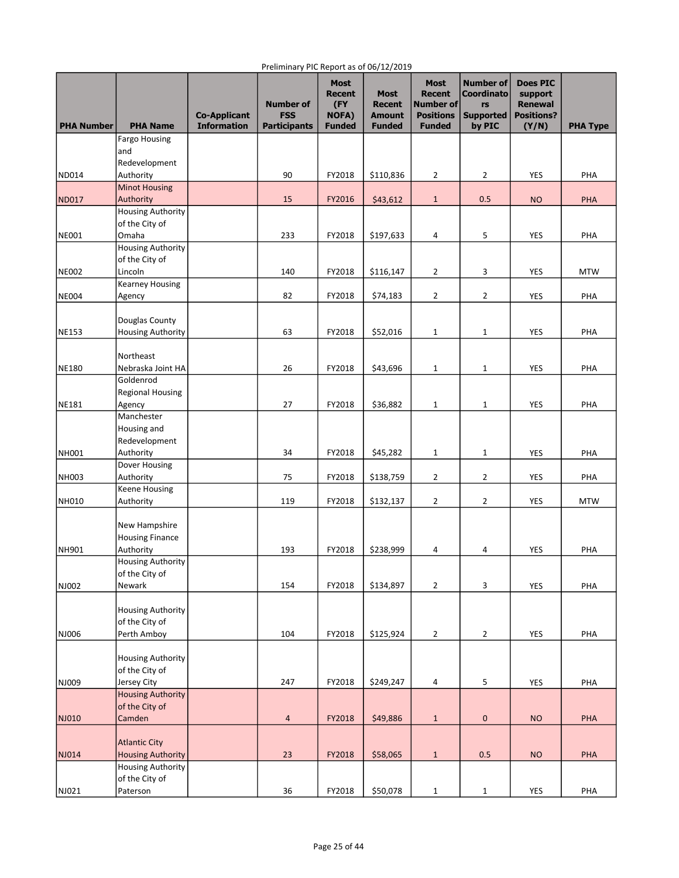Preliminary PIC Report as of 06/12/2019

| PHA Number | PHA Name | Co-Applicant Information | Number of FSS Participants | Most Recent (FY NOFA) Funded | Most Recent Amount Funded | Most Recent Number of Positions Funded | Number of Coordinators Supported by PIC | Does PIC support Renewal Positions? (Y/N) | PHA Type |
|---|---|---|---|---|---|---|---|---|---|
| ND014 | Fargo Housing and Redevelopment Authority | | 90 | FY2018 | $110,836 | 2 | 2 | YES | PHA |
| ND017 | Minot Housing Authority | | 15 | FY2016 | $43,612 | 1 | 0.5 | NO | PHA |
| NE001 | Housing Authority of the City of Omaha | | 233 | FY2018 | $197,633 | 4 | 5 | YES | PHA |
| NE002 | Housing Authority of the City of Lincoln | | 140 | FY2018 | $116,147 | 2 | 3 | YES | MTW |
| NE004 | Kearney Housing Agency | | 82 | FY2018 | $74,183 | 2 | 2 | YES | PHA |
| NE153 | Douglas County Housing Authority | | 63 | FY2018 | $52,016 | 1 | 1 | YES | PHA |
| NE180 | Northeast Nebraska Joint HA | | 26 | FY2018 | $43,696 | 1 | 1 | YES | PHA |
| NE181 | Goldenrod Regional Housing Agency | | 27 | FY2018 | $36,882 | 1 | 1 | YES | PHA |
| NH001 | Manchester Housing and Redevelopment Authority | | 34 | FY2018 | $45,282 | 1 | 1 | YES | PHA |
| NH003 | Dover Housing Authority | | 75 | FY2018 | $138,759 | 2 | 2 | YES | PHA |
| NH010 | Keene Housing Authority | | 119 | FY2018 | $132,137 | 2 | 2 | YES | MTW |
| NH901 | New Hampshire Housing Finance Authority | | 193 | FY2018 | $238,999 | 4 | 4 | YES | PHA |
| NJ002 | Housing Authority of the City of Newark | | 154 | FY2018 | $134,897 | 2 | 3 | YES | PHA |
| NJ006 | Housing Authority of the City of Perth Amboy | | 104 | FY2018 | $125,924 | 2 | 2 | YES | PHA |
| NJ009 | Housing Authority of the City of Jersey City | | 247 | FY2018 | $249,247 | 4 | 5 | YES | PHA |
| NJ010 | Housing Authority of the City of Camden | | 4 | FY2018 | $49,886 | 1 | 0 | NO | PHA |
| NJ014 | Atlantic City Housing Authority | | 23 | FY2018 | $58,065 | 1 | 0.5 | NO | PHA |
| NJ021 | Housing Authority of the City of Paterson | | 36 | FY2018 | $50,078 | 1 | 1 | YES | PHA |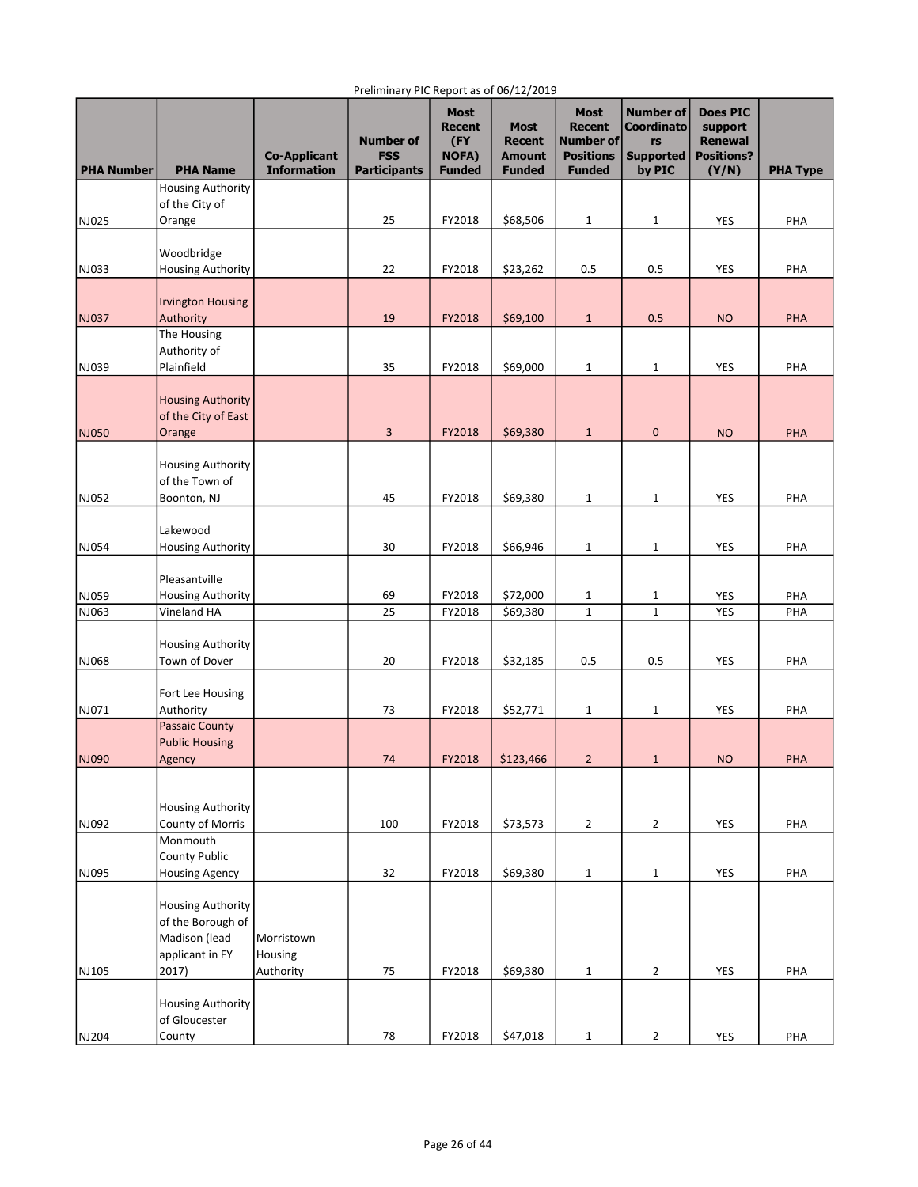Preliminary PIC Report as of 06/12/2019

| PHA Number | PHA Name | Co-Applicant Information | Number of FSS Participants | Most Recent (FY NOFA) Funded | Most Recent Amount Funded | Most Recent Number of Positions Funded | Number of Coordinators Supported by PIC | Does PIC support Renewal Positions? (Y/N) | PHA Type |
|---|---|---|---|---|---|---|---|---|---|
| NJ025 | Housing Authority of the City of Orange | | 25 | FY2018 | $68,506 | 1 | 1 | YES | PHA |
| NJ033 | Woodbridge Housing Authority | | 22 | FY2018 | $23,262 | 0.5 | 0.5 | YES | PHA |
| NJ037 | Irvington Housing Authority | | 19 | FY2018 | $69,100 | 1 | 0.5 | NO | PHA |
| NJ039 | The Housing Authority of Plainfield | | 35 | FY2018 | $69,000 | 1 | 1 | YES | PHA |
| NJ050 | Housing Authority of the City of East Orange | | 3 | FY2018 | $69,380 | 1 | 0 | NO | PHA |
| NJ052 | Housing Authority of the Town of Boonton, NJ | | 45 | FY2018 | $69,380 | 1 | 1 | YES | PHA |
| NJ054 | Lakewood Housing Authority | | 30 | FY2018 | $66,946 | 1 | 1 | YES | PHA |
| NJ059 | Pleasantville Housing Authority | | 69 | FY2018 | $72,000 | 1 | 1 | YES | PHA |
| NJ063 | Vineland HA | | 25 | FY2018 | $69,380 | 1 | 1 | YES | PHA |
| NJ068 | Housing Authority Town of Dover | | 20 | FY2018 | $32,185 | 0.5 | 0.5 | YES | PHA |
| NJ071 | Fort Lee Housing Authority | | 73 | FY2018 | $52,771 | 1 | 1 | YES | PHA |
| NJ090 | Passaic County Public Housing Agency | | 74 | FY2018 | $123,466 | 2 | 1 | NO | PHA |
| NJ092 | Housing Authority County of Morris | | 100 | FY2018 | $73,573 | 2 | 2 | YES | PHA |
| NJ095 | Monmouth County Public Housing Agency | | 32 | FY2018 | $69,380 | 1 | 1 | YES | PHA |
| NJ105 | Housing Authority of the Borough of Madison (lead applicant in FY 2017) | Morristown Housing Authority | 75 | FY2018 | $69,380 | 1 | 2 | YES | PHA |
| NJ204 | Housing Authority of Gloucester County | | 78 | FY2018 | $47,018 | 1 | 2 | YES | PHA |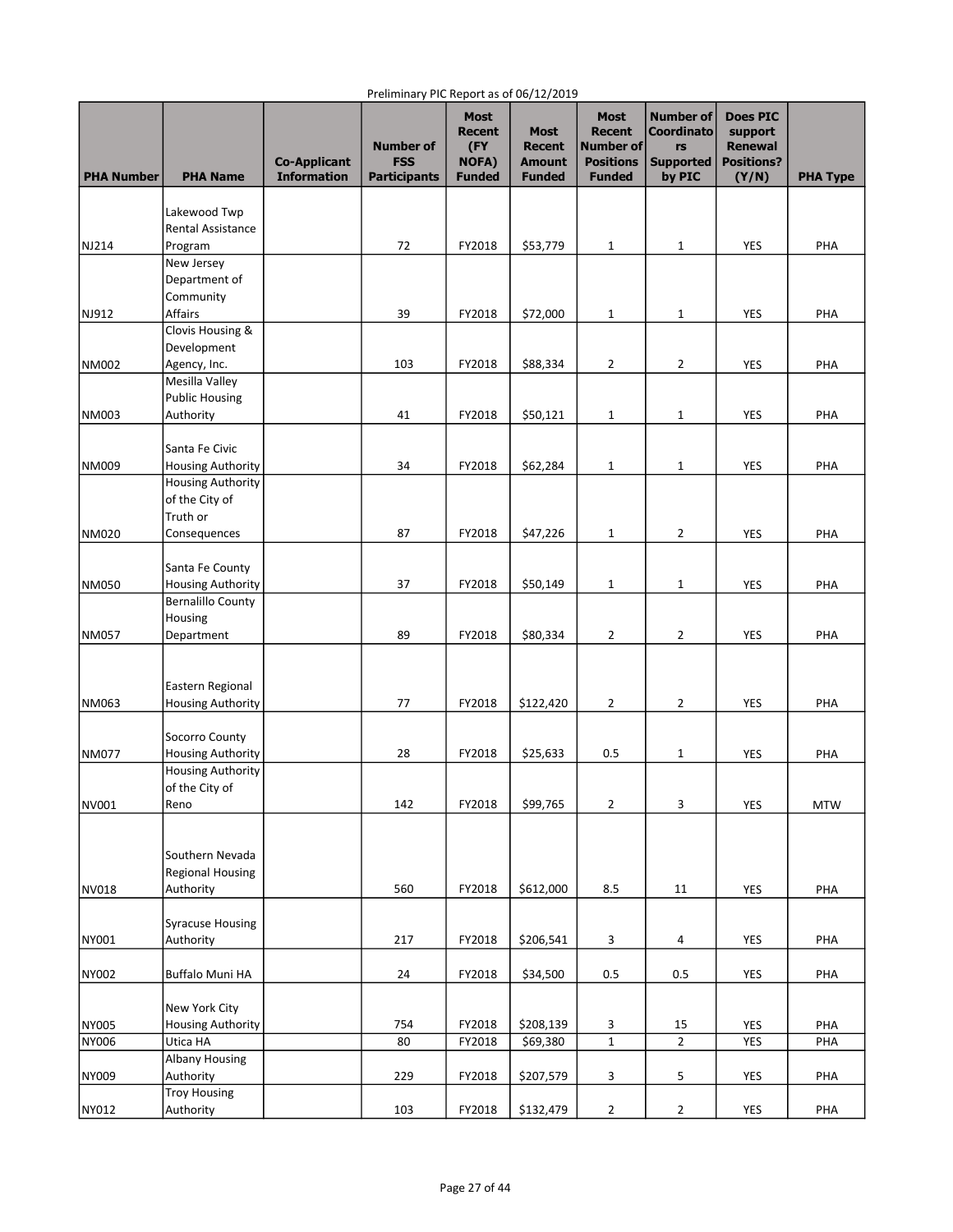Preliminary PIC Report as of 06/12/2019

| PHA Number | PHA Name | Co-Applicant Information | Number of FSS Participants | Most Recent (FY NOFA) Funded | Most Recent Amount Funded | Most Recent Number of Positions Funded | Number of Coordinators Supported by PIC | Does PIC support Renewal Positions? (Y/N) | PHA Type |
|---|---|---|---|---|---|---|---|---|---|
| NJ214 | Lakewood Twp Rental Assistance Program | | 72 | FY2018 | $53,779 | 1 | 1 | YES | PHA |
| NJ912 | New Jersey Department of Community Affairs | | 39 | FY2018 | $72,000 | 1 | 1 | YES | PHA |
| NM002 | Clovis Housing & Development Agency, Inc. | | 103 | FY2018 | $88,334 | 2 | 2 | YES | PHA |
| NM003 | Mesilla Valley Public Housing Authority | | 41 | FY2018 | $50,121 | 1 | 1 | YES | PHA |
| NM009 | Santa Fe Civic Housing Authority | | 34 | FY2018 | $62,284 | 1 | 1 | YES | PHA |
| NM020 | Housing Authority of the City of Truth or Consequences | | 87 | FY2018 | $47,226 | 1 | 2 | YES | PHA |
| NM050 | Santa Fe County Housing Authority | | 37 | FY2018 | $50,149 | 1 | 1 | YES | PHA |
| NM057 | Bernalillo County Housing Department | | 89 | FY2018 | $80,334 | 2 | 2 | YES | PHA |
| NM063 | Eastern Regional Housing Authority | | 77 | FY2018 | $122,420 | 2 | 2 | YES | PHA |
| NM077 | Socorro County Housing Authority | | 28 | FY2018 | $25,633 | 0.5 | 1 | YES | PHA |
| NV001 | Housing Authority of the City of Reno | | 142 | FY2018 | $99,765 | 2 | 3 | YES | MTW |
| NV018 | Southern Nevada Regional Housing Authority | | 560 | FY2018 | $612,000 | 8.5 | 11 | YES | PHA |
| NY001 | Syracuse Housing Authority | | 217 | FY2018 | $206,541 | 3 | 4 | YES | PHA |
| NY002 | Buffalo Muni HA | | 24 | FY2018 | $34,500 | 0.5 | 0.5 | YES | PHA |
| NY005 | New York City Housing Authority | | 754 | FY2018 | $208,139 | 3 | 15 | YES | PHA |
| NY006 | Utica HA | | 80 | FY2018 | $69,380 | 1 | 2 | YES | PHA |
| NY009 | Albany Housing Authority | | 229 | FY2018 | $207,579 | 3 | 5 | YES | PHA |
| NY012 | Troy Housing Authority | | 103 | FY2018 | $132,479 | 2 | 2 | YES | PHA |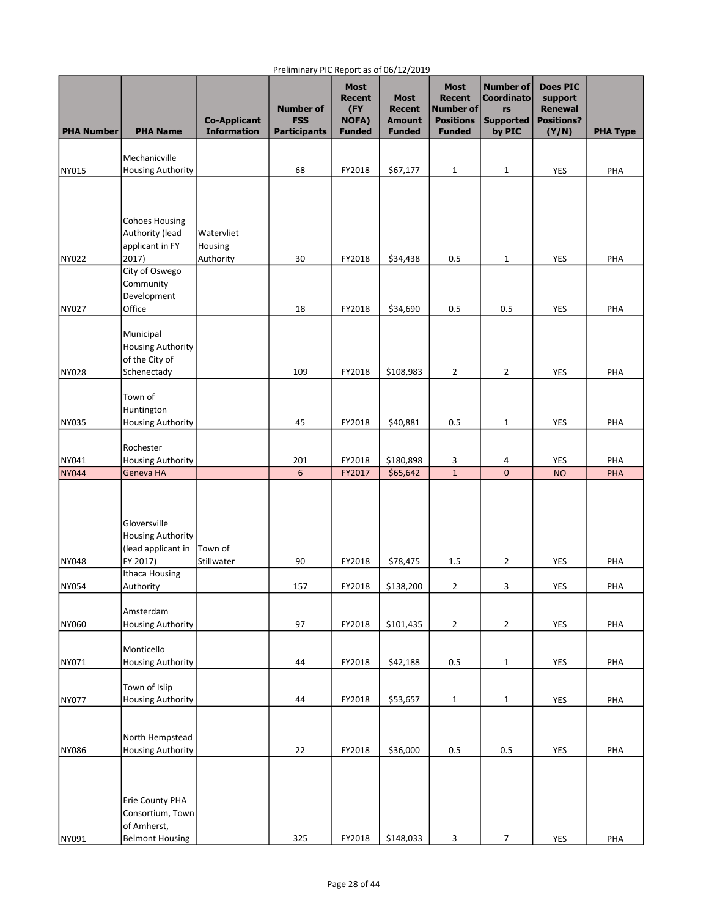Preliminary PIC Report as of 06/12/2019

| PHA Number | PHA Name | Co-Applicant Information | Number of FSS Participants | Most Recent (FY NOFA) Funded | Most Recent Amount Funded | Most Recent Number of Positions Funded | Number of Coordinators Supported by PIC | Does PIC support Renewal Positions? (Y/N) | PHA Type |
|---|---|---|---|---|---|---|---|---|---|
| NY015 | Mechanicville Housing Authority | | 68 | FY2018 | $67,177 | 1 | 1 | YES | PHA |
| NY022 | Cohoes Housing Authority (lead applicant in FY 2017) | Watervliet Housing Authority | 30 | FY2018 | $34,438 | 0.5 | 1 | YES | PHA |
| NY027 | City of Oswego Community Development Office | | 18 | FY2018 | $34,690 | 0.5 | 0.5 | YES | PHA |
| NY028 | Municipal Housing Authority of the City of Schenectady | | 109 | FY2018 | $108,983 | 2 | 2 | YES | PHA |
| NY035 | Town of Huntington Housing Authority | | 45 | FY2018 | $40,881 | 0.5 | 1 | YES | PHA |
| NY041 | Rochester Housing Authority | | 201 | FY2018 | $180,898 | 3 | 4 | YES | PHA |
| NY044 | Geneva HA | | 6 | FY2017 | $65,642 | 1 | 0 | NO | PHA |
| NY048 | Gloversville Housing Authority (lead applicant in FY 2017) | Town of Stillwater | 90 | FY2018 | $78,475 | 1.5 | 2 | YES | PHA |
| NY054 | Ithaca Housing Authority | | 157 | FY2018 | $138,200 | 2 | 3 | YES | PHA |
| NY060 | Amsterdam Housing Authority | | 97 | FY2018 | $101,435 | 2 | 2 | YES | PHA |
| NY071 | Monticello Housing Authority | | 44 | FY2018 | $42,188 | 0.5 | 1 | YES | PHA |
| NY077 | Town of Islip Housing Authority | | 44 | FY2018 | $53,657 | 1 | 1 | YES | PHA |
| NY086 | North Hempstead Housing Authority | | 22 | FY2018 | $36,000 | 0.5 | 0.5 | YES | PHA |
| NY091 | Erie County PHA Consortium, Town of Amherst, Belmont Housing | | 325 | FY2018 | $148,033 | 3 | 7 | YES | PHA |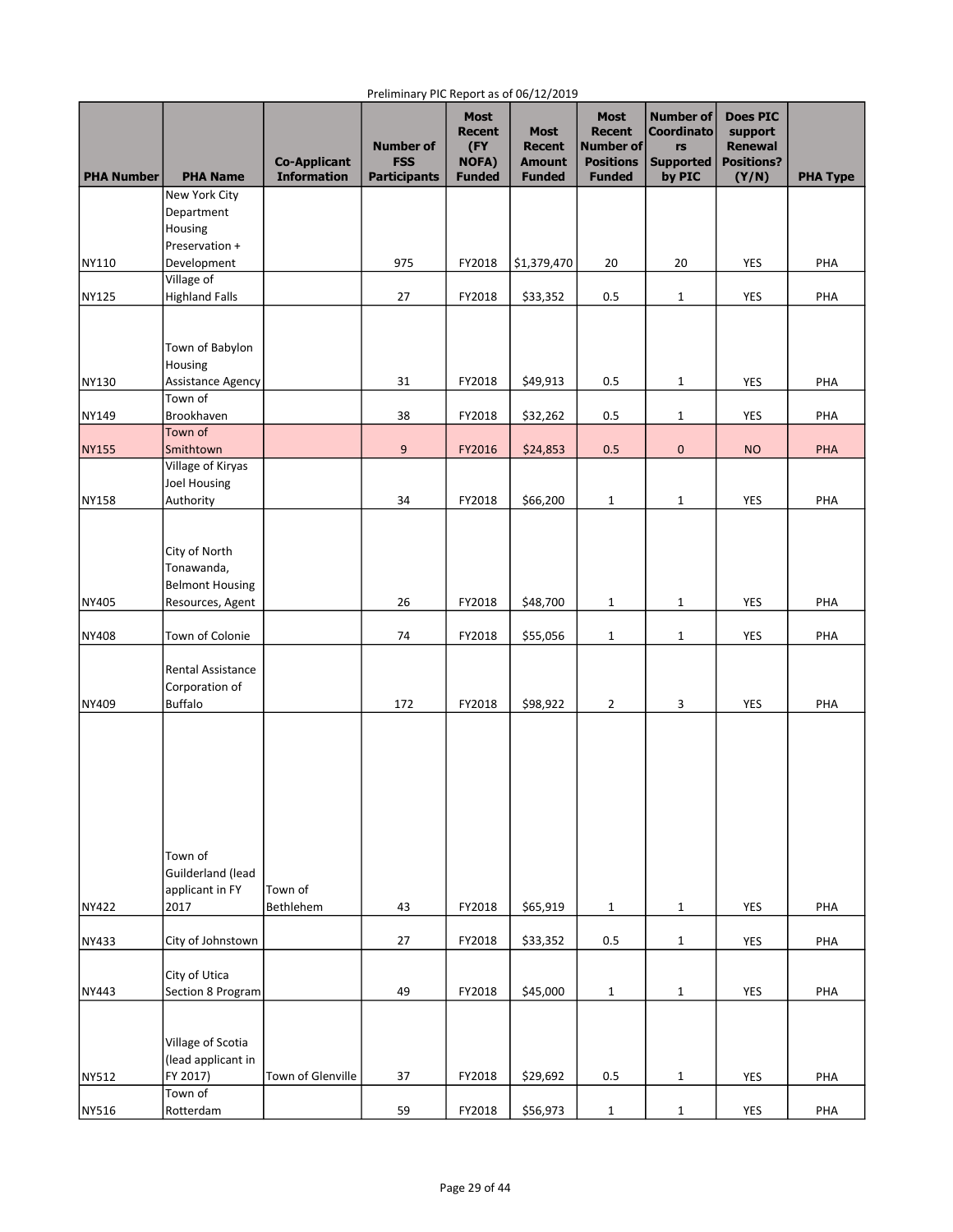Preliminary PIC Report as of 06/12/2019

| PHA Number | PHA Name | Co-Applicant Information | Number of FSS Participants | Most Recent (FY NOFA) Funded | Most Recent Amount Funded | Most Recent Number of Positions Funded | Number of Coordinators Supported by PIC | Does PIC support Renewal Positions? (Y/N) | PHA Type |
|---|---|---|---|---|---|---|---|---|---|
| NY110 | New York City Department Housing Preservation + Development | | 975 | FY2018 | $1,379,470 | 20 | 20 | YES | PHA |
| NY125 | Village of Highland Falls | | 27 | FY2018 | $33,352 | 0.5 | 1 | YES | PHA |
| NY130 | Town of Babylon Housing Assistance Agency | | 31 | FY2018 | $49,913 | 0.5 | 1 | YES | PHA |
| NY149 | Town of Brookhaven | | 38 | FY2018 | $32,262 | 0.5 | 1 | YES | PHA |
| NY155 | Town of Smithtown | | 9 | FY2016 | $24,853 | 0.5 | 0 | NO | PHA |
| NY158 | Village of Kiryas Joel Housing Authority | | 34 | FY2018 | $66,200 | 1 | 1 | YES | PHA |
| NY405 | City of North Tonawanda, Belmont Housing Resources, Agent | | 26 | FY2018 | $48,700 | 1 | 1 | YES | PHA |
| NY408 | Town of Colonie | | 74 | FY2018 | $55,056 | 1 | 1 | YES | PHA |
| NY409 | Rental Assistance Corporation of Buffalo | | 172 | FY2018 | $98,922 | 2 | 3 | YES | PHA |
| NY422 | Town of Guilderland (lead applicant in FY 2017 | Town of Bethlehem | 43 | FY2018 | $65,919 | 1 | 1 | YES | PHA |
| NY433 | City of Johnstown | | 27 | FY2018 | $33,352 | 0.5 | 1 | YES | PHA |
| NY443 | City of Utica Section 8 Program | | 49 | FY2018 | $45,000 | 1 | 1 | YES | PHA |
| NY512 | Village of Scotia (lead applicant in FY 2017) | Town of Glenville | 37 | FY2018 | $29,692 | 0.5 | 1 | YES | PHA |
| NY516 | Town of Rotterdam | | 59 | FY2018 | $56,973 | 1 | 1 | YES | PHA |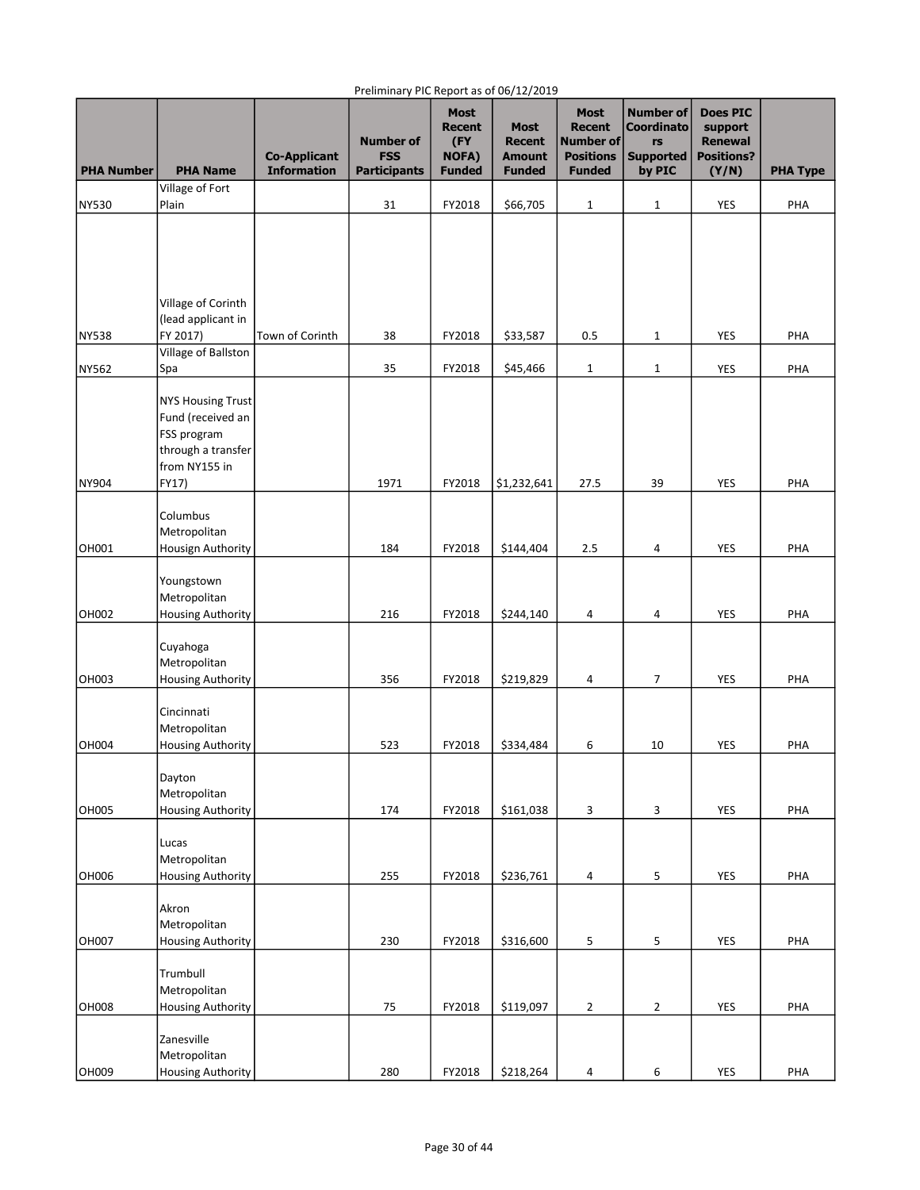Preliminary PIC Report as of 06/12/2019

| PHA Number | PHA Name | Co-Applicant Information | Number of FSS Participants | Most Recent (FY NOFA) Funded | Most Recent Amount Funded | Most Recent Number of Positions Funded | Number of Coordinators Supported by PIC | Does PIC support Renewal Positions? (Y/N) | PHA Type |
|---|---|---|---|---|---|---|---|---|---|
| NY530 | Village of Fort Plain | | 31 | FY2018 | $66,705 | 1 | 1 | YES | PHA |
| NY538 | Village of Corinth (lead applicant in FY 2017) | Town of Corinth | 38 | FY2018 | $33,587 | 0.5 | 1 | YES | PHA |
| NY562 | Village of Ballston Spa | | 35 | FY2018 | $45,466 | 1 | 1 | YES | PHA |
| NY904 | NYS Housing Trust Fund (received an FSS program through a transfer from NY155 in FY17) | | 1971 | FY2018 | $1,232,641 | 27.5 | 39 | YES | PHA |
| OH001 | Columbus Metropolitan Housign Authority | | 184 | FY2018 | $144,404 | 2.5 | 4 | YES | PHA |
| OH002 | Youngstown Metropolitan Housing Authority | | 216 | FY2018 | $244,140 | 4 | 4 | YES | PHA |
| OH003 | Cuyahoga Metropolitan Housing Authority | | 356 | FY2018 | $219,829 | 4 | 7 | YES | PHA |
| OH004 | Cincinnati Metropolitan Housing Authority | | 523 | FY2018 | $334,484 | 6 | 10 | YES | PHA |
| OH005 | Dayton Metropolitan Housing Authority | | 174 | FY2018 | $161,038 | 3 | 3 | YES | PHA |
| OH006 | Lucas Metropolitan Housing Authority | | 255 | FY2018 | $236,761 | 4 | 5 | YES | PHA |
| OH007 | Akron Metropolitan Housing Authority | | 230 | FY2018 | $316,600 | 5 | 5 | YES | PHA |
| OH008 | Trumbull Metropolitan Housing Authority | | 75 | FY2018 | $119,097 | 2 | 2 | YES | PHA |
| OH009 | Zanesville Metropolitan Housing Authority | | 280 | FY2018 | $218,264 | 4 | 6 | YES | PHA |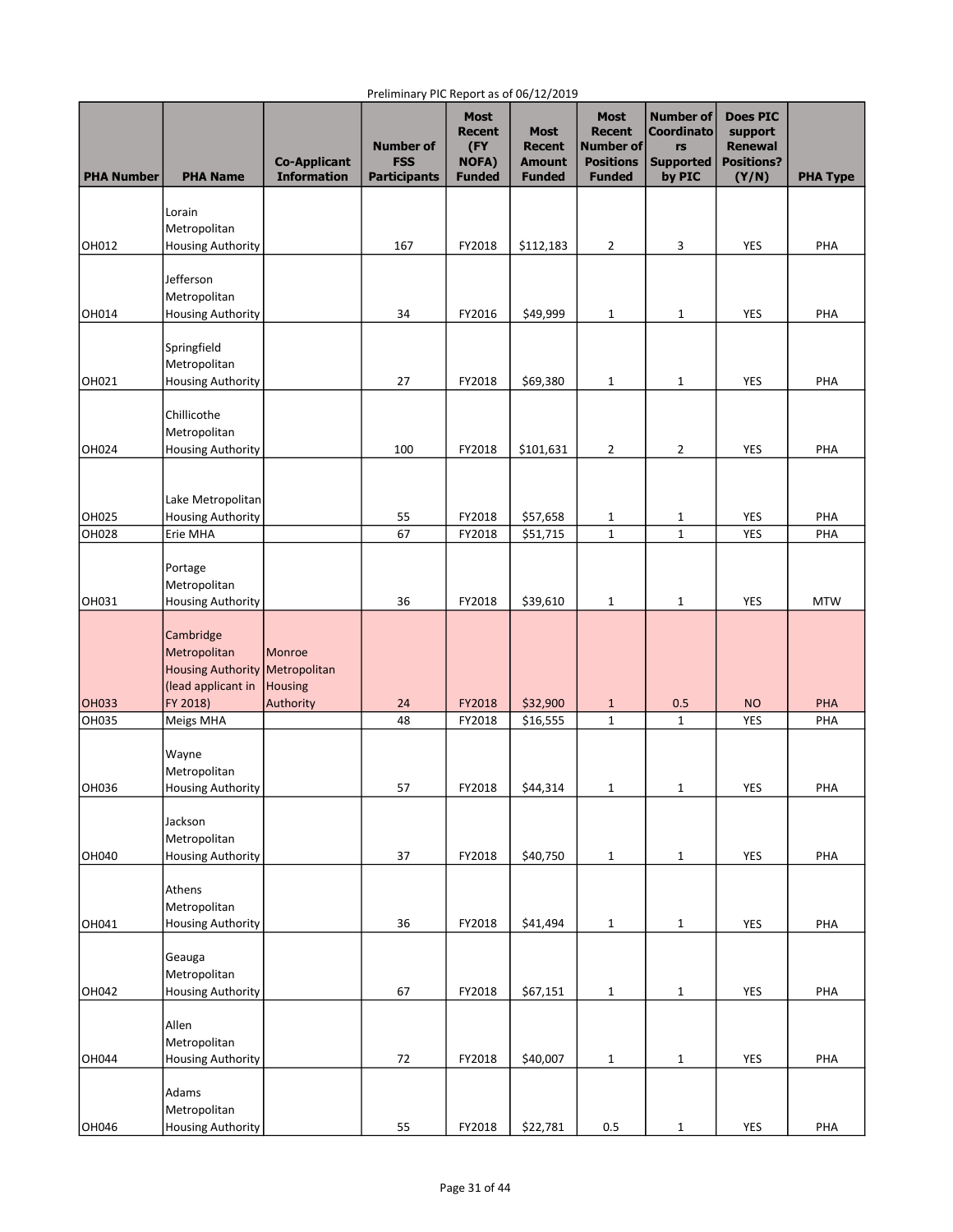Preliminary PIC Report as of 06/12/2019

| PHA Number | PHA Name | Co-Applicant Information | Number of FSS Participants | Most Recent (FY NOFA) Funded | Most Recent Amount Funded | Most Recent Number of Positions Funded | Number of Coordinators Supported by PIC | Does PIC support Renewal Positions? (Y/N) | PHA Type |
|---|---|---|---|---|---|---|---|---|---|
| OH012 | Lorain Metropolitan Housing Authority | | 167 | FY2018 | $112,183 | 2 | 3 | YES | PHA |
| OH014 | Jefferson Metropolitan Housing Authority | | 34 | FY2016 | $49,999 | 1 | 1 | YES | PHA |
| OH021 | Springfield Metropolitan Housing Authority | | 27 | FY2018 | $69,380 | 1 | 1 | YES | PHA |
| OH024 | Chillicothe Metropolitan Housing Authority | | 100 | FY2018 | $101,631 | 2 | 2 | YES | PHA |
| OH025 | Lake Metropolitan Housing Authority | | 55 | FY2018 | $57,658 | 1 | 1 | YES | PHA |
| OH028 | Erie MHA | | 67 | FY2018 | $51,715 | 1 | 1 | YES | PHA |
| OH031 | Portage Metropolitan Housing Authority | | 36 | FY2018 | $39,610 | 1 | 1 | YES | MTW |
| OH033 | Cambridge Metropolitan Housing Authority (lead applicant in FY 2018) | Monroe Metropolitan Housing Authority | 24 | FY2018 | $32,900 | 1 | 0.5 | NO | PHA |
| OH035 | Meigs MHA | | 48 | FY2018 | $16,555 | 1 | 1 | YES | PHA |
| OH036 | Wayne Metropolitan Housing Authority | | 57 | FY2018 | $44,314 | 1 | 1 | YES | PHA |
| OH040 | Jackson Metropolitan Housing Authority | | 37 | FY2018 | $40,750 | 1 | 1 | YES | PHA |
| OH041 | Athens Metropolitan Housing Authority | | 36 | FY2018 | $41,494 | 1 | 1 | YES | PHA |
| OH042 | Geauga Metropolitan Housing Authority | | 67 | FY2018 | $67,151 | 1 | 1 | YES | PHA |
| OH044 | Allen Metropolitan Housing Authority | | 72 | FY2018 | $40,007 | 1 | 1 | YES | PHA |
| OH046 | Adams Metropolitan Housing Authority | | 55 | FY2018 | $22,781 | 0.5 | 1 | YES | PHA |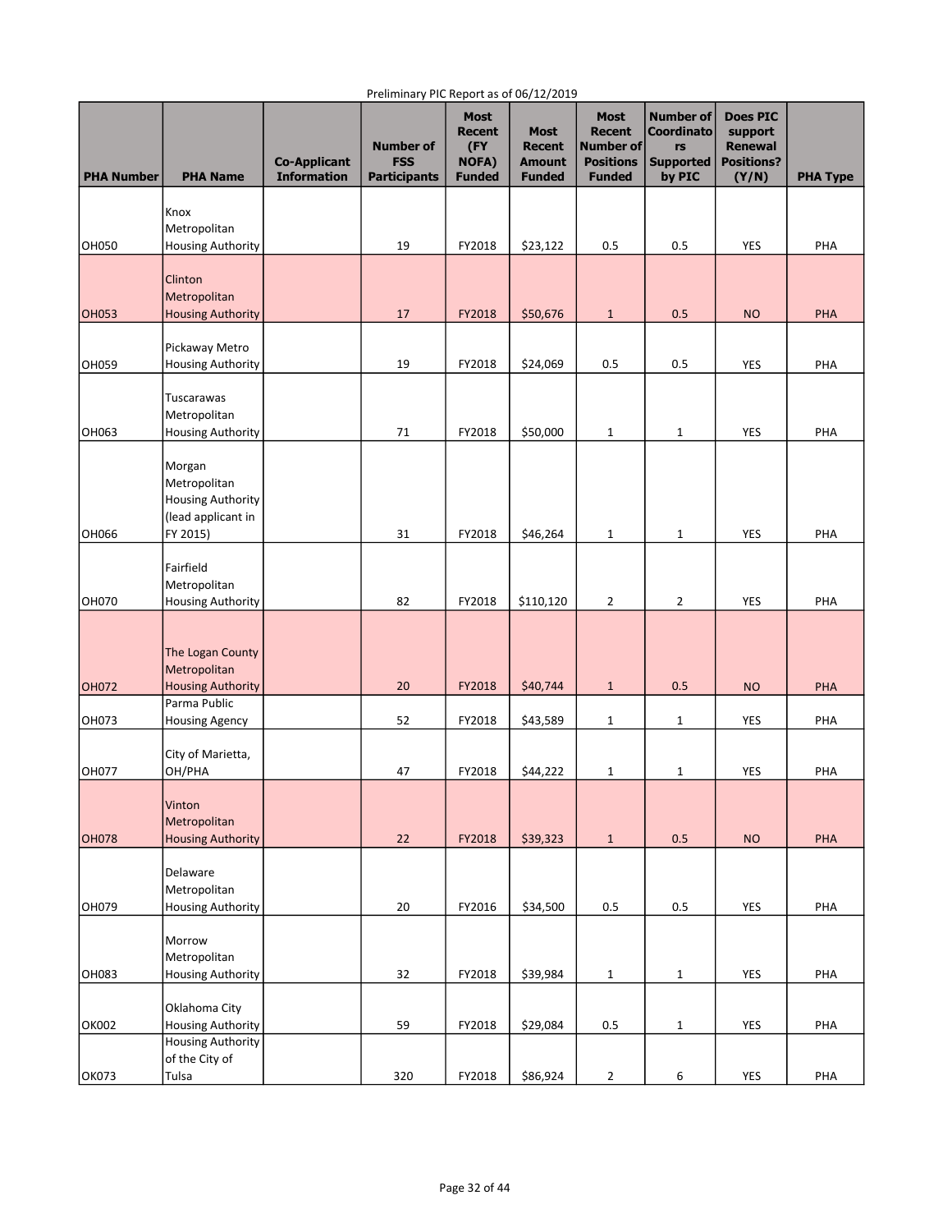Preliminary PIC Report as of 06/12/2019

| PHA Number | PHA Name | Co-Applicant Information | Number of FSS Participants | Most Recent (FY NOFA) Funded | Most Recent Amount Funded | Most Recent Number of Positions Funded | Number of Coordinators Supported by PIC | Does PIC support Renewal Positions? (Y/N) | PHA Type |
|---|---|---|---|---|---|---|---|---|---|
| OH050 | Knox Metropolitan Housing Authority | | 19 | FY2018 | $23,122 | 0.5 | 0.5 | YES | PHA |
| OH053 | Clinton Metropolitan Housing Authority | | 17 | FY2018 | $50,676 | 1 | 0.5 | NO | PHA |
| OH059 | Pickaway Metro Housing Authority | | 19 | FY2018 | $24,069 | 0.5 | 0.5 | YES | PHA |
| OH063 | Tuscarawas Metropolitan Housing Authority | | 71 | FY2018 | $50,000 | 1 | 1 | YES | PHA |
| OH066 | Morgan Metropolitan Housing Authority (lead applicant in FY 2015) | | 31 | FY2018 | $46,264 | 1 | 1 | YES | PHA |
| OH070 | Fairfield Metropolitan Housing Authority | | 82 | FY2018 | $110,120 | 2 | 2 | YES | PHA |
| OH072 | The Logan County Metropolitan Housing Authority | | 20 | FY2018 | $40,744 | 1 | 0.5 | NO | PHA |
| OH073 | Parma Public Housing Agency | | 52 | FY2018 | $43,589 | 1 | 1 | YES | PHA |
| OH077 | City of Marietta, OH/PHA | | 47 | FY2018 | $44,222 | 1 | 1 | YES | PHA |
| OH078 | Vinton Metropolitan Housing Authority | | 22 | FY2018 | $39,323 | 1 | 0.5 | NO | PHA |
| OH079 | Delaware Metropolitan Housing Authority | | 20 | FY2016 | $34,500 | 0.5 | 0.5 | YES | PHA |
| OH083 | Morrow Metropolitan Housing Authority | | 32 | FY2018 | $39,984 | 1 | 1 | YES | PHA |
| OK002 | Oklahoma City Housing Authority | | 59 | FY2018 | $29,084 | 0.5 | 1 | YES | PHA |
| OK073 | Housing Authority of the City of Tulsa | | 320 | FY2018 | $86,924 | 2 | 6 | YES | PHA |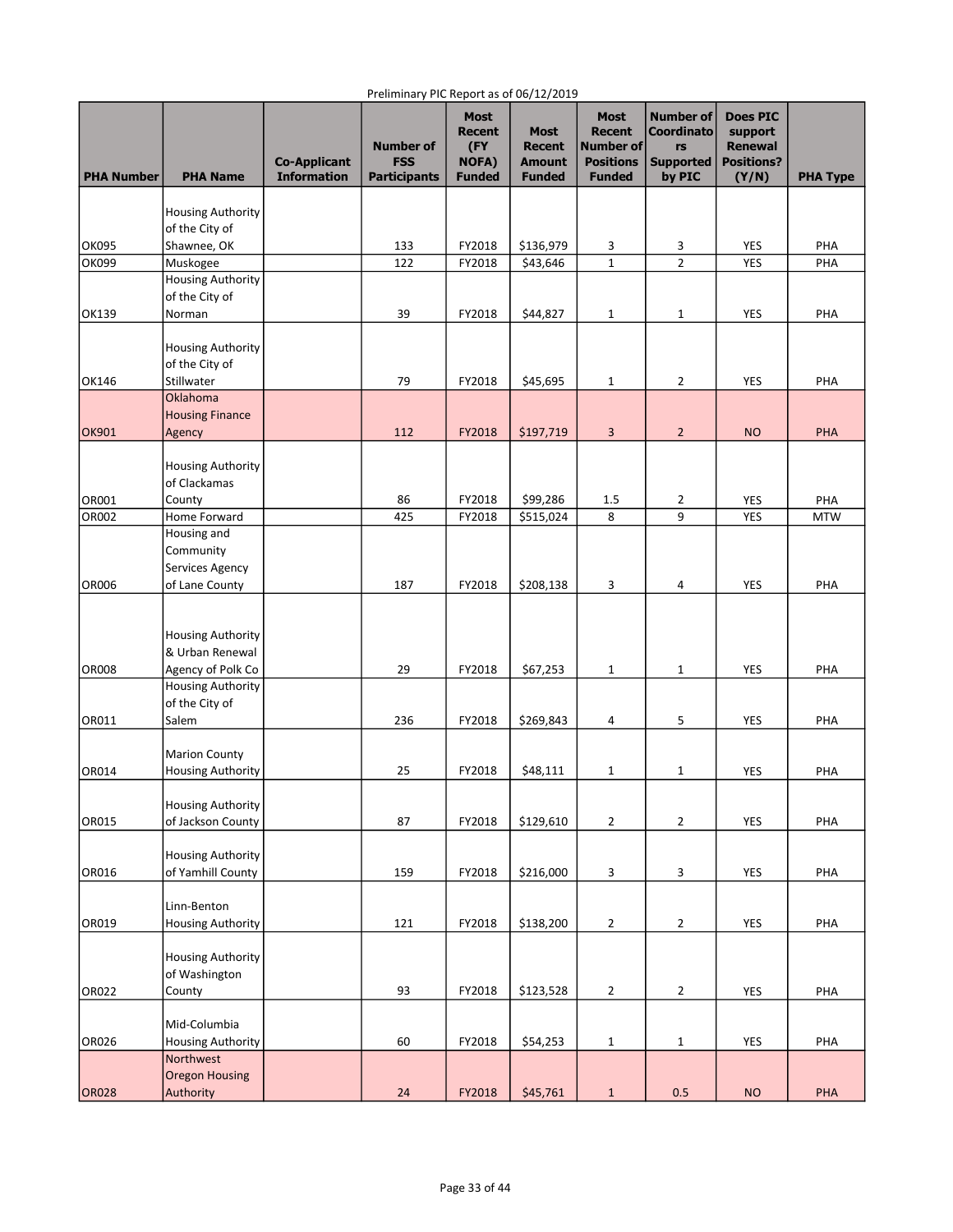Preliminary PIC Report as of 06/12/2019

| PHA Number | PHA Name | Co-Applicant Information | Number of FSS Participants | Most Recent (FY NOFA) Funded | Most Recent Amount Funded | Most Recent Number of Positions Funded | Number of Coordinators Supported by PIC | Does PIC support Renewal Positions? (Y/N) | PHA Type |
|---|---|---|---|---|---|---|---|---|---|
| OK095 | Housing Authority of the City of Shawnee, OK | | 133 | FY2018 | $136,979 | 3 | 3 | YES | PHA |
| OK099 | Muskogee | | 122 | FY2018 | $43,646 | 1 | 2 | YES | PHA |
| OK139 | Housing Authority of the City of Norman | | 39 | FY2018 | $44,827 | 1 | 1 | YES | PHA |
| OK146 | Housing Authority of the City of Stillwater | | 79 | FY2018 | $45,695 | 1 | 2 | YES | PHA |
| OK901 | Oklahoma Housing Finance Agency | | 112 | FY2018 | $197,719 | 3 | 2 | NO | PHA |
| OR001 | Housing Authority of Clackamas County | | 86 | FY2018 | $99,286 | 1.5 | 2 | YES | PHA |
| OR002 | Home Forward | | 425 | FY2018 | $515,024 | 8 | 9 | YES | MTW |
| OR006 | Housing and Community Services Agency of Lane County | | 187 | FY2018 | $208,138 | 3 | 4 | YES | PHA |
| OR008 | Housing Authority & Urban Renewal Agency of Polk Co | | 29 | FY2018 | $67,253 | 1 | 1 | YES | PHA |
| OR011 | Housing Authority of the City of Salem | | 236 | FY2018 | $269,843 | 4 | 5 | YES | PHA |
| OR014 | Marion County Housing Authority | | 25 | FY2018 | $48,111 | 1 | 1 | YES | PHA |
| OR015 | Housing Authority of Jackson County | | 87 | FY2018 | $129,610 | 2 | 2 | YES | PHA |
| OR016 | Housing Authority of Yamhill County | | 159 | FY2018 | $216,000 | 3 | 3 | YES | PHA |
| OR019 | Linn-Benton Housing Authority | | 121 | FY2018 | $138,200 | 2 | 2 | YES | PHA |
| OR022 | Housing Authority of Washington County | | 93 | FY2018 | $123,528 | 2 | 2 | YES | PHA |
| OR026 | Mid-Columbia Housing Authority | | 60 | FY2018 | $54,253 | 1 | 1 | YES | PHA |
| OR028 | Northwest Oregon Housing Authority | | 24 | FY2018 | $45,761 | 1 | 0.5 | NO | PHA |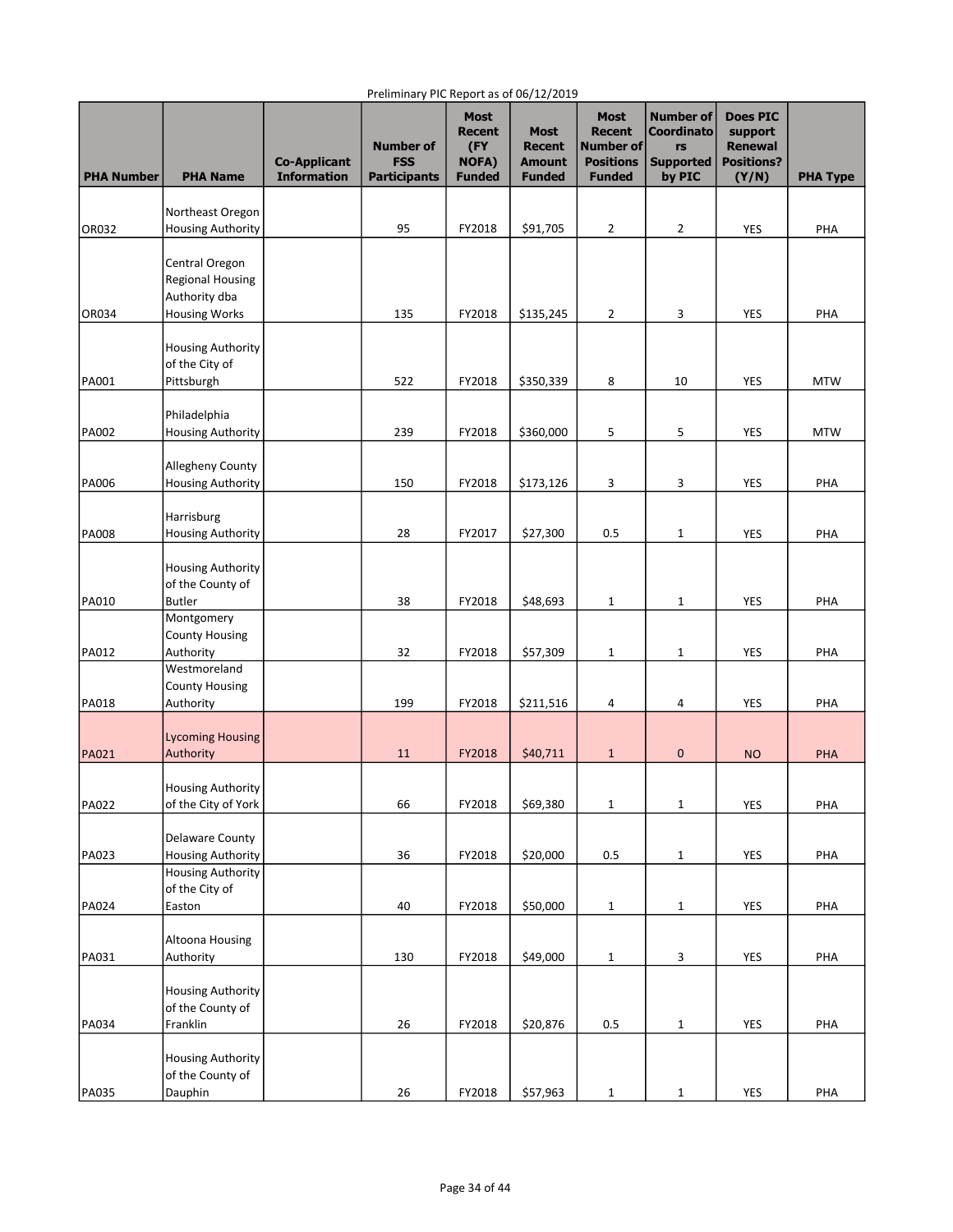Preliminary PIC Report as of 06/12/2019

| PHA Number | PHA Name | Co-Applicant Information | Number of FSS Participants | Most Recent (FY NOFA) Funded | Most Recent Amount Funded | Most Recent Number of Positions Funded | Number of Coordinators Supported by PIC | Does PIC support Renewal Positions? (Y/N) | PHA Type |
|---|---|---|---|---|---|---|---|---|---|
| OR032 | Northeast Oregon Housing Authority | | 95 | FY2018 | $91,705 | 2 | 2 | YES | PHA |
| OR034 | Central Oregon Regional Housing Authority dba Housing Works | | 135 | FY2018 | $135,245 | 2 | 3 | YES | PHA |
| PA001 | Housing Authority of the City of Pittsburgh | | 522 | FY2018 | $350,339 | 8 | 10 | YES | MTW |
| PA002 | Philadelphia Housing Authority | | 239 | FY2018 | $360,000 | 5 | 5 | YES | MTW |
| PA006 | Allegheny County Housing Authority | | 150 | FY2018 | $173,126 | 3 | 3 | YES | PHA |
| PA008 | Harrisburg Housing Authority | | 28 | FY2017 | $27,300 | 0.5 | 1 | YES | PHA |
| PA010 | Housing Authority of the County of Butler | | 38 | FY2018 | $48,693 | 1 | 1 | YES | PHA |
| PA012 | Montgomery County Housing Authority | | 32 | FY2018 | $57,309 | 1 | 1 | YES | PHA |
| PA018 | Westmoreland County Housing Authority | | 199 | FY2018 | $211,516 | 4 | 4 | YES | PHA |
| PA021 | Lycoming Housing Authority | | 11 | FY2018 | $40,711 | 1 | 0 | NO | PHA |
| PA022 | Housing Authority of the City of York | | 66 | FY2018 | $69,380 | 1 | 1 | YES | PHA |
| PA023 | Delaware County Housing Authority | | 36 | FY2018 | $20,000 | 0.5 | 1 | YES | PHA |
| PA024 | Housing Authority of the City of Easton | | 40 | FY2018 | $50,000 | 1 | 1 | YES | PHA |
| PA031 | Altoona Housing Authority | | 130 | FY2018 | $49,000 | 1 | 3 | YES | PHA |
| PA034 | Housing Authority of the County of Franklin | | 26 | FY2018 | $20,876 | 0.5 | 1 | YES | PHA |
| PA035 | Housing Authority of the County of Dauphin | | 26 | FY2018 | $57,963 | 1 | 1 | YES | PHA |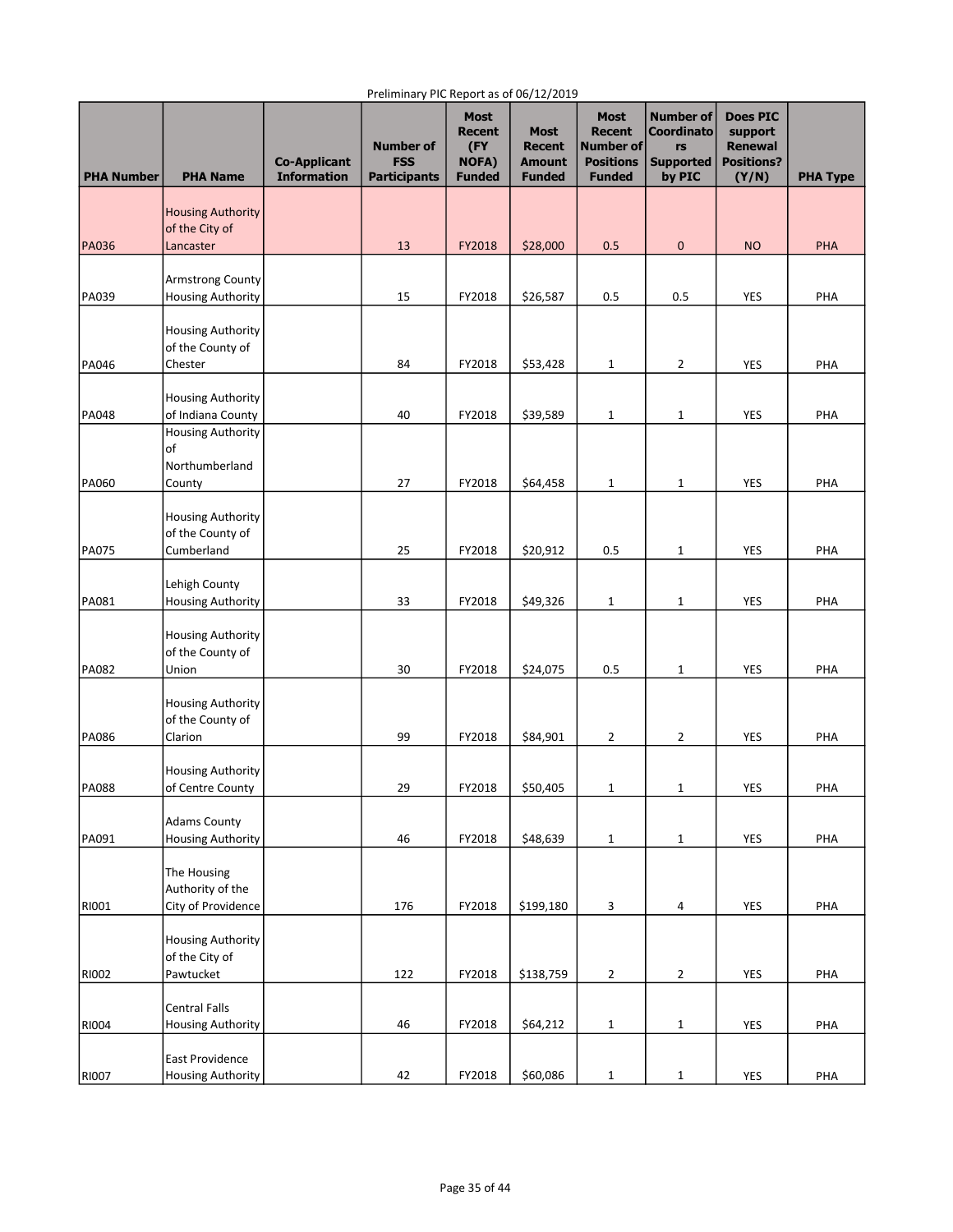Preliminary PIC Report as of 06/12/2019

| PHA Number | PHA Name | Co-Applicant Information | Number of FSS Participants | Most Recent (FY NOFA) Funded | Most Recent Amount Funded | Most Recent Number of Positions Funded | Number of Coordinators Supported by PIC | Does PIC support Renewal Positions? (Y/N) | PHA Type |
|---|---|---|---|---|---|---|---|---|---|
| PA036 | Housing Authority of the City of Lancaster | | 13 | FY2018 | $28,000 | 0.5 | 0 | NO | PHA |
| PA039 | Armstrong County Housing Authority | | 15 | FY2018 | $26,587 | 0.5 | 0.5 | YES | PHA |
| PA046 | Housing Authority of the County of Chester | | 84 | FY2018 | $53,428 | 1 | 2 | YES | PHA |
| PA048 | Housing Authority of Indiana County | | 40 | FY2018 | $39,589 | 1 | 1 | YES | PHA |
| PA060 | Housing Authority of Northumberland County | | 27 | FY2018 | $64,458 | 1 | 1 | YES | PHA |
| PA075 | Housing Authority of the County of Cumberland | | 25 | FY2018 | $20,912 | 0.5 | 1 | YES | PHA |
| PA081 | Lehigh County Housing Authority | | 33 | FY2018 | $49,326 | 1 | 1 | YES | PHA |
| PA082 | Housing Authority of the County of Union | | 30 | FY2018 | $24,075 | 0.5 | 1 | YES | PHA |
| PA086 | Housing Authority of the County of Clarion | | 99 | FY2018 | $84,901 | 2 | 2 | YES | PHA |
| PA088 | Housing Authority of Centre County | | 29 | FY2018 | $50,405 | 1 | 1 | YES | PHA |
| PA091 | Adams County Housing Authority | | 46 | FY2018 | $48,639 | 1 | 1 | YES | PHA |
| RI001 | The Housing Authority of the City of Providence | | 176 | FY2018 | $199,180 | 3 | 4 | YES | PHA |
| RI002 | Housing Authority of the City of Pawtucket | | 122 | FY2018 | $138,759 | 2 | 2 | YES | PHA |
| RI004 | Central Falls Housing Authority | | 46 | FY2018 | $64,212 | 1 | 1 | YES | PHA |
| RI007 | East Providence Housing Authority | | 42 | FY2018 | $60,086 | 1 | 1 | YES | PHA |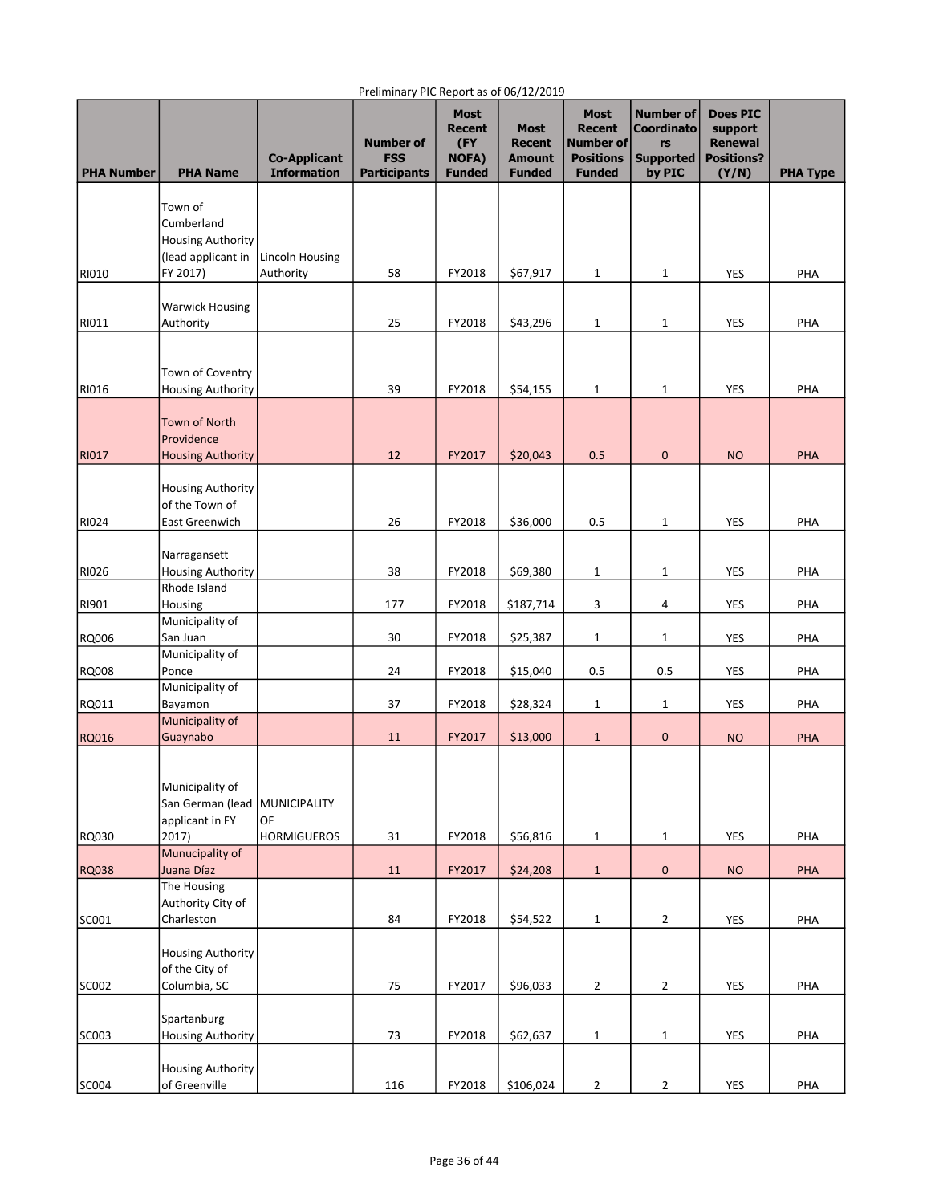Preliminary PIC Report as of 06/12/2019

| PHA Number | PHA Name | Co-Applicant Information | Number of FSS Participants | Most Recent (FY NOFA) Funded | Most Recent Amount Funded | Most Recent Number of Positions Funded | Number of Coordinators Supported by PIC | Does PIC support Renewal Positions? (Y/N) | PHA Type |
|---|---|---|---|---|---|---|---|---|---|
| RI010 | Town of Cumberland Housing Authority (lead applicant in FY 2017) | Lincoln Housing Authority | 58 | FY2018 | $67,917 | 1 | 1 | YES | PHA |
| RI011 | Warwick Housing Authority | | 25 | FY2018 | $43,296 | 1 | 1 | YES | PHA |
| RI016 | Town of Coventry Housing Authority | | 39 | FY2018 | $54,155 | 1 | 1 | YES | PHA |
| RI017 | Town of North Providence Housing Authority | | 12 | FY2017 | $20,043 | 0.5 | 0 | NO | PHA |
| RI024 | Housing Authority of the Town of East Greenwich | | 26 | FY2018 | $36,000 | 0.5 | 1 | YES | PHA |
| RI026 | Narragansett Housing Authority | | 38 | FY2018 | $69,380 | 1 | 1 | YES | PHA |
| RI901 | Rhode Island Housing | | 177 | FY2018 | $187,714 | 3 | 4 | YES | PHA |
| RQ006 | Municipality of San Juan | | 30 | FY2018 | $25,387 | 1 | 1 | YES | PHA |
| RQ008 | Municipality of Ponce | | 24 | FY2018 | $15,040 | 0.5 | 0.5 | YES | PHA |
| RQ011 | Municipality of Bayamon | | 37 | FY2018 | $28,324 | 1 | 1 | YES | PHA |
| RQ016 | Municipality of Guaynabo | | 11 | FY2017 | $13,000 | 1 | 0 | NO | PHA |
| RQ030 | Municipality of San German (lead applicant in FY 2017) | MUNICIPALITY OF HORMIGUEROS | 31 | FY2018 | $56,816 | 1 | 1 | YES | PHA |
| RQ038 | Munucipality of Juana Díaz | | 11 | FY2017 | $24,208 | 1 | 0 | NO | PHA |
| SC001 | The Housing Authority City of Charleston | | 84 | FY2018 | $54,522 | 1 | 2 | YES | PHA |
| SC002 | Housing Authority of the City of Columbia, SC | | 75 | FY2017 | $96,033 | 2 | 2 | YES | PHA |
| SC003 | Spartanburg Housing Authority | | 73 | FY2018 | $62,637 | 1 | 1 | YES | PHA |
| SC004 | Housing Authority of Greenville | | 116 | FY2018 | $106,024 | 2 | 2 | YES | PHA |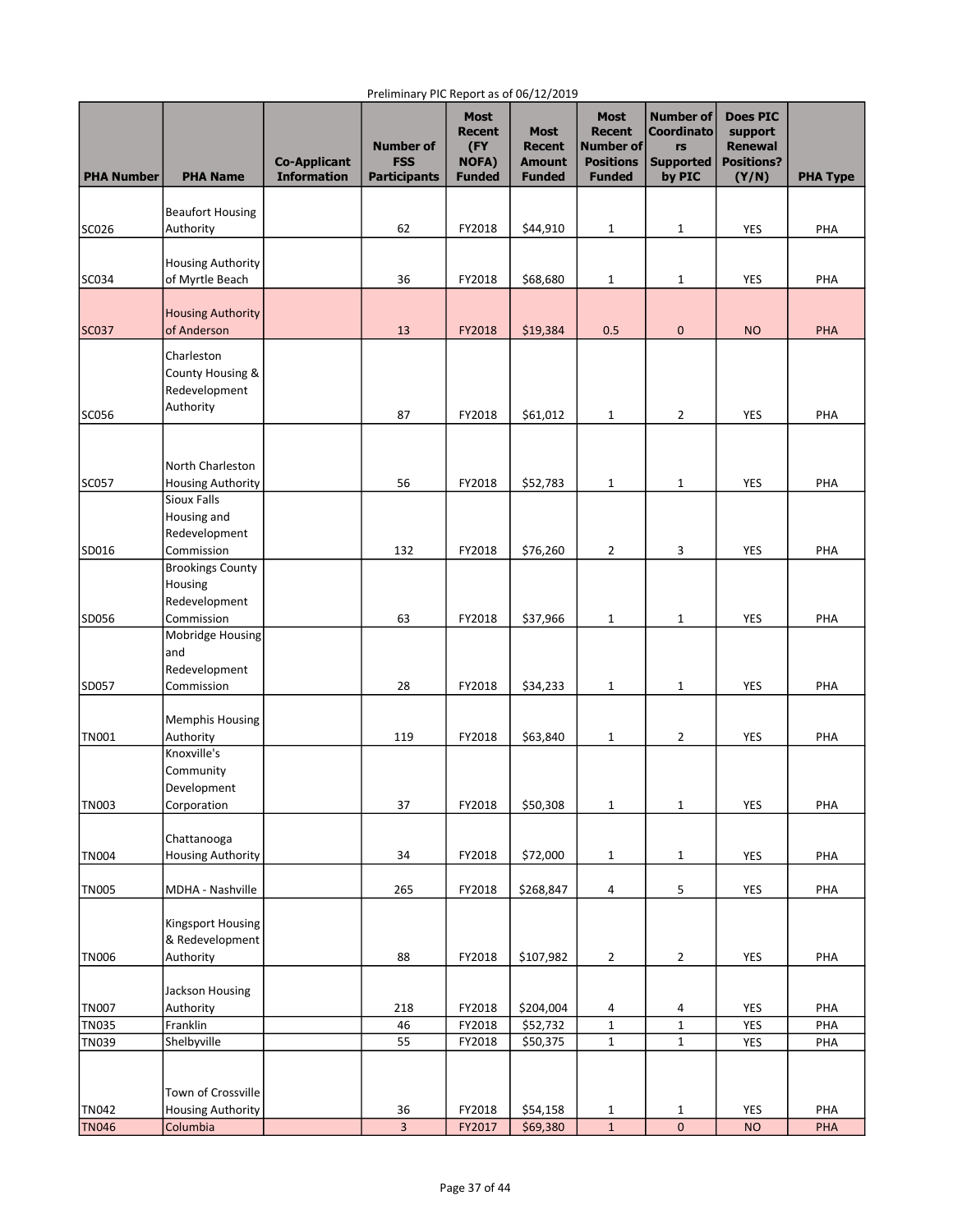Preliminary PIC Report as of 06/12/2019

| PHA Number | PHA Name | Co-Applicant Information | Number of FSS Participants | Most Recent (FY NOFA) Funded | Most Recent Amount Funded | Most Recent Number of Positions Funded | Number of Coordinators Supported by PIC | Does PIC support Renewal Positions? (Y/N) | PHA Type |
|---|---|---|---|---|---|---|---|---|---|
| SC026 | Beaufort Housing Authority | | 62 | FY2018 | $44,910 | 1 | 1 | YES | PHA |
| SC034 | Housing Authority of Myrtle Beach | | 36 | FY2018 | $68,680 | 1 | 1 | YES | PHA |
| SC037 | Housing Authority of Anderson | | 13 | FY2018 | $19,384 | 0.5 | 0 | NO | PHA |
| SC056 | Charleston County Housing & Redevelopment Authority | | 87 | FY2018 | $61,012 | 1 | 2 | YES | PHA |
| SC057 | North Charleston Housing Authority | | 56 | FY2018 | $52,783 | 1 | 1 | YES | PHA |
| SD016 | Sioux Falls Housing and Redevelopment Commission | | 132 | FY2018 | $76,260 | 2 | 3 | YES | PHA |
| SD056 | Brookings County Housing Redevelopment Commission | | 63 | FY2018 | $37,966 | 1 | 1 | YES | PHA |
| SD057 | Mobridge Housing and Redevelopment Commission | | 28 | FY2018 | $34,233 | 1 | 1 | YES | PHA |
| TN001 | Memphis Housing Authority | | 119 | FY2018 | $63,840 | 1 | 2 | YES | PHA |
| TN003 | Knoxville's Community Development Corporation | | 37 | FY2018 | $50,308 | 1 | 1 | YES | PHA |
| TN004 | Chattanooga Housing Authority | | 34 | FY2018 | $72,000 | 1 | 1 | YES | PHA |
| TN005 | MDHA - Nashville | | 265 | FY2018 | $268,847 | 4 | 5 | YES | PHA |
| TN006 | Kingsport Housing & Redevelopment Authority | | 88 | FY2018 | $107,982 | 2 | 2 | YES | PHA |
| TN007 | Jackson Housing Authority | | 218 | FY2018 | $204,004 | 4 | 4 | YES | PHA |
| TN035 | Franklin | | 46 | FY2018 | $52,732 | 1 | 1 | YES | PHA |
| TN039 | Shelbyville | | 55 | FY2018 | $50,375 | 1 | 1 | YES | PHA |
| TN042 | Town of Crossville Housing Authority | | 36 | FY2018 | $54,158 | 1 | 1 | YES | PHA |
| TN046 | Columbia | | 3 | FY2017 | $69,380 | 1 | 0 | NO | PHA |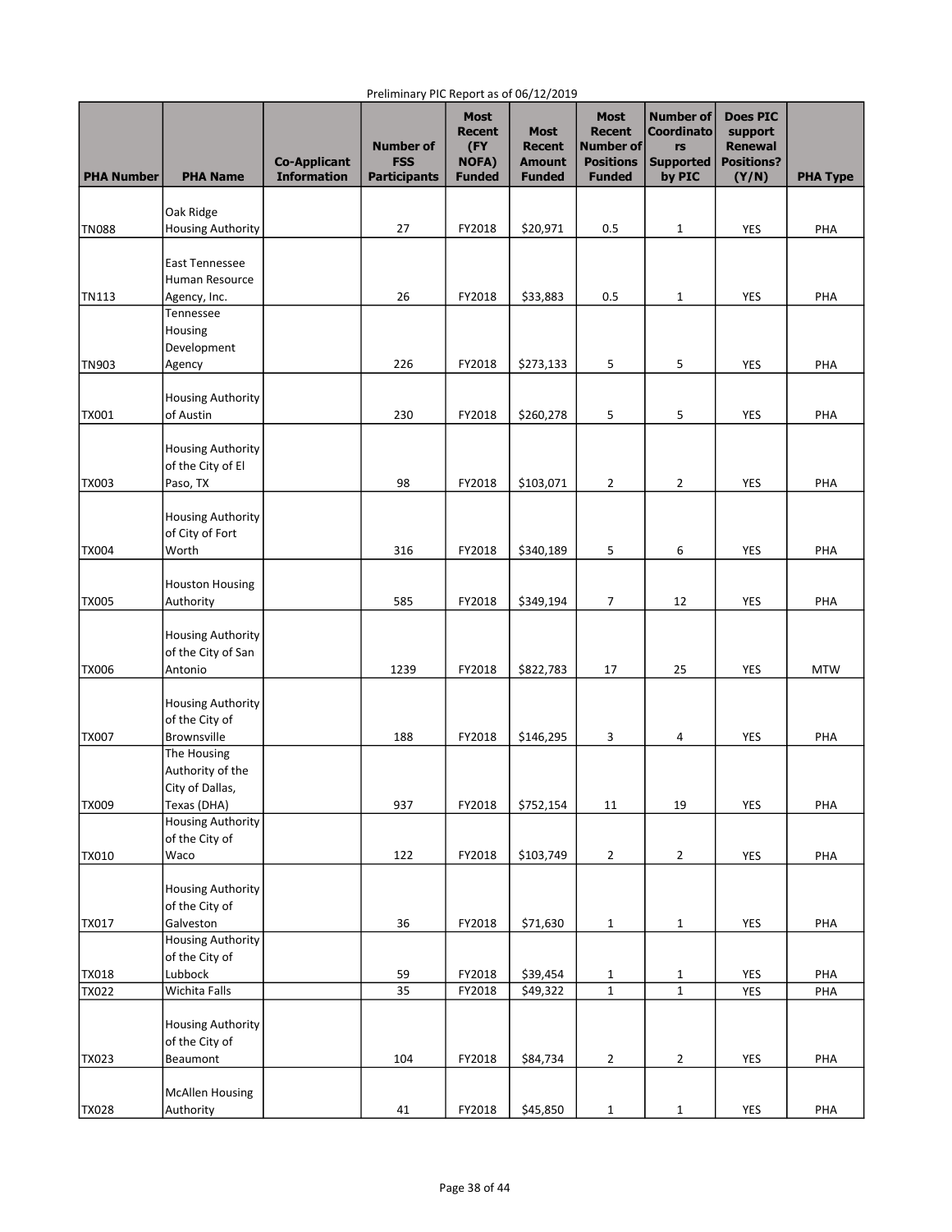Preliminary PIC Report as of 06/12/2019

| PHA Number | PHA Name | Co-Applicant Information | Number of FSS Participants | Most Recent (FY NOFA) Funded | Most Recent Amount Funded | Most Recent Number of Positions Funded | Number of Coordinators Supported by PIC | Does PIC support Renewal Positions? (Y/N) | PHA Type |
|---|---|---|---|---|---|---|---|---|---|
| TN088 | Oak Ridge Housing Authority | | 27 | FY2018 | $20,971 | 0.5 | 1 | YES | PHA |
| TN113 | East Tennessee Human Resource Agency, Inc. | | 26 | FY2018 | $33,883 | 0.5 | 1 | YES | PHA |
| TN903 | Tennessee Housing Development Agency | | 226 | FY2018 | $273,133 | 5 | 5 | YES | PHA |
| TX001 | Housing Authority of Austin | | 230 | FY2018 | $260,278 | 5 | 5 | YES | PHA |
| TX003 | Housing Authority of the City of El Paso, TX | | 98 | FY2018 | $103,071 | 2 | 2 | YES | PHA |
| TX004 | Housing Authority of City of Fort Worth | | 316 | FY2018 | $340,189 | 5 | 6 | YES | PHA |
| TX005 | Houston Housing Authority | | 585 | FY2018 | $349,194 | 7 | 12 | YES | PHA |
| TX006 | Housing Authority of the City of San Antonio | | 1239 | FY2018 | $822,783 | 17 | 25 | YES | MTW |
| TX007 | Housing Authority of the City of Brownsville | | 188 | FY2018 | $146,295 | 3 | 4 | YES | PHA |
| TX009 | The Housing Authority of the City of Dallas, Texas (DHA) | | 937 | FY2018 | $752,154 | 11 | 19 | YES | PHA |
| TX010 | Housing Authority of the City of Waco | | 122 | FY2018 | $103,749 | 2 | 2 | YES | PHA |
| TX017 | Housing Authority of the City of Galveston | | 36 | FY2018 | $71,630 | 1 | 1 | YES | PHA |
| TX018 | Housing Authority of the City of Lubbock | | 59 | FY2018 | $39,454 | 1 | 1 | YES | PHA |
| TX022 | Wichita Falls | | 35 | FY2018 | $49,322 | 1 | 1 | YES | PHA |
| TX023 | Housing Authority of the City of Beaumont | | 104 | FY2018 | $84,734 | 2 | 2 | YES | PHA |
| TX028 | McAllen Housing Authority | | 41 | FY2018 | $45,850 | 1 | 1 | YES | PHA |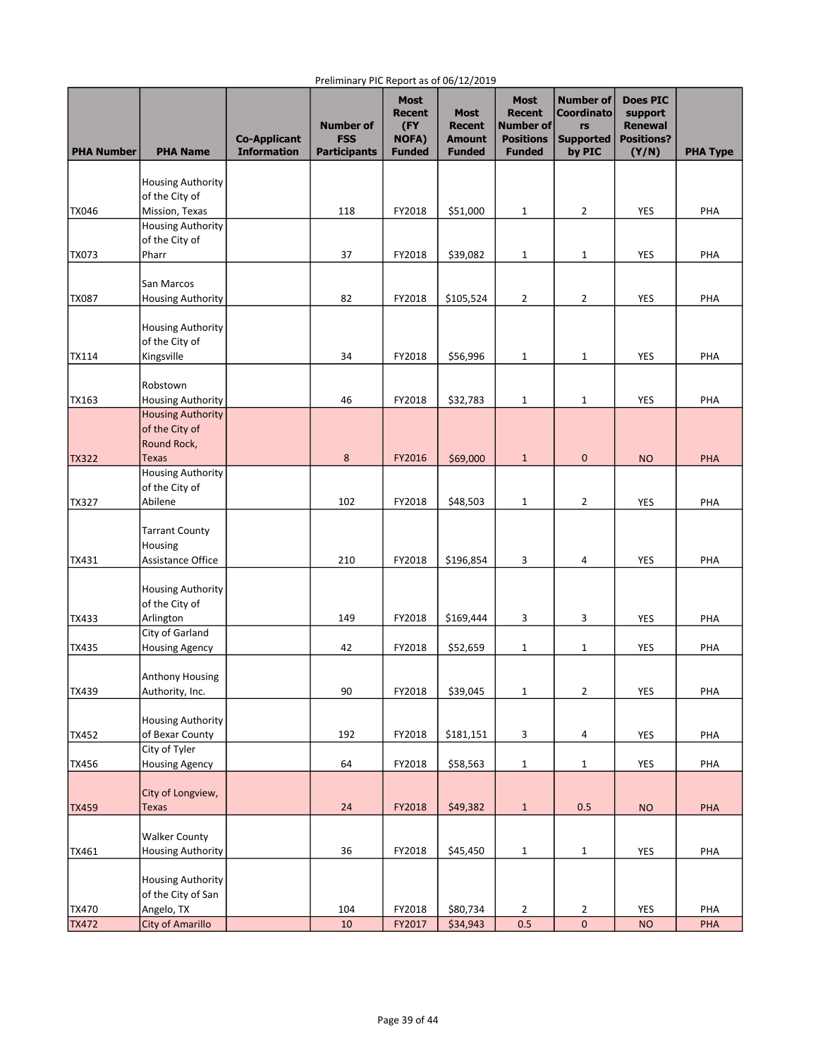Preliminary PIC Report as of 06/12/2019

| PHA Number | PHA Name | Co-Applicant Information | Number of FSS Participants | Most Recent (FY NOFA) Funded | Most Recent Amount Funded | Most Recent Number of Positions Funded | Number of Coordinators Supported by PIC | Does PIC support Renewal Positions? (Y/N) | PHA Type |
|---|---|---|---|---|---|---|---|---|---|
| TX046 | Housing Authority of the City of Mission, Texas | | 118 | FY2018 | $51,000 | 1 | 2 | YES | PHA |
| TX073 | Housing Authority of the City of Pharr | | 37 | FY2018 | $39,082 | 1 | 1 | YES | PHA |
| TX087 | San Marcos Housing Authority | | 82 | FY2018 | $105,524 | 2 | 2 | YES | PHA |
| TX114 | Housing Authority of the City of Kingsville | | 34 | FY2018 | $56,996 | 1 | 1 | YES | PHA |
| TX163 | Robstown Housing Authority | | 46 | FY2018 | $32,783 | 1 | 1 | YES | PHA |
| TX322 | Housing Authority of the City of Round Rock, Texas | | 8 | FY2016 | $69,000 | 1 | 0 | NO | PHA |
| TX327 | Housing Authority of the City of Abilene | | 102 | FY2018 | $48,503 | 1 | 2 | YES | PHA |
| TX431 | Tarrant County Housing Assistance Office | | 210 | FY2018 | $196,854 | 3 | 4 | YES | PHA |
| TX433 | Housing Authority of the City of Arlington | | 149 | FY2018 | $169,444 | 3 | 3 | YES | PHA |
| TX435 | City of Garland Housing Agency | | 42 | FY2018 | $52,659 | 1 | 1 | YES | PHA |
| TX439 | Anthony Housing Authority, Inc. | | 90 | FY2018 | $39,045 | 1 | 2 | YES | PHA |
| TX452 | Housing Authority of Bexar County | | 192 | FY2018 | $181,151 | 3 | 4 | YES | PHA |
| TX456 | City of Tyler Housing Agency | | 64 | FY2018 | $58,563 | 1 | 1 | YES | PHA |
| TX459 | City of Longview, Texas | | 24 | FY2018 | $49,382 | 1 | 0.5 | NO | PHA |
| TX461 | Walker County Housing Authority | | 36 | FY2018 | $45,450 | 1 | 1 | YES | PHA |
| TX470 | Housing Authority of the City of San Angelo, TX | | 104 | FY2018 | $80,734 | 2 | 2 | YES | PHA |
| TX472 | City of Amarillo | | 10 | FY2017 | $34,943 | 0.5 | 0 | NO | PHA |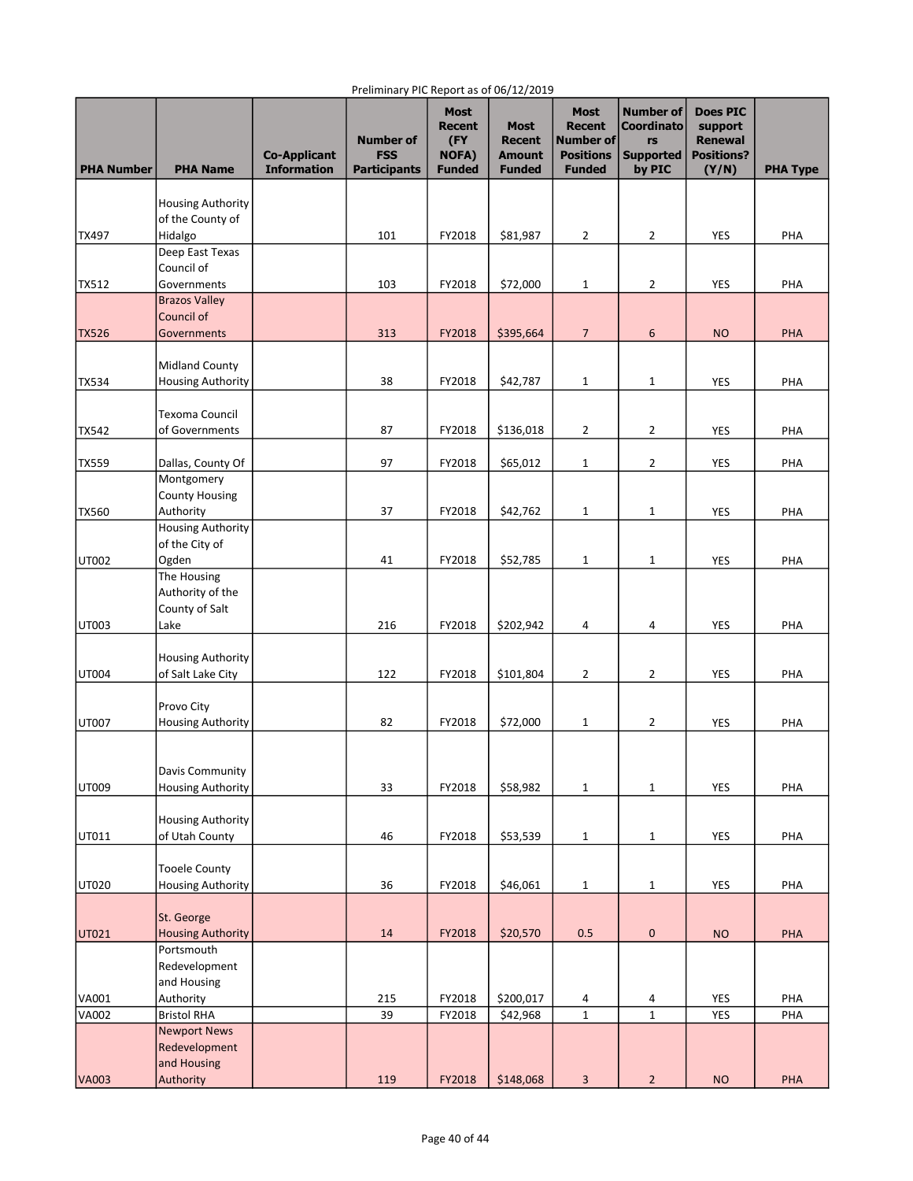Preliminary PIC Report as of 06/12/2019

| PHA Number | PHA Name | Co-Applicant Information | Number of FSS Participants | Most Recent (FY NOFA) Funded | Most Recent Amount Funded | Most Recent Number of Positions Funded | Number of Coordinators Supported by PIC | Does PIC support Renewal Positions? (Y/N) | PHA Type |
|---|---|---|---|---|---|---|---|---|---|
| TX497 | Housing Authority of the County of Hidalgo | | 101 | FY2018 | $81,987 | 2 | 2 | YES | PHA |
| TX512 | Deep East Texas Council of Governments | | 103 | FY2018 | $72,000 | 1 | 2 | YES | PHA |
| TX526 | Brazos Valley Council of Governments | | 313 | FY2018 | $395,664 | 7 | 6 | NO | PHA |
| TX534 | Midland County Housing Authority | | 38 | FY2018 | $42,787 | 1 | 1 | YES | PHA |
| TX542 | Texoma Council of Governments | | 87 | FY2018 | $136,018 | 2 | 2 | YES | PHA |
| TX559 | Dallas, County Of | | 97 | FY2018 | $65,012 | 1 | 2 | YES | PHA |
| TX560 | Montgomery County Housing Authority | | 37 | FY2018 | $42,762 | 1 | 1 | YES | PHA |
| UT002 | Housing Authority of the City of Ogden | | 41 | FY2018 | $52,785 | 1 | 1 | YES | PHA |
| UT003 | The Housing Authority of the County of Salt Lake | | 216 | FY2018 | $202,942 | 4 | 4 | YES | PHA |
| UT004 | Housing Authority of Salt Lake City | | 122 | FY2018 | $101,804 | 2 | 2 | YES | PHA |
| UT007 | Provo City Housing Authority | | 82 | FY2018 | $72,000 | 1 | 2 | YES | PHA |
| UT009 | Davis Community Housing Authority | | 33 | FY2018 | $58,982 | 1 | 1 | YES | PHA |
| UT011 | Housing Authority of Utah County | | 46 | FY2018 | $53,539 | 1 | 1 | YES | PHA |
| UT020 | Tooele County Housing Authority | | 36 | FY2018 | $46,061 | 1 | 1 | YES | PHA |
| UT021 | St. George Housing Authority | | 14 | FY2018 | $20,570 | 0.5 | 0 | NO | PHA |
| VA001 | Portsmouth Redevelopment and Housing Authority | | 215 | FY2018 | $200,017 | 4 | 4 | YES | PHA |
| VA002 | Bristol RHA | | 39 | FY2018 | $42,968 | 1 | 1 | YES | PHA |
| VA003 | Newport News Redevelopment and Housing Authority | | 119 | FY2018 | $148,068 | 3 | 2 | NO | PHA |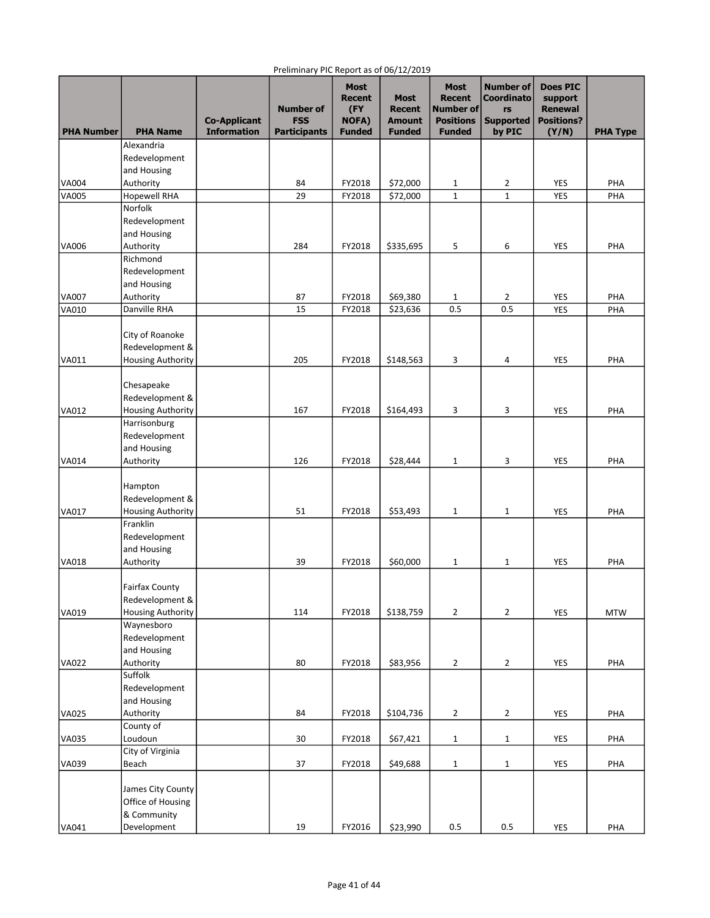Preliminary PIC Report as of 06/12/2019

| PHA Number | PHA Name | Co-Applicant Information | Number of FSS Participants | Most Recent (FY NOFA) Funded | Most Recent Amount Funded | Most Recent Number of Positions Funded | Number of Coordinators Supported by PIC | Does PIC support Renewal Positions? (Y/N) | PHA Type |
|---|---|---|---|---|---|---|---|---|---|
| VA004 | Alexandria Redevelopment and Housing Authority | | 84 | FY2018 | $72,000 | 1 | 2 | YES | PHA |
| VA005 | Hopewell RHA | | 29 | FY2018 | $72,000 | 1 | 1 | YES | PHA |
| VA006 | Norfolk Redevelopment and Housing Authority | | 284 | FY2018 | $335,695 | 5 | 6 | YES | PHA |
| VA007 | Richmond Redevelopment and Housing Authority | | 87 | FY2018 | $69,380 | 1 | 2 | YES | PHA |
| VA010 | Danville RHA | | 15 | FY2018 | $23,636 | 0.5 | 0.5 | YES | PHA |
| VA011 | City of Roanoke Redevelopment & Housing Authority | | 205 | FY2018 | $148,563 | 3 | 4 | YES | PHA |
| VA012 | Chesapeake Redevelopment & Housing Authority | | 167 | FY2018 | $164,493 | 3 | 3 | YES | PHA |
| VA014 | Harrisonburg Redevelopment and Housing Authority | | 126 | FY2018 | $28,444 | 1 | 3 | YES | PHA |
| VA017 | Hampton Redevelopment & Housing Authority | | 51 | FY2018 | $53,493 | 1 | 1 | YES | PHA |
| VA018 | Franklin Redevelopment and Housing Authority | | 39 | FY2018 | $60,000 | 1 | 1 | YES | PHA |
| VA019 | Fairfax County Redevelopment & Housing Authority | | 114 | FY2018 | $138,759 | 2 | 2 | YES | MTW |
| VA022 | Waynesboro Redevelopment and Housing Authority | | 80 | FY2018 | $83,956 | 2 | 2 | YES | PHA |
| VA025 | Suffolk Redevelopment and Housing Authority | | 84 | FY2018 | $104,736 | 2 | 2 | YES | PHA |
| VA035 | County of Loudoun | | 30 | FY2018 | $67,421 | 1 | 1 | YES | PHA |
| VA039 | City of Virginia Beach | | 37 | FY2018 | $49,688 | 1 | 1 | YES | PHA |
| VA041 | James City County Office of Housing & Community Development | | 19 | FY2016 | $23,990 | 0.5 | 0.5 | YES | PHA |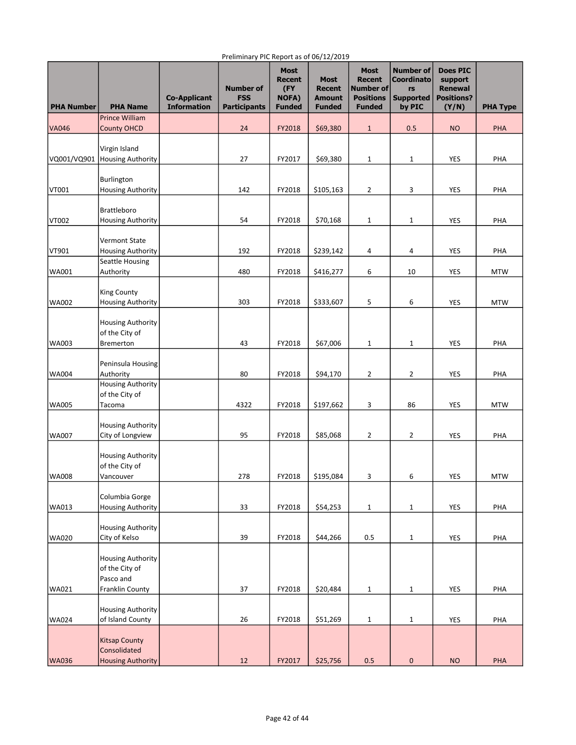Preliminary PIC Report as of 06/12/2019

| PHA Number | PHA Name | Co-Applicant Information | Number of FSS Participants | Most Recent (FY NOFA) Funded | Most Recent Amount Funded | Most Recent Number of Positions Funded | Number of Coordinators Supported by PIC | Does PIC support Renewal Positions? (Y/N) | PHA Type |
|---|---|---|---|---|---|---|---|---|---|
| VA046 | Prince William County OHCD | | 24 | FY2018 | $69,380 | 1 | 0.5 | NO | PHA |
| VQ001/VQ901 | Virgin Island Housing Authority | | 27 | FY2017 | $69,380 | 1 | 1 | YES | PHA |
| VT001 | Burlington Housing Authority | | 142 | FY2018 | $105,163 | 2 | 3 | YES | PHA |
| VT002 | Brattleboro Housing Authority | | 54 | FY2018 | $70,168 | 1 | 1 | YES | PHA |
| VT901 | Vermont State Housing Authority | | 192 | FY2018 | $239,142 | 4 | 4 | YES | PHA |
| WA001 | Seattle Housing Authority | | 480 | FY2018 | $416,277 | 6 | 10 | YES | MTW |
| WA002 | King County Housing Authority | | 303 | FY2018 | $333,607 | 5 | 6 | YES | MTW |
| WA003 | Housing Authority of the City of Bremerton | | 43 | FY2018 | $67,006 | 1 | 1 | YES | PHA |
| WA004 | Peninsula Housing Authority | | 80 | FY2018 | $94,170 | 2 | 2 | YES | PHA |
| WA005 | Housing Authority of the City of Tacoma | | 4322 | FY2018 | $197,662 | 3 | 86 | YES | MTW |
| WA007 | Housing Authority City of Longview | | 95 | FY2018 | $85,068 | 2 | 2 | YES | PHA |
| WA008 | Housing Authority of the City of Vancouver | | 278 | FY2018 | $195,084 | 3 | 6 | YES | MTW |
| WA013 | Columbia Gorge Housing Authority | | 33 | FY2018 | $54,253 | 1 | 1 | YES | PHA |
| WA020 | Housing Authority City of Kelso | | 39 | FY2018 | $44,266 | 0.5 | 1 | YES | PHA |
| WA021 | Housing Authority of the City of Pasco and Franklin County | | 37 | FY2018 | $20,484 | 1 | 1 | YES | PHA |
| WA024 | Housing Authority of Island County | | 26 | FY2018 | $51,269 | 1 | 1 | YES | PHA |
| WA036 | Kitsap County Consolidated Housing Authority | | 12 | FY2017 | $25,756 | 0.5 | 0 | NO | PHA |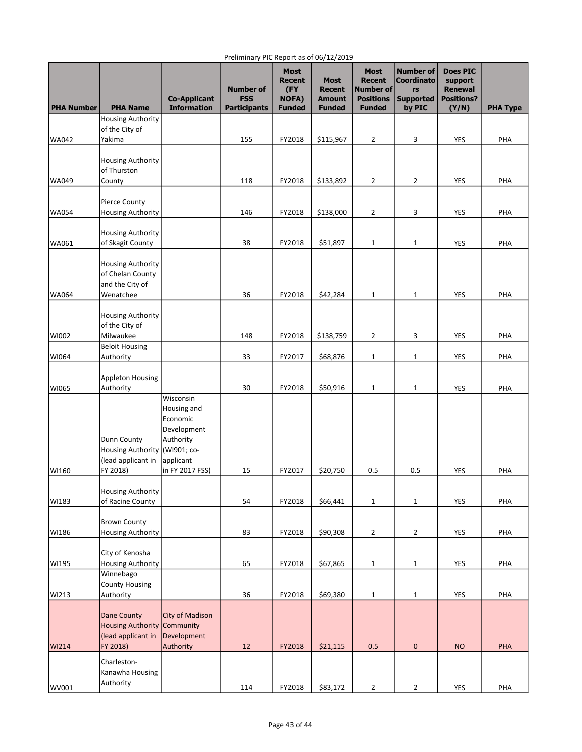Preliminary PIC Report as of 06/12/2019

| PHA Number | PHA Name | Co-Applicant Information | Number of FSS Participants | Most Recent (FY NOFA) Funded | Most Recent Amount Funded | Most Recent Number of Positions Funded | Number of Coordinators Supported by PIC | Does PIC support Renewal Positions? (Y/N) | PHA Type |
|---|---|---|---|---|---|---|---|---|---|
| WA042 | Housing Authority of the City of Yakima | | 155 | FY2018 | $115,967 | 2 | 3 | YES | PHA |
| WA049 | Housing Authority of Thurston County | | 118 | FY2018 | $133,892 | 2 | 2 | YES | PHA |
| WA054 | Pierce County Housing Authority | | 146 | FY2018 | $138,000 | 2 | 3 | YES | PHA |
| WA061 | Housing Authority of Skagit County | | 38 | FY2018 | $51,897 | 1 | 1 | YES | PHA |
| WA064 | Housing Authority of Chelan County and the City of Wenatchee | | 36 | FY2018 | $42,284 | 1 | 1 | YES | PHA |
| WI002 | Housing Authority of the City of Milwaukee | | 148 | FY2018 | $138,759 | 2 | 3 | YES | PHA |
| WI064 | Beloit Housing Authority | | 33 | FY2017 | $68,876 | 1 | 1 | YES | PHA |
| WI065 | Appleton Housing Authority | | 30 | FY2018 | $50,916 | 1 | 1 | YES | PHA |
| WI160 | Dunn County Housing Authority (lead applicant in FY 2018) | Wisconsin Housing and Economic Development Authority (WI901; co-applicant in FY 2017 FSS) | 15 | FY2017 | $20,750 | 0.5 | 0.5 | YES | PHA |
| WI183 | Housing Authority of Racine County | | 54 | FY2018 | $66,441 | 1 | 1 | YES | PHA |
| WI186 | Brown County Housing Authority | | 83 | FY2018 | $90,308 | 2 | 2 | YES | PHA |
| WI195 | City of Kenosha Housing Authority | | 65 | FY2018 | $67,865 | 1 | 1 | YES | PHA |
| WI213 | Winnebago County Housing Authority | | 36 | FY2018 | $69,380 | 1 | 1 | YES | PHA |
| WI214 | Dane County Housing Authority (lead applicant in FY 2018) | City of Madison Community Development Authority | 12 | FY2018 | $21,115 | 0.5 | 0 | NO | PHA |
| WV001 | Charleston-Kanawha Housing Authority | | 114 | FY2018 | $83,172 | 2 | 2 | YES | PHA |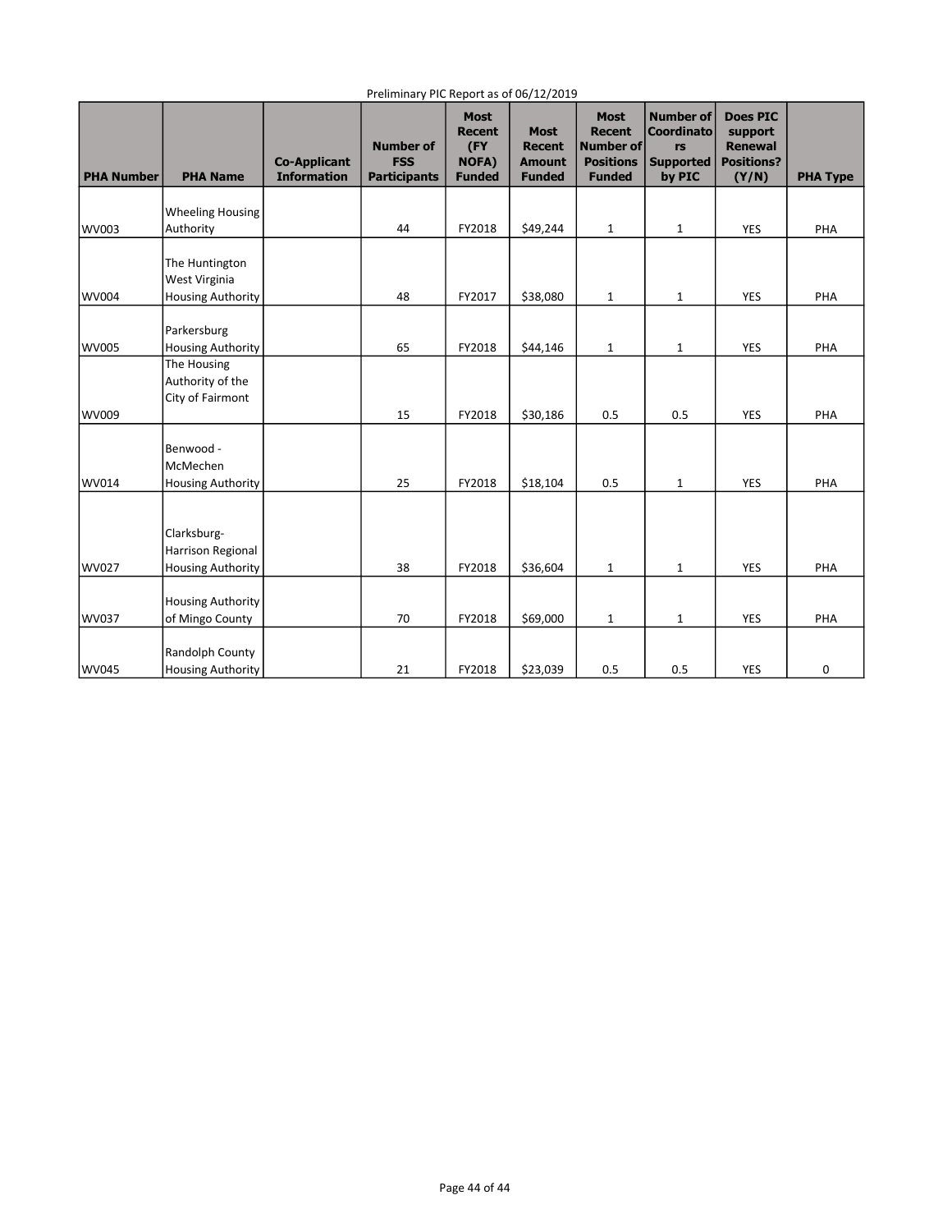Preliminary PIC Report as of 06/12/2019

| PHA Number | PHA Name | Co-Applicant Information | Number of FSS Participants | Most Recent (FY NOFA) Funded | Most Recent Amount Funded | Most Recent Number of Positions Funded | Number of Coordinators Supported by PIC | Does PIC support Renewal Positions? (Y/N) | PHA Type |
|---|---|---|---|---|---|---|---|---|---|
| WV003 | Wheeling Housing Authority | | 44 | FY2018 | $49,244 | 1 | 1 | YES | PHA |
| WV004 | The Huntington West Virginia Housing Authority | | 48 | FY2017 | $38,080 | 1 | 1 | YES | PHA |
| WV005 | Parkersburg Housing Authority | | 65 | FY2018 | $44,146 | 1 | 1 | YES | PHA |
| WV009 | The Housing Authority of the City of Fairmont | | 15 | FY2018 | $30,186 | 0.5 | 0.5 | YES | PHA |
| WV014 | Benwood - McMechen Housing Authority | | 25 | FY2018 | $18,104 | 0.5 | 1 | YES | PHA |
| WV027 | Clarksburg-Harrison Regional Housing Authority | | 38 | FY2018 | $36,604 | 1 | 1 | YES | PHA |
| WV037 | Housing Authority of Mingo County | | 70 | FY2018 | $69,000 | 1 | 1 | YES | PHA |
| WV045 | Randolph County Housing Authority | | 21 | FY2018 | $23,039 | 0.5 | 0.5 | YES | 0 |